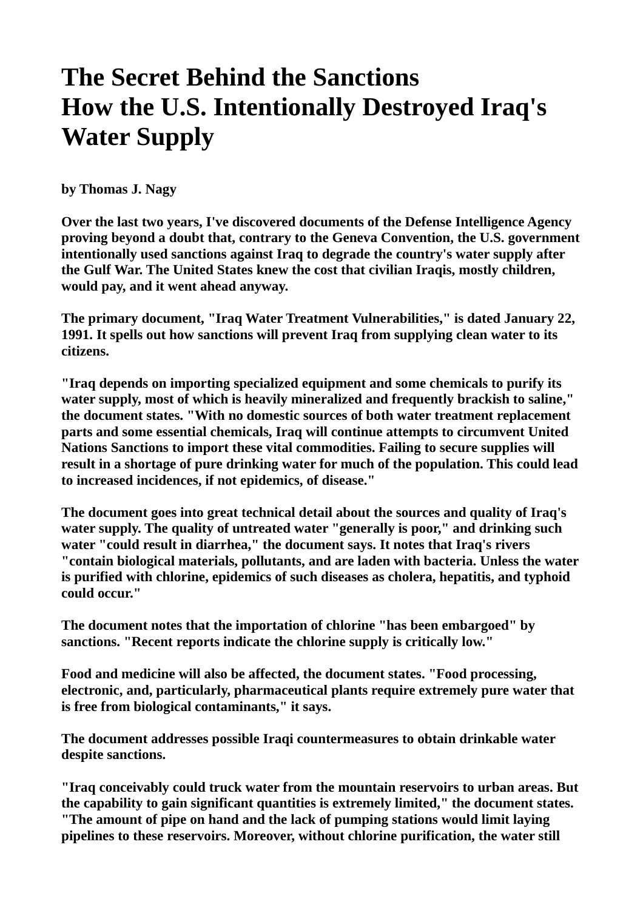# The Secret Behind the Sanctions
# How the U.S. Intentionally Destroyed Iraq's Water Supply

**by Thomas J. Nagy**

**Over the last two years, I've discovered documents of the Defense Intelligence Agency proving beyond a doubt that, contrary to the Geneva Convention, the U.S. government intentionally used sanctions against Iraq to degrade the country's water supply after the Gulf War. The United States knew the cost that civilian Iraqis, mostly children, would pay, and it went ahead anyway.**

**The primary document, "Iraq Water Treatment Vulnerabilities," is dated January 22, 1991. It spells out how sanctions will prevent Iraq from supplying clean water to its citizens.**

**"Iraq depends on importing specialized equipment and some chemicals to purify its water supply, most of which is heavily mineralized and frequently brackish to saline," the document states. "With no domestic sources of both water treatment replacement parts and some essential chemicals, Iraq will continue attempts to circumvent United Nations Sanctions to import these vital commodities. Failing to secure supplies will result in a shortage of pure drinking water for much of the population. This could lead to increased incidences, if not epidemics, of disease."**

**The document goes into great technical detail about the sources and quality of Iraq's water supply. The quality of untreated water "generally is poor," and drinking such water "could result in diarrhea," the document says. It notes that Iraq's rivers "contain biological materials, pollutants, and are laden with bacteria. Unless the water is purified with chlorine, epidemics of such diseases as cholera, hepatitis, and typhoid could occur."**

**The document notes that the importation of chlorine "has been embargoed" by sanctions. "Recent reports indicate the chlorine supply is critically low."**

**Food and medicine will also be affected, the document states. "Food processing, electronic, and, particularly, pharmaceutical plants require extremely pure water that is free from biological contaminants," it says.**

**The document addresses possible Iraqi countermeasures to obtain drinkable water despite sanctions.**

**"Iraq conceivably could truck water from the mountain reservoirs to urban areas. But the capability to gain significant quantities is extremely limited," the document states. "The amount of pipe on hand and the lack of pumping stations would limit laying pipelines to these reservoirs. Moreover, without chlorine purification, the water still**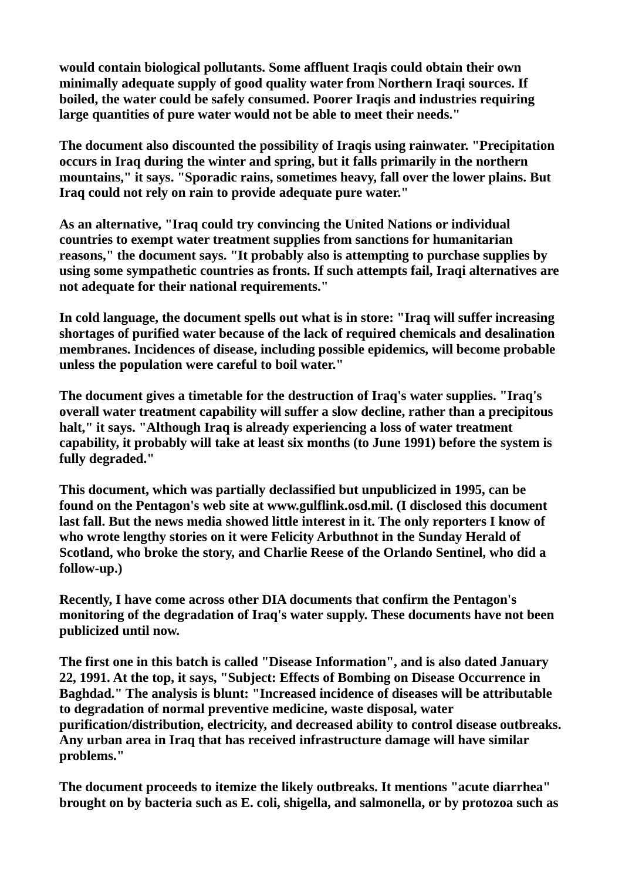**would contain biological pollutants. Some affluent Iraqis could obtain their own minimally adequate supply of good quality water from Northern Iraqi sources. If boiled, the water could be safely consumed. Poorer Iraqis and industries requiring large quantities of pure water would not be able to meet their needs."**

**The document also discounted the possibility of Iraqis using rainwater. "Precipitation occurs in Iraq during the winter and spring, but it falls primarily in the northern mountains," it says. "Sporadic rains, sometimes heavy, fall over the lower plains. But Iraq could not rely on rain to provide adequate pure water."**

**As an alternative, "Iraq could try convincing the United Nations or individual countries to exempt water treatment supplies from sanctions for humanitarian reasons," the document says. "It probably also is attempting to purchase supplies by using some sympathetic countries as fronts. If such attempts fail, Iraqi alternatives are not adequate for their national requirements."**

**In cold language, the document spells out what is in store: "Iraq will suffer increasing shortages of purified water because of the lack of required chemicals and desalination membranes. Incidences of disease, including possible epidemics, will become probable unless the population were careful to boil water."**

**The document gives a timetable for the destruction of Iraq's water supplies. "Iraq's overall water treatment capability will suffer a slow decline, rather than a precipitous halt," it says. "Although Iraq is already experiencing a loss of water treatment capability, it probably will take at least six months (to June 1991) before the system is fully degraded."**

**This document, which was partially declassified but unpublicized in 1995, can be found on the Pentagon's web site at www.gulflink.osd.mil. (I disclosed this document last fall. But the news media showed little interest in it. The only reporters I know of who wrote lengthy stories on it were Felicity Arbuthnot in the Sunday Herald of Scotland, who broke the story, and Charlie Reese of the Orlando Sentinel, who did a follow-up.)**

**Recently, I have come across other DIA documents that confirm the Pentagon's monitoring of the degradation of Iraq's water supply. These documents have not been publicized until now.**

**The first one in this batch is called "Disease Information", and is also dated January 22, 1991. At the top, it says, "Subject: Effects of Bombing on Disease Occurrence in Baghdad." The analysis is blunt: "Increased incidence of diseases will be attributable to degradation of normal preventive medicine, waste disposal, water purification/distribution, electricity, and decreased ability to control disease outbreaks. Any urban area in Iraq that has received infrastructure damage will have similar problems."**

**The document proceeds to itemize the likely outbreaks. It mentions "acute diarrhea" brought on by bacteria such as E. coli, shigella, and salmonella, or by protozoa such as**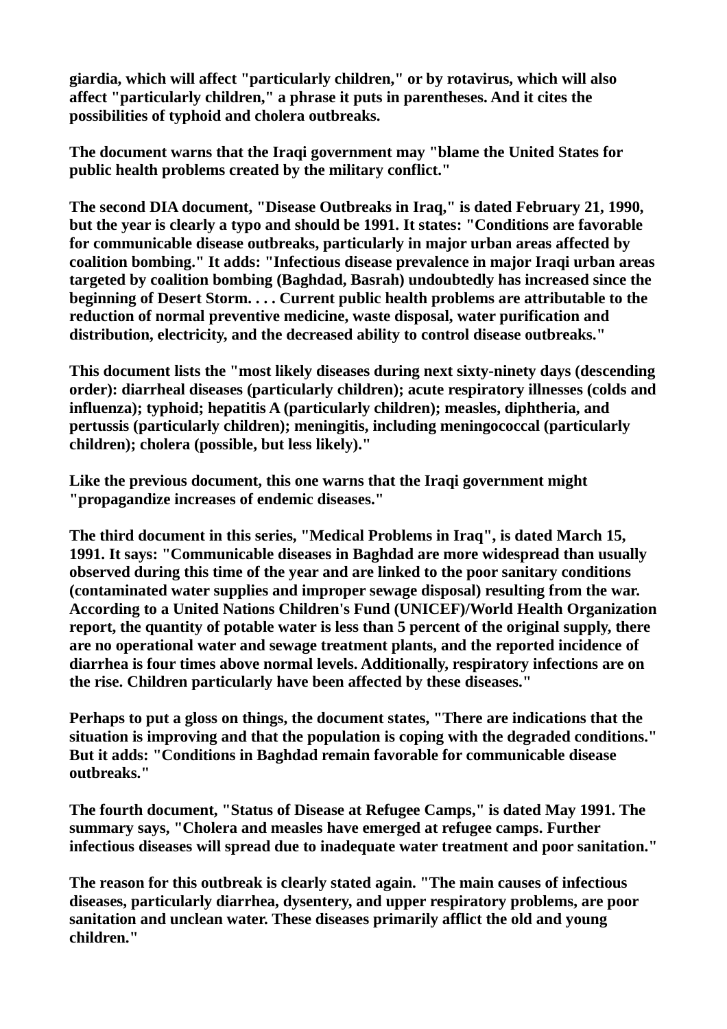**giardia, which will affect "particularly children," or by rotavirus, which will also affect "particularly children," a phrase it puts in parentheses. And it cites the possibilities of typhoid and cholera outbreaks.**

**The document warns that the Iraqi government may "blame the United States for public health problems created by the military conflict."**

**The second DIA document, "Disease Outbreaks in Iraq," is dated February 21, 1990, but the year is clearly a typo and should be 1991. It states: "Conditions are favorable for communicable disease outbreaks, particularly in major urban areas affected by coalition bombing." It adds: "Infectious disease prevalence in major Iraqi urban areas targeted by coalition bombing (Baghdad, Basrah) undoubtedly has increased since the beginning of Desert Storm. . . . Current public health problems are attributable to the reduction of normal preventive medicine, waste disposal, water purification and distribution, electricity, and the decreased ability to control disease outbreaks."**

**This document lists the "most likely diseases during next sixty-ninety days (descending order): diarrheal diseases (particularly children); acute respiratory illnesses (colds and influenza); typhoid; hepatitis A (particularly children); measles, diphtheria, and pertussis (particularly children); meningitis, including meningococcal (particularly children); cholera (possible, but less likely)."**

**Like the previous document, this one warns that the Iraqi government might "propagandize increases of endemic diseases."**

**The third document in this series, "Medical Problems in Iraq", is dated March 15, 1991. It says: "Communicable diseases in Baghdad are more widespread than usually observed during this time of the year and are linked to the poor sanitary conditions (contaminated water supplies and improper sewage disposal) resulting from the war. According to a United Nations Children's Fund (UNICEF)/World Health Organization report, the quantity of potable water is less than 5 percent of the original supply, there are no operational water and sewage treatment plants, and the reported incidence of diarrhea is four times above normal levels. Additionally, respiratory infections are on the rise. Children particularly have been affected by these diseases."**

**Perhaps to put a gloss on things, the document states, "There are indications that the situation is improving and that the population is coping with the degraded conditions." But it adds: "Conditions in Baghdad remain favorable for communicable disease outbreaks."**

**The fourth document, "Status of Disease at Refugee Camps," is dated May 1991. The summary says, "Cholera and measles have emerged at refugee camps. Further infectious diseases will spread due to inadequate water treatment and poor sanitation."**

**The reason for this outbreak is clearly stated again. "The main causes of infectious diseases, particularly diarrhea, dysentery, and upper respiratory problems, are poor sanitation and unclean water. These diseases primarily afflict the old and young children."**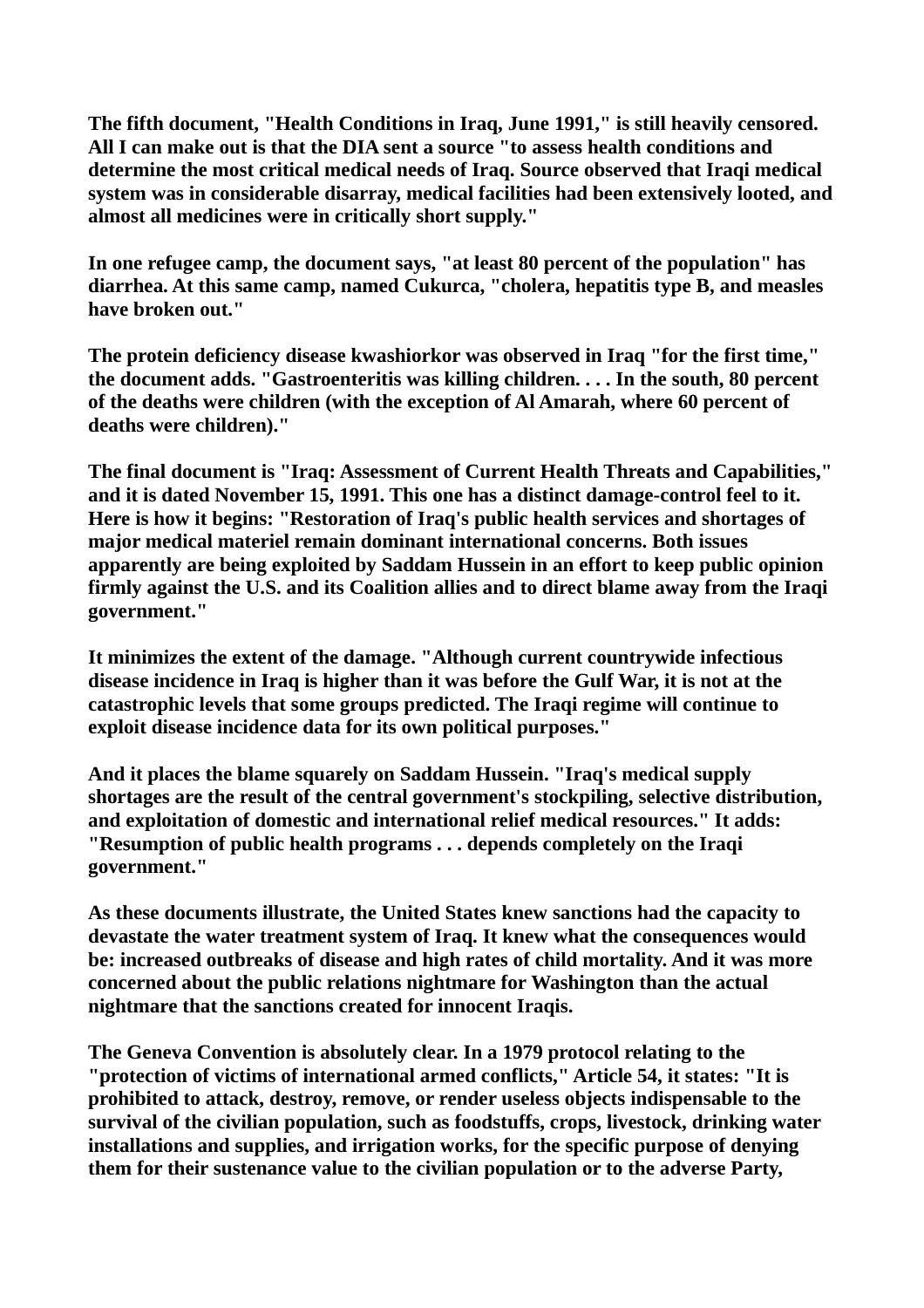**The fifth document, "Health Conditions in Iraq, June 1991," is still heavily censored. All I can make out is that the DIA sent a source "to assess health conditions and determine the most critical medical needs of Iraq. Source observed that Iraqi medical system was in considerable disarray, medical facilities had been extensively looted, and almost all medicines were in critically short supply."**

**In one refugee camp, the document says, "at least 80 percent of the population" has diarrhea. At this same camp, named Cukurca, "cholera, hepatitis type B, and measles have broken out."**

**The protein deficiency disease kwashiorkor was observed in Iraq "for the first time," the document adds. "Gastroenteritis was killing children. . . . In the south, 80 percent of the deaths were children (with the exception of Al Amarah, where 60 percent of deaths were children)."**

**The final document is "Iraq: Assessment of Current Health Threats and Capabilities," and it is dated November 15, 1991. This one has a distinct damage-control feel to it. Here is how it begins: "Restoration of Iraq's public health services and shortages of major medical materiel remain dominant international concerns. Both issues apparently are being exploited by Saddam Hussein in an effort to keep public opinion firmly against the U.S. and its Coalition allies and to direct blame away from the Iraqi government."**

**It minimizes the extent of the damage. "Although current countrywide infectious disease incidence in Iraq is higher than it was before the Gulf War, it is not at the catastrophic levels that some groups predicted. The Iraqi regime will continue to exploit disease incidence data for its own political purposes."**

**And it places the blame squarely on Saddam Hussein. "Iraq's medical supply shortages are the result of the central government's stockpiling, selective distribution, and exploitation of domestic and international relief medical resources." It adds: "Resumption of public health programs . . . depends completely on the Iraqi government."**

**As these documents illustrate, the United States knew sanctions had the capacity to devastate the water treatment system of Iraq. It knew what the consequences would be: increased outbreaks of disease and high rates of child mortality. And it was more concerned about the public relations nightmare for Washington than the actual nightmare that the sanctions created for innocent Iraqis.**

**The Geneva Convention is absolutely clear. In a 1979 protocol relating to the "protection of victims of international armed conflicts," Article 54, it states: "It is prohibited to attack, destroy, remove, or render useless objects indispensable to the survival of the civilian population, such as foodstuffs, crops, livestock, drinking water installations and supplies, and irrigation works, for the specific purpose of denying them for their sustenance value to the civilian population or to the adverse Party,**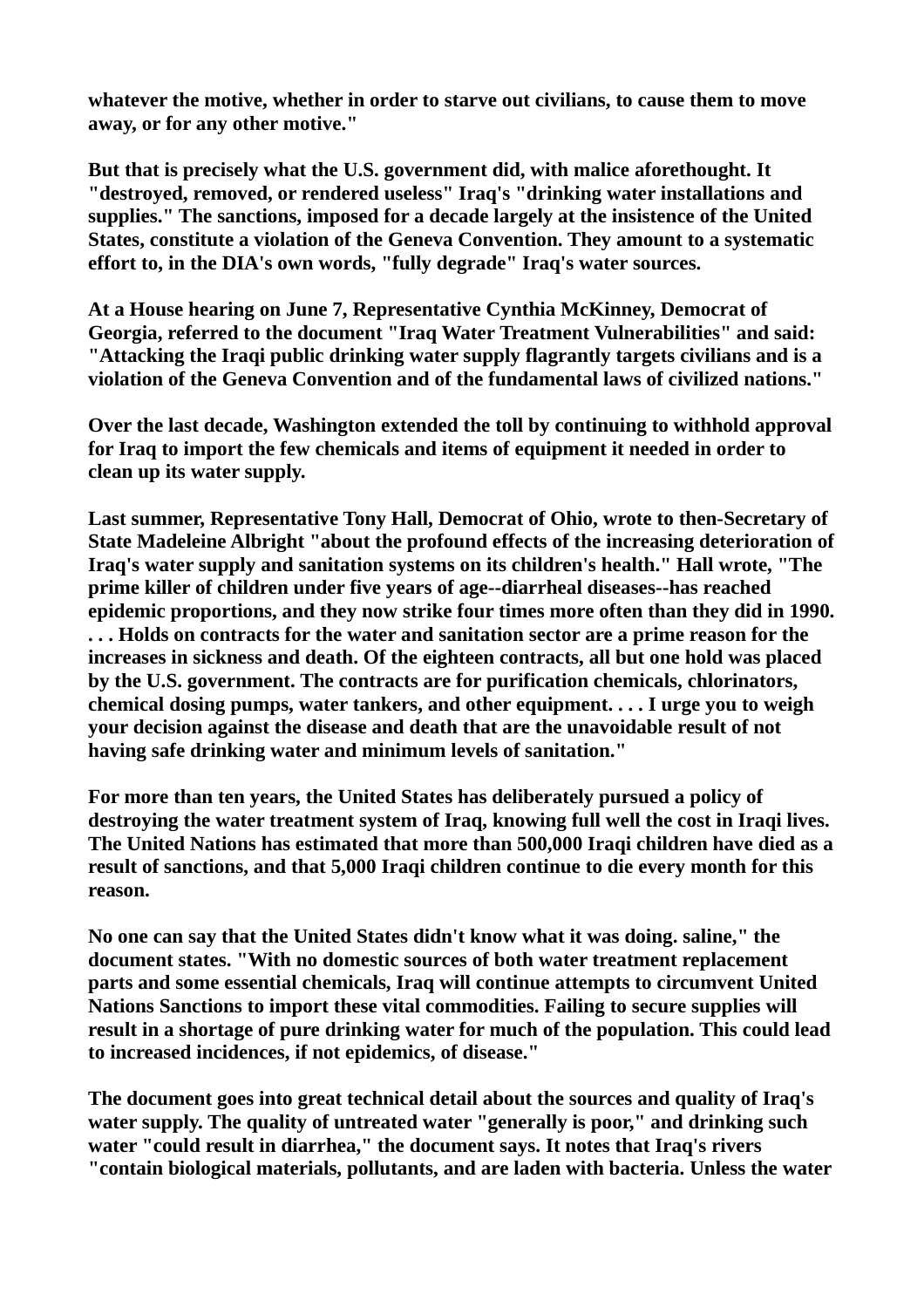whatever the motive, whether in order to starve out civilians, to cause them to move away, or for any other motive."

But that is precisely what the U.S. government did, with malice aforethought. It "destroyed, removed, or rendered useless" Iraq's "drinking water installations and supplies." The sanctions, imposed for a decade largely at the insistence of the United States, constitute a violation of the Geneva Convention. They amount to a systematic effort to, in the DIA's own words, "fully degrade" Iraq's water sources.

At a House hearing on June 7, Representative Cynthia McKinney, Democrat of Georgia, referred to the document "Iraq Water Treatment Vulnerabilities" and said: "Attacking the Iraqi public drinking water supply flagrantly targets civilians and is a violation of the Geneva Convention and of the fundamental laws of civilized nations."

Over the last decade, Washington extended the toll by continuing to withhold approval for Iraq to import the few chemicals and items of equipment it needed in order to clean up its water supply.

Last summer, Representative Tony Hall, Democrat of Ohio, wrote to then-Secretary of State Madeleine Albright "about the profound effects of the increasing deterioration of Iraq's water supply and sanitation systems on its children's health." Hall wrote, "The prime killer of children under five years of age--diarrheal diseases--has reached epidemic proportions, and they now strike four times more often than they did in 1990. . . . Holds on contracts for the water and sanitation sector are a prime reason for the increases in sickness and death. Of the eighteen contracts, all but one hold was placed by the U.S. government. The contracts are for purification chemicals, chlorinators, chemical dosing pumps, water tankers, and other equipment. . . . I urge you to weigh your decision against the disease and death that are the unavoidable result of not having safe drinking water and minimum levels of sanitation."

For more than ten years, the United States has deliberately pursued a policy of destroying the water treatment system of Iraq, knowing full well the cost in Iraqi lives. The United Nations has estimated that more than 500,000 Iraqi children have died as a result of sanctions, and that 5,000 Iraqi children continue to die every month for this reason.

No one can say that the United States didn't know what it was doing. saline," the document states. "With no domestic sources of both water treatment replacement parts and some essential chemicals, Iraq will continue attempts to circumvent United Nations Sanctions to import these vital commodities. Failing to secure supplies will result in a shortage of pure drinking water for much of the population. This could lead to increased incidences, if not epidemics, of disease."

The document goes into great technical detail about the sources and quality of Iraq's water supply. The quality of untreated water "generally is poor," and drinking such water "could result in diarrhea," the document says. It notes that Iraq's rivers "contain biological materials, pollutants, and are laden with bacteria. Unless the water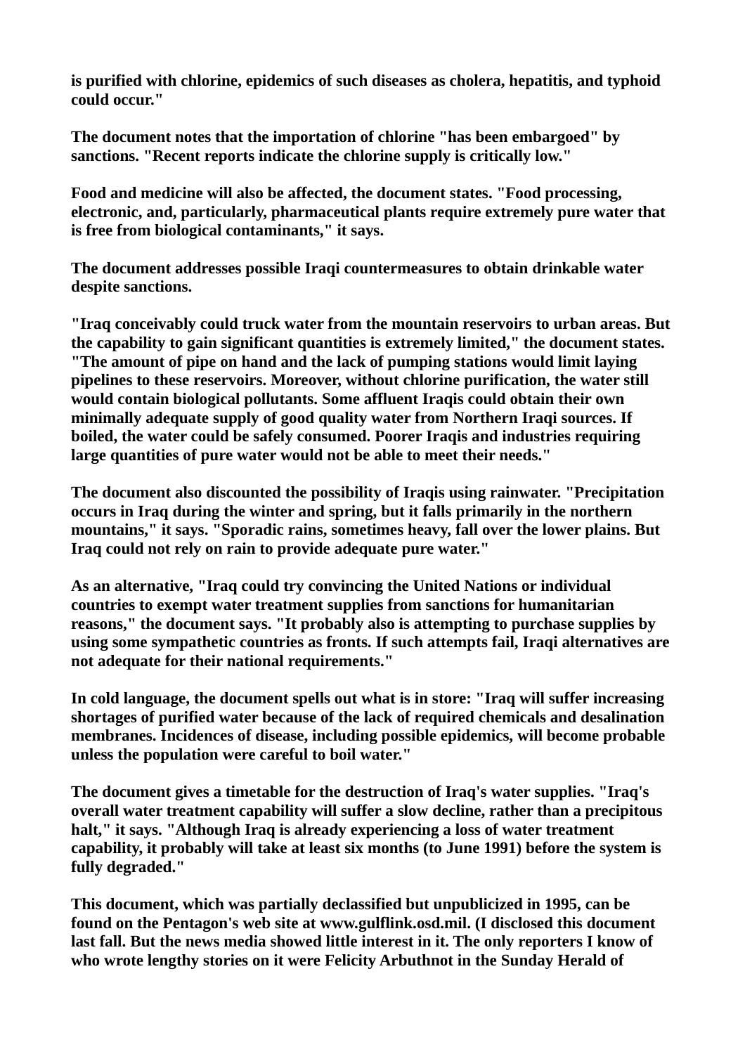**is purified with chlorine, epidemics of such diseases as cholera, hepatitis, and typhoid could occur."**

**The document notes that the importation of chlorine "has been embargoed" by sanctions. "Recent reports indicate the chlorine supply is critically low."**

**Food and medicine will also be affected, the document states. "Food processing, electronic, and, particularly, pharmaceutical plants require extremely pure water that is free from biological contaminants," it says.**

**The document addresses possible Iraqi countermeasures to obtain drinkable water despite sanctions.**

**"Iraq conceivably could truck water from the mountain reservoirs to urban areas. But the capability to gain significant quantities is extremely limited," the document states. "The amount of pipe on hand and the lack of pumping stations would limit laying pipelines to these reservoirs. Moreover, without chlorine purification, the water still would contain biological pollutants. Some affluent Iraqis could obtain their own minimally adequate supply of good quality water from Northern Iraqi sources. If boiled, the water could be safely consumed. Poorer Iraqis and industries requiring large quantities of pure water would not be able to meet their needs."**

**The document also discounted the possibility of Iraqis using rainwater. "Precipitation occurs in Iraq during the winter and spring, but it falls primarily in the northern mountains," it says. "Sporadic rains, sometimes heavy, fall over the lower plains. But Iraq could not rely on rain to provide adequate pure water."**

**As an alternative, "Iraq could try convincing the United Nations or individual countries to exempt water treatment supplies from sanctions for humanitarian reasons," the document says. "It probably also is attempting to purchase supplies by using some sympathetic countries as fronts. If such attempts fail, Iraqi alternatives are not adequate for their national requirements."**

**In cold language, the document spells out what is in store: "Iraq will suffer increasing shortages of purified water because of the lack of required chemicals and desalination membranes. Incidences of disease, including possible epidemics, will become probable unless the population were careful to boil water."**

**The document gives a timetable for the destruction of Iraq's water supplies. "Iraq's overall water treatment capability will suffer a slow decline, rather than a precipitous halt," it says. "Although Iraq is already experiencing a loss of water treatment capability, it probably will take at least six months (to June 1991) before the system is fully degraded."**

**This document, which was partially declassified but unpublicized in 1995, can be found on the Pentagon's web site at www.gulflink.osd.mil. (I disclosed this document last fall. But the news media showed little interest in it. The only reporters I know of who wrote lengthy stories on it were Felicity Arbuthnot in the Sunday Herald of**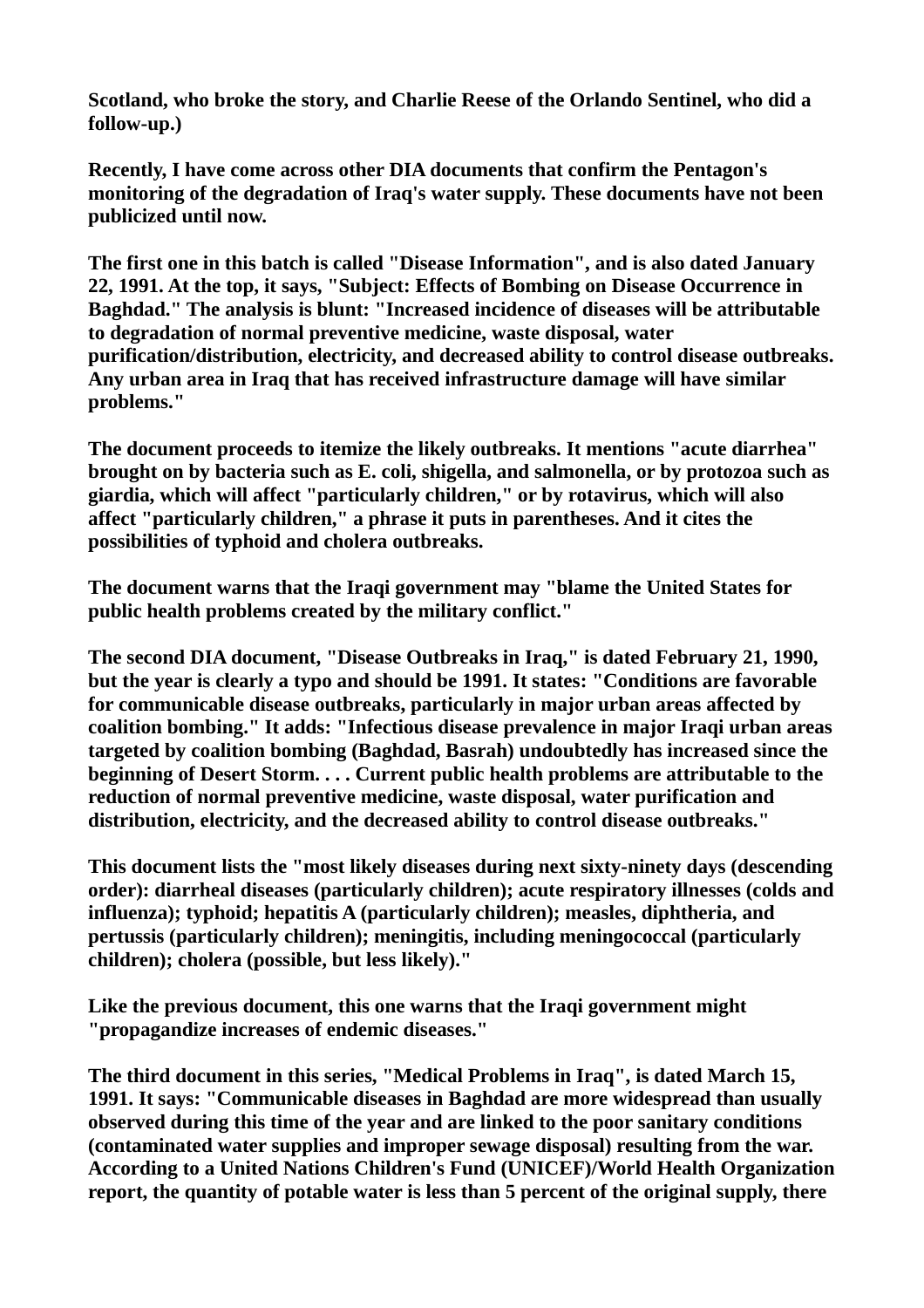**Scotland, who broke the story, and Charlie Reese of the Orlando Sentinel, who did a follow-up.)**

**Recently, I have come across other DIA documents that confirm the Pentagon's monitoring of the degradation of Iraq's water supply. These documents have not been publicized until now.**

**The first one in this batch is called "Disease Information", and is also dated January 22, 1991. At the top, it says, "Subject: Effects of Bombing on Disease Occurrence in Baghdad." The analysis is blunt: "Increased incidence of diseases will be attributable to degradation of normal preventive medicine, waste disposal, water purification/distribution, electricity, and decreased ability to control disease outbreaks. Any urban area in Iraq that has received infrastructure damage will have similar problems."**

**The document proceeds to itemize the likely outbreaks. It mentions "acute diarrhea" brought on by bacteria such as E. coli, shigella, and salmonella, or by protozoa such as giardia, which will affect "particularly children," or by rotavirus, which will also affect "particularly children," a phrase it puts in parentheses. And it cites the possibilities of typhoid and cholera outbreaks.**

**The document warns that the Iraqi government may "blame the United States for public health problems created by the military conflict."**

**The second DIA document, "Disease Outbreaks in Iraq," is dated February 21, 1990, but the year is clearly a typo and should be 1991. It states: "Conditions are favorable for communicable disease outbreaks, particularly in major urban areas affected by coalition bombing." It adds: "Infectious disease prevalence in major Iraqi urban areas targeted by coalition bombing (Baghdad, Basrah) undoubtedly has increased since the beginning of Desert Storm. . . . Current public health problems are attributable to the reduction of normal preventive medicine, waste disposal, water purification and distribution, electricity, and the decreased ability to control disease outbreaks."**

**This document lists the "most likely diseases during next sixty-ninety days (descending order): diarrheal diseases (particularly children); acute respiratory illnesses (colds and influenza); typhoid; hepatitis A (particularly children); measles, diphtheria, and pertussis (particularly children); meningitis, including meningococcal (particularly children); cholera (possible, but less likely)."**

**Like the previous document, this one warns that the Iraqi government might "propagandize increases of endemic diseases."**

**The third document in this series, "Medical Problems in Iraq", is dated March 15, 1991. It says: "Communicable diseases in Baghdad are more widespread than usually observed during this time of the year and are linked to the poor sanitary conditions (contaminated water supplies and improper sewage disposal) resulting from the war. According to a United Nations Children's Fund (UNICEF)/World Health Organization report, the quantity of potable water is less than 5 percent of the original supply, there**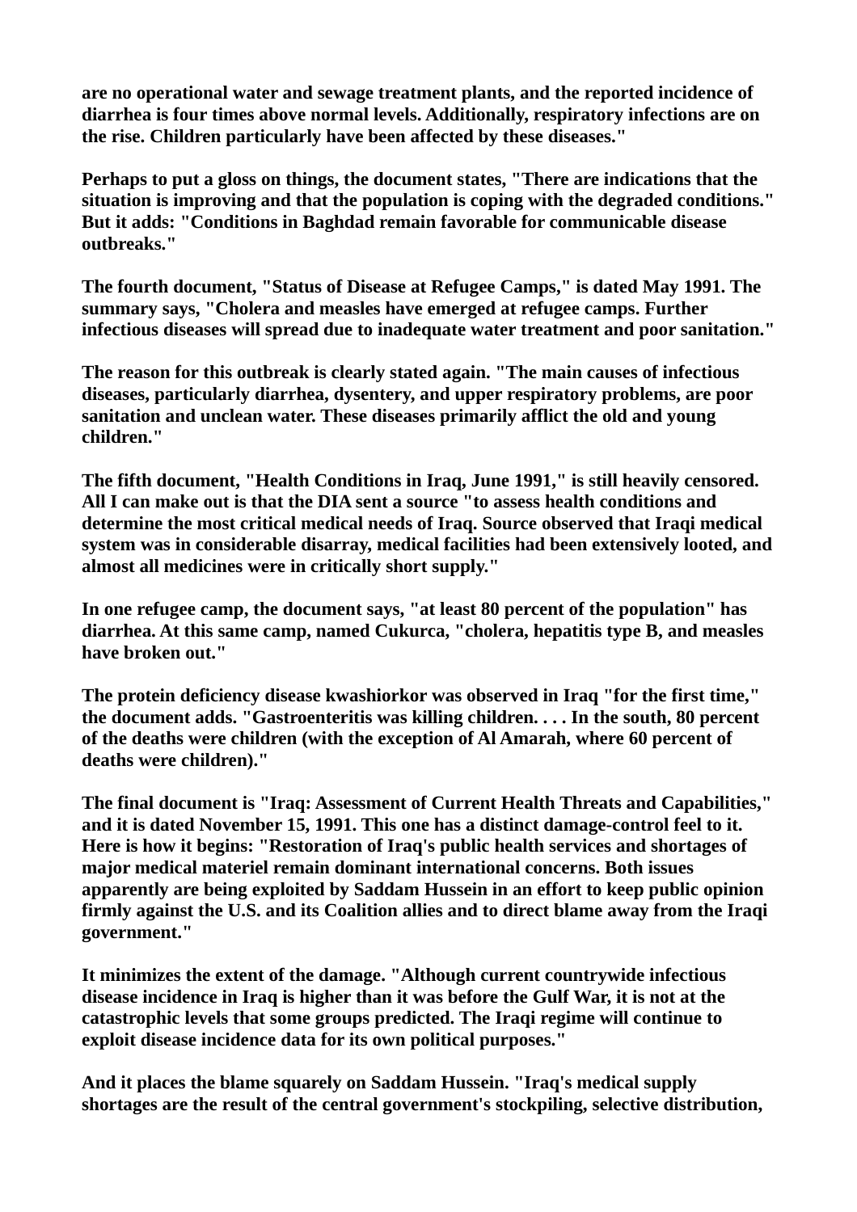are no operational water and sewage treatment plants, and the reported incidence of diarrhea is four times above normal levels. Additionally, respiratory infections are on the rise. Children particularly have been affected by these diseases."

Perhaps to put a gloss on things, the document states, "There are indications that the situation is improving and that the population is coping with the degraded conditions." But it adds: "Conditions in Baghdad remain favorable for communicable disease outbreaks."

The fourth document, "Status of Disease at Refugee Camps," is dated May 1991. The summary says, "Cholera and measles have emerged at refugee camps. Further infectious diseases will spread due to inadequate water treatment and poor sanitation."

The reason for this outbreak is clearly stated again. "The main causes of infectious diseases, particularly diarrhea, dysentery, and upper respiratory problems, are poor sanitation and unclean water. These diseases primarily afflict the old and young children."

The fifth document, "Health Conditions in Iraq, June 1991," is still heavily censored. All I can make out is that the DIA sent a source "to assess health conditions and determine the most critical medical needs of Iraq. Source observed that Iraqi medical system was in considerable disarray, medical facilities had been extensively looted, and almost all medicines were in critically short supply."

In one refugee camp, the document says, "at least 80 percent of the population" has diarrhea. At this same camp, named Cukurca, "cholera, hepatitis type B, and measles have broken out."

The protein deficiency disease kwashiorkor was observed in Iraq "for the first time," the document adds. "Gastroenteritis was killing children. . . . In the south, 80 percent of the deaths were children (with the exception of Al Amarah, where 60 percent of deaths were children)."

The final document is "Iraq: Assessment of Current Health Threats and Capabilities," and it is dated November 15, 1991. This one has a distinct damage-control feel to it. Here is how it begins: "Restoration of Iraq's public health services and shortages of major medical materiel remain dominant international concerns. Both issues apparently are being exploited by Saddam Hussein in an effort to keep public opinion firmly against the U.S. and its Coalition allies and to direct blame away from the Iraqi government."

It minimizes the extent of the damage. "Although current countrywide infectious disease incidence in Iraq is higher than it was before the Gulf War, it is not at the catastrophic levels that some groups predicted. The Iraqi regime will continue to exploit disease incidence data for its own political purposes."

And it places the blame squarely on Saddam Hussein. "Iraq's medical supply shortages are the result of the central government's stockpiling, selective distribution,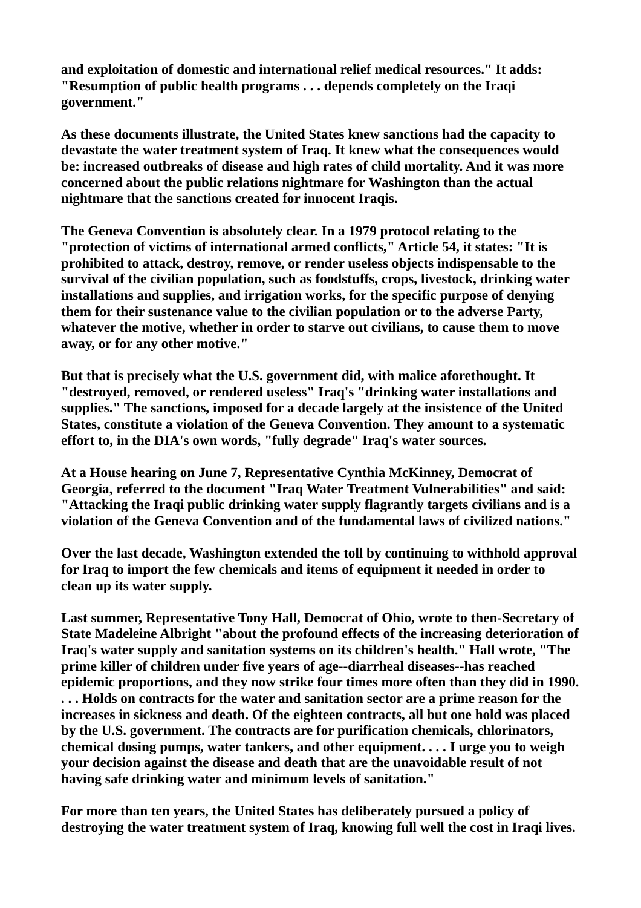**and exploitation of domestic and international relief medical resources." It adds: "Resumption of public health programs . . . depends completely on the Iraqi government."**

**As these documents illustrate, the United States knew sanctions had the capacity to devastate the water treatment system of Iraq. It knew what the consequences would be: increased outbreaks of disease and high rates of child mortality. And it was more concerned about the public relations nightmare for Washington than the actual nightmare that the sanctions created for innocent Iraqis.**

**The Geneva Convention is absolutely clear. In a 1979 protocol relating to the "protection of victims of international armed conflicts," Article 54, it states: "It is prohibited to attack, destroy, remove, or render useless objects indispensable to the survival of the civilian population, such as foodstuffs, crops, livestock, drinking water installations and supplies, and irrigation works, for the specific purpose of denying them for their sustenance value to the civilian population or to the adverse Party, whatever the motive, whether in order to starve out civilians, to cause them to move away, or for any other motive."**

**But that is precisely what the U.S. government did, with malice aforethought. It "destroyed, removed, or rendered useless" Iraq's "drinking water installations and supplies." The sanctions, imposed for a decade largely at the insistence of the United States, constitute a violation of the Geneva Convention. They amount to a systematic effort to, in the DIA's own words, "fully degrade" Iraq's water sources.**

**At a House hearing on June 7, Representative Cynthia McKinney, Democrat of Georgia, referred to the document "Iraq Water Treatment Vulnerabilities" and said: "Attacking the Iraqi public drinking water supply flagrantly targets civilians and is a violation of the Geneva Convention and of the fundamental laws of civilized nations."**

**Over the last decade, Washington extended the toll by continuing to withhold approval for Iraq to import the few chemicals and items of equipment it needed in order to clean up its water supply.**

**Last summer, Representative Tony Hall, Democrat of Ohio, wrote to then-Secretary of State Madeleine Albright "about the profound effects of the increasing deterioration of Iraq's water supply and sanitation systems on its children's health." Hall wrote, "The prime killer of children under five years of age--diarrheal diseases--has reached epidemic proportions, and they now strike four times more often than they did in 1990. . . . Holds on contracts for the water and sanitation sector are a prime reason for the increases in sickness and death. Of the eighteen contracts, all but one hold was placed by the U.S. government. The contracts are for purification chemicals, chlorinators, chemical dosing pumps, water tankers, and other equipment. . . . I urge you to weigh your decision against the disease and death that are the unavoidable result of not having safe drinking water and minimum levels of sanitation."**

**For more than ten years, the United States has deliberately pursued a policy of destroying the water treatment system of Iraq, knowing full well the cost in Iraqi lives.**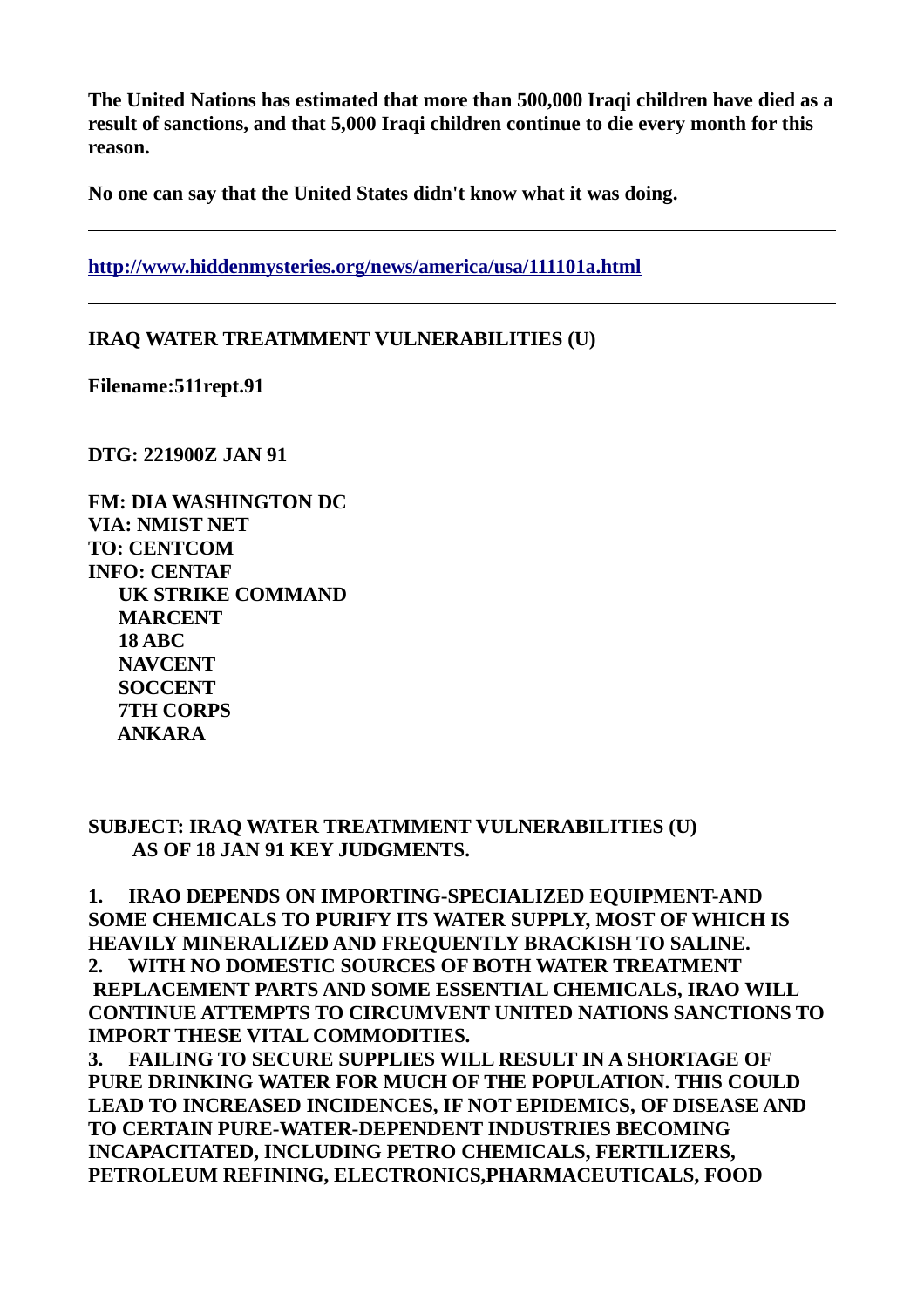**The United Nations has estimated that more than 500,000 Iraqi children have died as a result of sanctions, and that 5,000 Iraqi children continue to die every month for this reason.**

**No one can say that the United States didn't know what it was doing.**

---

**http://www.hiddenmysteries.org/news/america/usa/111101a.html**

---

**IRAQ WATER TREATMMENT VULNERABILITIES (U)**

**Filename:511rept.91**

**DTG: 221900Z JAN 91**

**FM: DIA WASHINGTON DC**
**VIA: NMIST NET**
**TO: CENTCOM**
**INFO: CENTAF**
**UK STRIKE COMMAND**
**MARCENT**
**18 ABC**
**NAVCENT**
**SOCCENT**
**7TH CORPS**
**ANKARA**

**SUBJECT: IRAQ WATER TREATMMENT VULNERABILITIES (U)**
**AS OF 18 JAN 91 KEY JUDGMENTS.**

**1. IRAO DEPENDS ON IMPORTING-SPECIALIZED EQUIPMENT-AND SOME CHEMICALS TO PURIFY ITS WATER SUPPLY, MOST OF WHICH IS HEAVILY MINERALIZED AND FREQUENTLY BRACKISH TO SALINE.**
**2. WITH NO DOMESTIC SOURCES OF BOTH WATER TREATMENT REPLACEMENT PARTS AND SOME ESSENTIAL CHEMICALS, IRAO WILL CONTINUE ATTEMPTS TO CIRCUMVENT UNITED NATIONS SANCTIONS TO IMPORT THESE VITAL COMMODITIES.**
**3. FAILING TO SECURE SUPPLIES WILL RESULT IN A SHORTAGE OF PURE DRINKING WATER FOR MUCH OF THE POPULATION. THIS COULD LEAD TO INCREASED INCIDENCES, IF NOT EPIDEMICS, OF DISEASE AND TO CERTAIN PURE-WATER-DEPENDENT INDUSTRIES BECOMING INCAPACITATED, INCLUDING PETRO CHEMICALS, FERTILIZERS, PETROLEUM REFINING, ELECTRONICS,PHARMACEUTICALS, FOOD**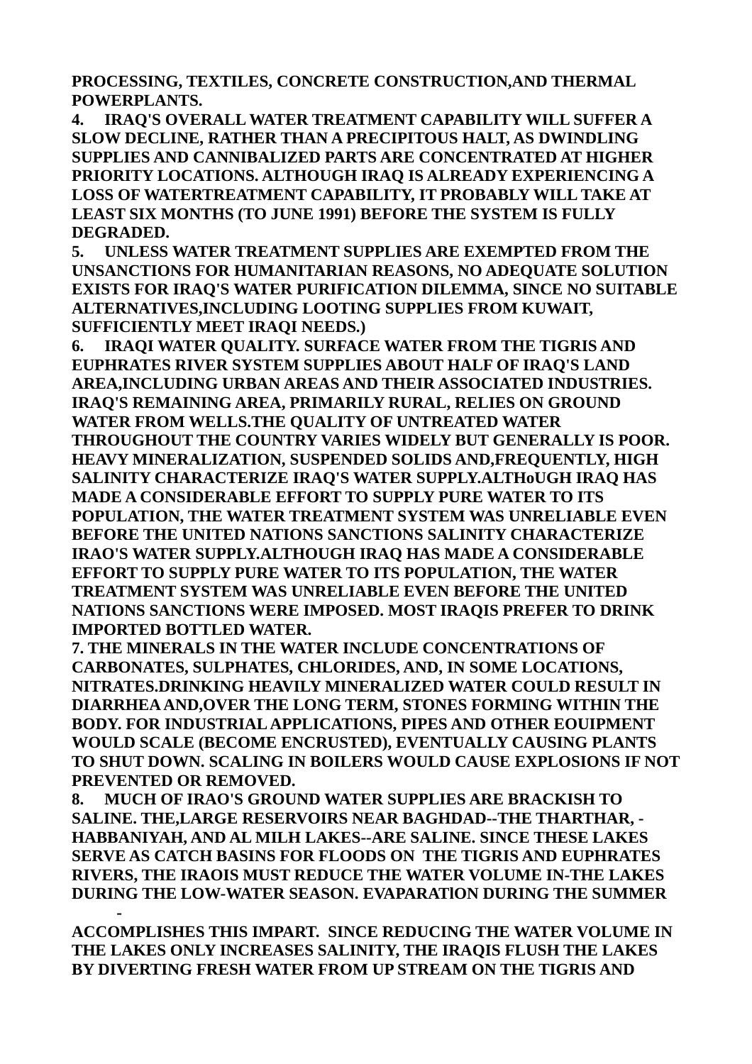**PROCESSING, TEXTILES, CONCRETE CONSTRUCTION,AND THERMAL POWERPLANTS.**

**4. IRAQ'S OVERALL WATER TREATMENT CAPABILITY WILL SUFFER A SLOW DECLINE, RATHER THAN A PRECIPITOUS HALT, AS DWINDLING SUPPLIES AND CANNIBALIZED PARTS ARE CONCENTRATED AT HIGHER PRIORITY LOCATIONS. ALTHOUGH IRAQ IS ALREADY EXPERIENCING A LOSS OF WATERTREATMENT CAPABILITY, IT PROBABLY WILL TAKE AT LEAST SIX MONTHS (TO JUNE 1991) BEFORE THE SYSTEM IS FULLY DEGRADED.**

**5. UNLESS WATER TREATMENT SUPPLIES ARE EXEMPTED FROM THE UNSANCTIONS FOR HUMANITARIAN REASONS, NO ADEQUATE SOLUTION EXISTS FOR IRAQ'S WATER PURIFICATION DILEMMA, SINCE NO SUITABLE ALTERNATIVES,INCLUDING LOOTING SUPPLIES FROM KUWAIT, SUFFICIENTLY MEET IRAQI NEEDS.)**

**6. IRAQI WATER QUALITY. SURFACE WATER FROM THE TIGRIS AND EUPHRATES RIVER SYSTEM SUPPLIES ABOUT HALF OF IRAQ'S LAND AREA,INCLUDING URBAN AREAS AND THEIR ASSOCIATED INDUSTRIES. IRAQ'S REMAINING AREA, PRIMARILY RURAL, RELIES ON GROUND WATER FROM WELLS.THE QUALITY OF UNTREATED WATER THROUGHOUT THE COUNTRY VARIES WIDELY BUT GENERALLY IS POOR. HEAVY MINERALIZATION, SUSPENDED SOLIDS AND,FREQUENTLY, HIGH SALINITY CHARACTERIZE IRAQ'S WATER SUPPLY.ALTHoUGH IRAQ HAS MADE A CONSIDERABLE EFFORT TO SUPPLY PURE WATER TO ITS POPULATION, THE WATER TREATMENT SYSTEM WAS UNRELIABLE EVEN BEFORE THE UNITED NATIONS SANCTIONS SALINITY CHARACTERIZE IRAO'S WATER SUPPLY.ALTHOUGH IRAQ HAS MADE A CONSIDERABLE EFFORT TO SUPPLY PURE WATER TO ITS POPULATION, THE WATER TREATMENT SYSTEM WAS UNRELIABLE EVEN BEFORE THE UNITED NATIONS SANCTIONS WERE IMPOSED. MOST IRAQIS PREFER TO DRINK IMPORTED BOTTLED WATER.**

**7. THE MINERALS IN THE WATER INCLUDE CONCENTRATIONS OF CARBONATES, SULPHATES, CHLORIDES, AND, IN SOME LOCATIONS, NITRATES.DRINKING HEAVILY MINERALIZED WATER COULD RESULT IN DIARRHEA AND,OVER THE LONG TERM, STONES FORMING WITHIN THE BODY. FOR INDUSTRIAL APPLICATIONS, PIPES AND OTHER EOUIPMENT WOULD SCALE (BECOME ENCRUSTED), EVENTUALLY CAUSING PLANTS TO SHUT DOWN. SCALING IN BOILERS WOULD CAUSE EXPLOSIONS IF NOT PREVENTED OR REMOVED.**

**8. MUCH OF IRAO'S GROUND WATER SUPPLIES ARE BRACKISH TO SALINE. THE,LARGE RESERVOIRS NEAR BAGHDAD--THE THARTHAR, -HABBANIYAH, AND AL MILH LAKES--ARE SALINE. SINCE THESE LAKES SERVE AS CATCH BASINS FOR FLOODS ON THE TIGRIS AND EUPHRATES RIVERS, THE IRAOIS MUST REDUCE THE WATER VOLUME IN-THE LAKES DURING THE LOW-WATER SEASON. EVAPARATlON DURING THE SUMMER -**

**ACCOMPLISHES THIS IMPART. SINCE REDUCING THE WATER VOLUME IN THE LAKES ONLY INCREASES SALINITY, THE IRAQIS FLUSH THE LAKES BY DIVERTING FRESH WATER FROM UP STREAM ON THE TIGRIS AND**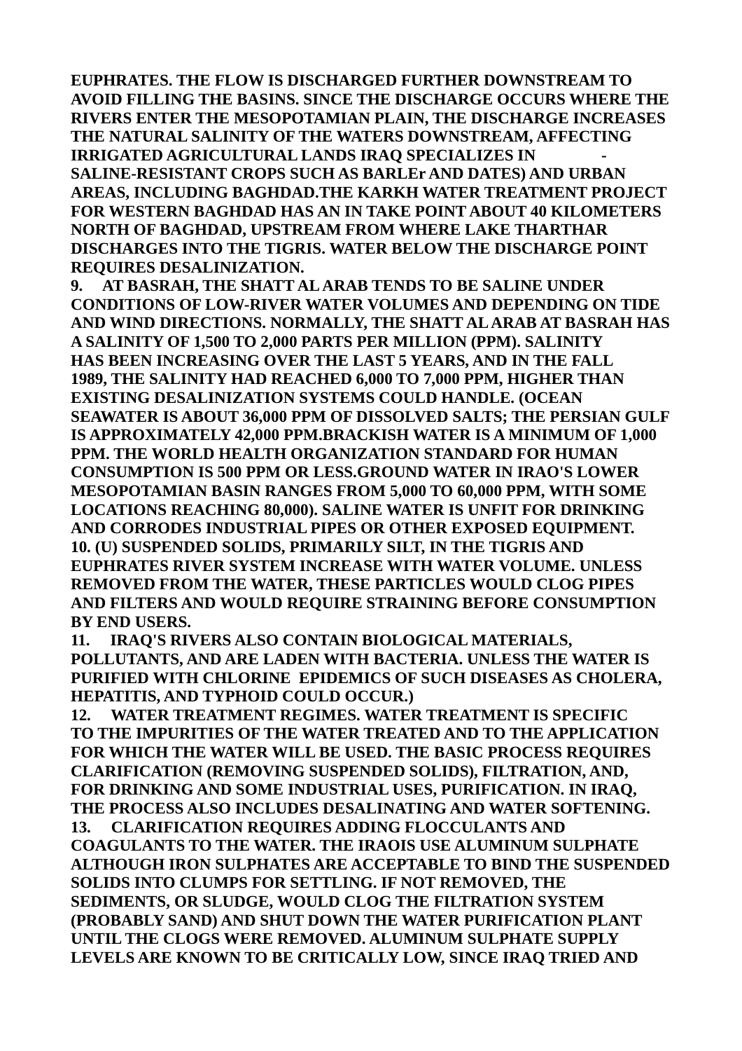EUPHRATES. THE FLOW IS DISCHARGED FURTHER DOWNSTREAM TO AVOID FILLING THE BASINS. SINCE THE DISCHARGE OCCURS WHERE THE RIVERS ENTER THE MESOPOTAMIAN PLAIN, THE DISCHARGE INCREASES THE NATURAL SALINITY OF THE WATERS DOWNSTREAM, AFFECTING IRRIGATED AGRICULTURAL LANDS IRAQ SPECIALIZES IN - SALINE-RESISTANT CROPS SUCH AS BARLEr AND DATES) AND URBAN AREAS, INCLUDING BAGHDAD.THE KARKH WATER TREATMENT PROJECT FOR WESTERN BAGHDAD HAS AN IN TAKE POINT ABOUT 40 KILOMETERS NORTH OF BAGHDAD, UPSTREAM FROM WHERE LAKE THARTHAR DISCHARGES INTO THE TIGRIS. WATER BELOW THE DISCHARGE POINT REQUIRES DESALINIZATION.

9. AT BASRAH, THE SHATT AL ARAB TENDS TO BE SALINE UNDER CONDITIONS OF LOW-RIVER WATER VOLUMES AND DEPENDING ON TIDE AND WIND DIRECTIONS. NORMALLY, THE SHATT AL ARAB AT BASRAH HAS A SALINITY OF 1,500 TO 2,000 PARTS PER MILLION (PPM). SALINITY HAS BEEN INCREASING OVER THE LAST 5 YEARS, AND IN THE FALL 1989, THE SALINITY HAD REACHED 6,000 TO 7,000 PPM, HIGHER THAN EXISTING DESALINIZATION SYSTEMS COULD HANDLE. (OCEAN SEAWATER IS ABOUT 36,000 PPM OF DISSOLVED SALTS; THE PERSIAN GULF IS APPROXIMATELY 42,000 PPM.BRACKISH WATER IS A MINIMUM OF 1,000 PPM. THE WORLD HEALTH ORGANIZATION STANDARD FOR HUMAN CONSUMPTION IS 500 PPM OR LESS.GROUND WATER IN IRAO'S LOWER MESOPOTAMIAN BASIN RANGES FROM 5,000 TO 60,000 PPM, WITH SOME LOCATIONS REACHING 80,000). SALINE WATER IS UNFIT FOR DRINKING AND CORRODES INDUSTRIAL PIPES OR OTHER EXPOSED EQUIPMENT.

10. (U) SUSPENDED SOLIDS, PRIMARILY SILT, IN THE TIGRIS AND EUPHRATES RIVER SYSTEM INCREASE WITH WATER VOLUME. UNLESS REMOVED FROM THE WATER, THESE PARTICLES WOULD CLOG PIPES AND FILTERS AND WOULD REQUIRE STRAINING BEFORE CONSUMPTION BY END USERS.

11. IRAQ'S RIVERS ALSO CONTAIN BIOLOGICAL MATERIALS, POLLUTANTS, AND ARE LADEN WITH BACTERIA. UNLESS THE WATER IS PURIFIED WITH CHLORINE EPIDEMICS OF SUCH DISEASES AS CHOLERA, HEPATITIS, AND TYPHOID COULD OCCUR.)

12. WATER TREATMENT REGIMES. WATER TREATMENT IS SPECIFIC TO THE IMPURITIES OF THE WATER TREATED AND TO THE APPLICATION FOR WHICH THE WATER WILL BE USED. THE BASIC PROCESS REQUIRES CLARIFICATION (REMOVING SUSPENDED SOLIDS), FILTRATION, AND, FOR DRINKING AND SOME INDUSTRIAL USES, PURIFICATION. IN IRAQ, THE PROCESS ALSO INCLUDES DESALINATING AND WATER SOFTENING.

13. CLARIFICATION REQUIRES ADDING FLOCCULANTS AND COAGULANTS TO THE WATER. THE IRAOIS USE ALUMINUM SULPHATE ALTHOUGH IRON SULPHATES ARE ACCEPTABLE TO BIND THE SUSPENDED SOLIDS INTO CLUMPS FOR SETTLING. IF NOT REMOVED, THE SEDIMENTS, OR SLUDGE, WOULD CLOG THE FILTRATION SYSTEM (PROBABLY SAND) AND SHUT DOWN THE WATER PURIFICATION PLANT UNTIL THE CLOGS WERE REMOVED. ALUMINUM SULPHATE SUPPLY LEVELS ARE KNOWN TO BE CRITICALLY LOW, SINCE IRAQ TRIED AND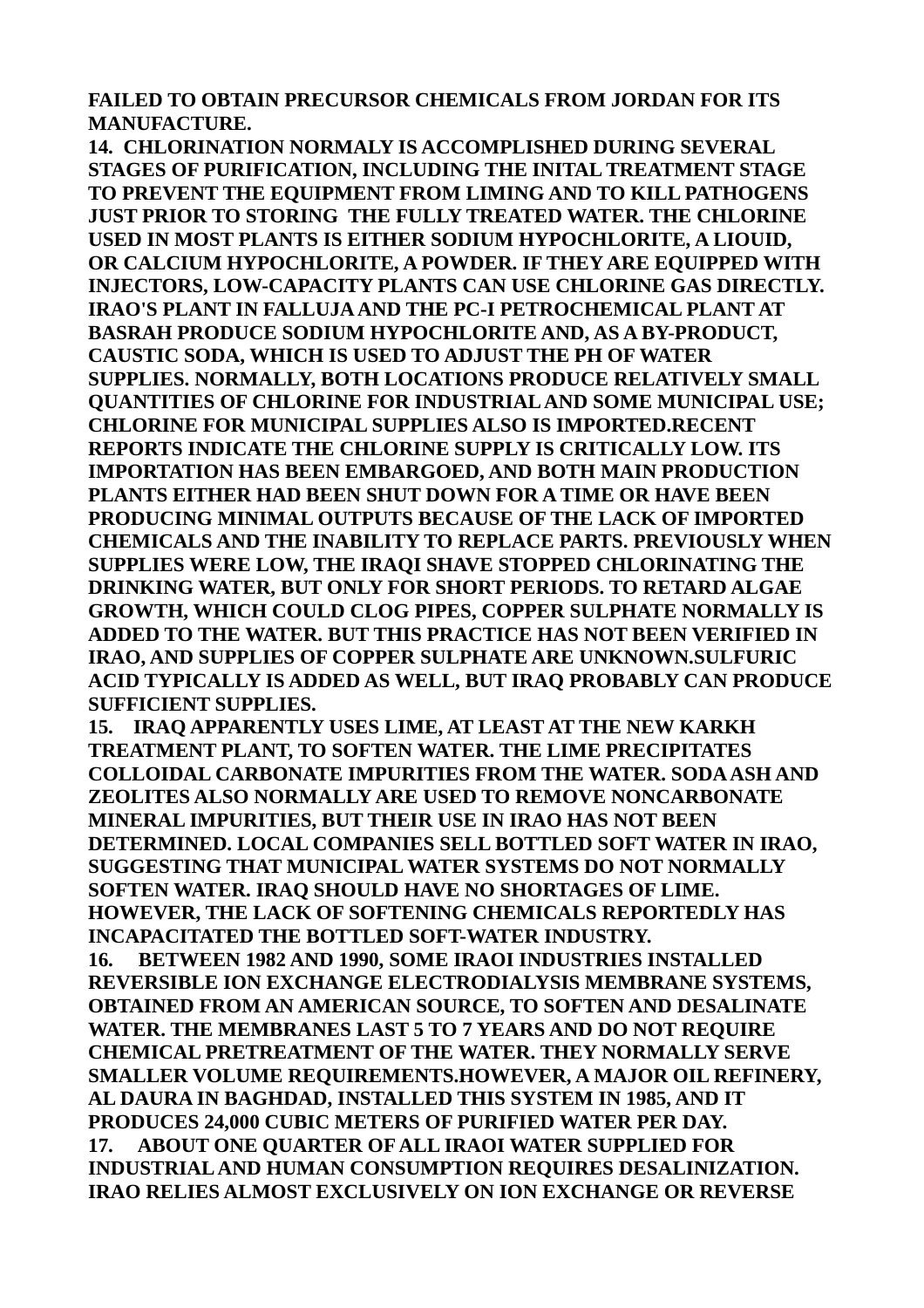**FAILED TO OBTAIN PRECURSOR CHEMICALS FROM JORDAN FOR ITS MANUFACTURE.**

**14. CHLORINATION NORMALY IS ACCOMPLISHED DURING SEVERAL STAGES OF PURIFICATION, INCLUDING THE INITAL TREATMENT STAGE TO PREVENT THE EQUIPMENT FROM LIMING AND TO KILL PATHOGENS JUST PRIOR TO STORING THE FULLY TREATED WATER. THE CHLORINE USED IN MOST PLANTS IS EITHER SODIUM HYPOCHLORITE, A LIOUID, OR CALCIUM HYPOCHLORITE, A POWDER. IF THEY ARE EQUIPPED WITH INJECTORS, LOW-CAPACITY PLANTS CAN USE CHLORINE GAS DIRECTLY. IRAO'S PLANT IN FALLUJA AND THE PC-I PETROCHEMICAL PLANT AT BASRAH PRODUCE SODIUM HYPOCHLORITE AND, AS A BY-PRODUCT, CAUSTIC SODA, WHICH IS USED TO ADJUST THE PH OF WATER SUPPLIES. NORMALLY, BOTH LOCATIONS PRODUCE RELATIVELY SMALL QUANTITIES OF CHLORINE FOR INDUSTRIAL AND SOME MUNICIPAL USE; CHLORINE FOR MUNICIPAL SUPPLIES ALSO IS IMPORTED.RECENT REPORTS INDICATE THE CHLORINE SUPPLY IS CRITICALLY LOW. ITS IMPORTATION HAS BEEN EMBARGOED, AND BOTH MAIN PRODUCTION PLANTS EITHER HAD BEEN SHUT DOWN FOR A TIME OR HAVE BEEN PRODUCING MINIMAL OUTPUTS BECAUSE OF THE LACK OF IMPORTED CHEMICALS AND THE INABILITY TO REPLACE PARTS. PREVIOUSLY WHEN SUPPLIES WERE LOW, THE IRAQI SHAVE STOPPED CHLORINATING THE DRINKING WATER, BUT ONLY FOR SHORT PERIODS. TO RETARD ALGAE GROWTH, WHICH COULD CLOG PIPES, COPPER SULPHATE NORMALLY IS ADDED TO THE WATER. BUT THIS PRACTICE HAS NOT BEEN VERIFIED IN IRAO, AND SUPPLIES OF COPPER SULPHATE ARE UNKNOWN.SULFURIC ACID TYPICALLY IS ADDED AS WELL, BUT IRAQ PROBABLY CAN PRODUCE SUFFICIENT SUPPLIES.**

**15. IRAQ APPARENTLY USES LIME, AT LEAST AT THE NEW KARKH TREATMENT PLANT, TO SOFTEN WATER. THE LIME PRECIPITATES COLLOIDAL CARBONATE IMPURITIES FROM THE WATER. SODA ASH AND ZEOLITES ALSO NORMALLY ARE USED TO REMOVE NONCARBONATE MINERAL IMPURITIES, BUT THEIR USE IN IRAO HAS NOT BEEN DETERMINED. LOCAL COMPANIES SELL BOTTLED SOFT WATER IN IRAO, SUGGESTING THAT MUNICIPAL WATER SYSTEMS DO NOT NORMALLY SOFTEN WATER. IRAQ SHOULD HAVE NO SHORTAGES OF LIME. HOWEVER, THE LACK OF SOFTENING CHEMICALS REPORTEDLY HAS INCAPACITATED THE BOTTLED SOFT-WATER INDUSTRY.**

**16. BETWEEN 1982 AND 1990, SOME IRAOI INDUSTRIES INSTALLED REVERSIBLE ION EXCHANGE ELECTRODIALYSIS MEMBRANE SYSTEMS, OBTAINED FROM AN AMERICAN SOURCE, TO SOFTEN AND DESALINATE WATER. THE MEMBRANES LAST 5 TO 7 YEARS AND DO NOT REQUIRE CHEMICAL PRETREATMENT OF THE WATER. THEY NORMALLY SERVE SMALLER VOLUME REQUIREMENTS.HOWEVER, A MAJOR OIL REFINERY, AL DAURA IN BAGHDAD, INSTALLED THIS SYSTEM IN 1985, AND IT PRODUCES 24,000 CUBIC METERS OF PURIFIED WATER PER DAY.**

**17. ABOUT ONE QUARTER OF ALL IRAOI WATER SUPPLIED FOR INDUSTRIAL AND HUMAN CONSUMPTION REQUIRES DESALINIZATION. IRAO RELIES ALMOST EXCLUSIVELY ON ION EXCHANGE OR REVERSE**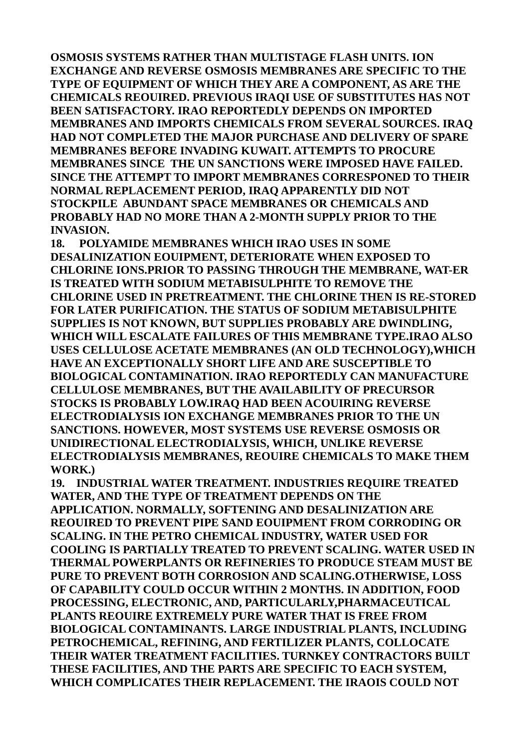**OSMOSIS SYSTEMS RATHER THAN MULTISTAGE FLASH UNITS. ION EXCHANGE AND REVERSE OSMOSIS MEMBRANES ARE SPECIFIC TO THE TYPE OF EQUIPMENT OF WHICH THEY ARE A COMPONENT, AS ARE THE CHEMICALS REOUIRED. PREVIOUS IRAQI USE OF SUBSTITUTES HAS NOT BEEN SATISFACTORY. IRAO REPORTEDLY DEPENDS ON IMPORTED MEMBRANES AND IMPORTS CHEMICALS FROM SEVERAL SOURCES. IRAQ HAD NOT COMPLETED THE MAJOR PURCHASE AND DELIVERY OF SPARE MEMBRANES BEFORE INVADING KUWAIT. ATTEMPTS TO PROCURE MEMBRANES SINCE THE UN SANCTIONS WERE IMPOSED HAVE FAILED. SINCE THE ATTEMPT TO IMPORT MEMBRANES CORRESPONED TO THEIR NORMAL REPLACEMENT PERIOD, IRAQ APPARENTLY DID NOT STOCKPILE ABUNDANT SPACE MEMBRANES OR CHEMICALS AND PROBABLY HAD NO MORE THAN A 2-MONTH SUPPLY PRIOR TO THE INVASION.**

**18. POLYAMIDE MEMBRANES WHICH IRAO USES IN SOME DESALINIZATION EOUIPMENT, DETERIORATE WHEN EXPOSED TO CHLORINE IONS.PRIOR TO PASSING THROUGH THE MEMBRANE, WAT-ER IS TREATED WITH SODIUM METABISULPHITE TO REMOVE THE CHLORINE USED IN PRETREATMENT. THE CHLORINE THEN IS RE-STORED FOR LATER PURIFICATION. THE STATUS OF SODIUM METABISULPHITE SUPPLIES IS NOT KNOWN, BUT SUPPLIES PROBABLY ARE DWINDLING, WHICH WILL ESCALATE FAILURES OF THIS MEMBRANE TYPE.IRAO ALSO USES CELLULOSE ACETATE MEMBRANES (AN OLD TECHNOLOGY),WHICH HAVE AN EXCEPTIONALLY SHORT LIFE AND ARE SUSCEPTIBLE TO BIOLOGICAL CONTAMINATION. IRAO REPORTEDLY CAN MANUFACTURE CELLULOSE MEMBRANES, BUT THE AVAILABILITY OF PRECURSOR STOCKS IS PROBABLY LOW.IRAQ HAD BEEN ACOUIRING REVERSE ELECTRODIALYSIS ION EXCHANGE MEMBRANES PRIOR TO THE UN SANCTIONS. HOWEVER, MOST SYSTEMS USE REVERSE OSMOSIS OR UNIDIRECTIONAL ELECTRODIALYSIS, WHICH, UNLIKE REVERSE ELECTRODIALYSIS MEMBRANES, REOUIRE CHEMICALS TO MAKE THEM WORK.)**

**19. INDUSTRIAL WATER TREATMENT. INDUSTRIES REQUIRE TREATED WATER, AND THE TYPE OF TREATMENT DEPENDS ON THE APPLICATION. NORMALLY, SOFTENING AND DESALINIZATION ARE REOUIRED TO PREVENT PIPE SAND EOUIPMENT FROM CORRODING OR SCALING. IN THE PETRO CHEMICAL INDUSTRY, WATER USED FOR COOLING IS PARTIALLY TREATED TO PREVENT SCALING. WATER USED IN THERMAL POWERPLANTS OR REFINERIES TO PRODUCE STEAM MUST BE PURE TO PREVENT BOTH CORROSION AND SCALING.OTHERWISE, LOSS OF CAPABILITY COULD OCCUR WITHIN 2 MONTHS. IN ADDITION, FOOD PROCESSING, ELECTRONIC, AND, PARTICULARLY,PHARMACEUTICAL PLANTS REOUIRE EXTREMELY PURE WATER THAT IS FREE FROM BIOLOGICAL CONTAMINANTS. LARGE INDUSTRIAL PLANTS, INCLUDING PETROCHEMICAL, REFINING, AND FERTILIZER PLANTS, COLLOCATE THEIR WATER TREATMENT FACILITIES. TURNKEY CONTRACTORS BUILT THESE FACILITIES, AND THE PARTS ARE SPECIFIC TO EACH SYSTEM, WHICH COMPLICATES THEIR REPLACEMENT. THE IRAOIS COULD NOT**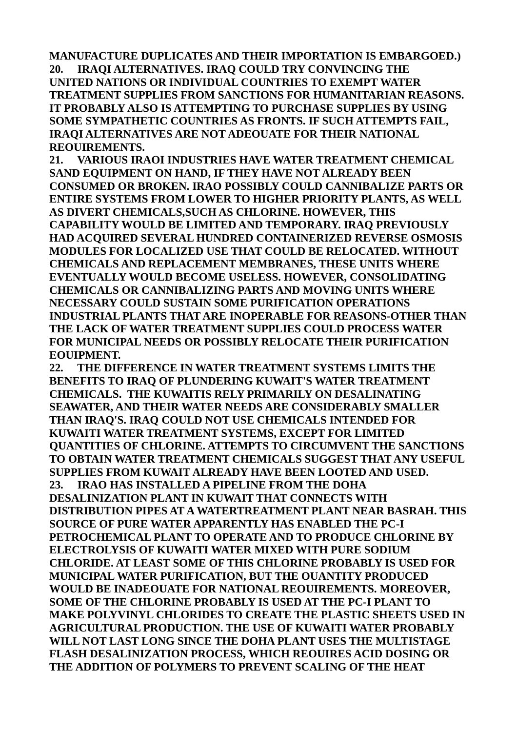**MANUFACTURE DUPLICATES AND THEIR IMPORTATION IS EMBARGOED.)**

**20. IRAQI ALTERNATIVES. IRAQ COULD TRY CONVINCING THE UNITED NATIONS OR INDIVIDUAL COUNTRIES TO EXEMPT WATER TREATMENT SUPPLIES FROM SANCTIONS FOR HUMANITARIAN REASONS. IT PROBABLY ALSO IS ATTEMPTING TO PURCHASE SUPPLIES BY USING SOME SYMPATHETIC COUNTRIES AS FRONTS. IF SUCH ATTEMPTS FAIL, IRAQI ALTERNATIVES ARE NOT ADEOUATE FOR THEIR NATIONAL REOUIREMENTS.**

**21. VARIOUS IRAOI INDUSTRIES HAVE WATER TREATMENT CHEMICAL SAND EQUIPMENT ON HAND, IF THEY HAVE NOT ALREADY BEEN CONSUMED OR BROKEN. IRAO POSSIBLY COULD CANNIBALIZE PARTS OR ENTIRE SYSTEMS FROM LOWER TO HIGHER PRIORITY PLANTS, AS WELL AS DIVERT CHEMICALS,SUCH AS CHLORINE. HOWEVER, THIS CAPABILITY WOULD BE LIMITED AND TEMPORARY. IRAQ PREVIOUSLY HAD ACQUIRED SEVERAL HUNDRED CONTAINERIZED REVERSE OSMOSIS MODULES FOR LOCALIZED USE THAT COULD BE RELOCATED. WITHOUT CHEMICALS AND REPLACEMENT MEMBRANES, THESE UNITS WHERE EVENTUALLY WOULD BECOME USELESS. HOWEVER, CONSOLIDATING CHEMICALS OR CANNIBALIZING PARTS AND MOVING UNITS WHERE NECESSARY COULD SUSTAIN SOME PURIFICATION OPERATIONS INDUSTRIAL PLANTS THAT ARE INOPERABLE FOR REASONS-OTHER THAN THE LACK OF WATER TREATMENT SUPPLIES COULD PROCESS WATER FOR MUNICIPAL NEEDS OR POSSIBLY RELOCATE THEIR PURIFICATION EOUIPMENT.**

**22. THE DIFFERENCE IN WATER TREATMENT SYSTEMS LIMITS THE BENEFITS TO IRAQ OF PLUNDERING KUWAIT'S WATER TREATMENT CHEMICALS. THE KUWAITIS RELY PRIMARILY ON DESALINATING SEAWATER, AND THEIR WATER NEEDS ARE CONSIDERABLY SMALLER THAN IRAQ'S. IRAQ COULD NOT USE CHEMICALS INTENDED FOR KUWAITI WATER TREATMENT SYSTEMS, EXCEPT FOR LIMITED QUANTITIES OF CHLORINE. ATTEMPTS TO CIRCUMVENT THE SANCTIONS TO OBTAIN WATER TREATMENT CHEMICALS SUGGEST THAT ANY USEFUL SUPPLIES FROM KUWAIT ALREADY HAVE BEEN LOOTED AND USED.**

**23. IRAO HAS INSTALLED A PIPELINE FROM THE DOHA DESALINIZATION PLANT IN KUWAIT THAT CONNECTS WITH DISTRIBUTION PIPES AT A WATERTREATMENT PLANT NEAR BASRAH. THIS SOURCE OF PURE WATER APPARENTLY HAS ENABLED THE PC-I PETROCHEMICAL PLANT TO OPERATE AND TO PRODUCE CHLORINE BY ELECTROLYSIS OF KUWAITI WATER MIXED WITH PURE SODIUM CHLORIDE. AT LEAST SOME OF THIS CHLORINE PROBABLY IS USED FOR MUNICIPAL WATER PURIFICATION, BUT THE OUANTITY PRODUCED WOULD BE INADEOUATE FOR NATIONAL REOUIREMENTS. MOREOVER, SOME OF THE CHLORINE PROBABLY IS USED AT THE PC-I PLANT TO MAKE POLYVINYL CHLORIDES TO CREATE THE PLASTIC SHEETS USED IN AGRICULTURAL PRODUCTION. THE USE OF KUWAITI WATER PROBABLY WILL NOT LAST LONG SINCE THE DOHA PLANT USES THE MULTISTAGE FLASH DESALINIZATION PROCESS, WHICH REOUIRES ACID DOSING OR THE ADDITION OF POLYMERS TO PREVENT SCALING OF THE HEAT**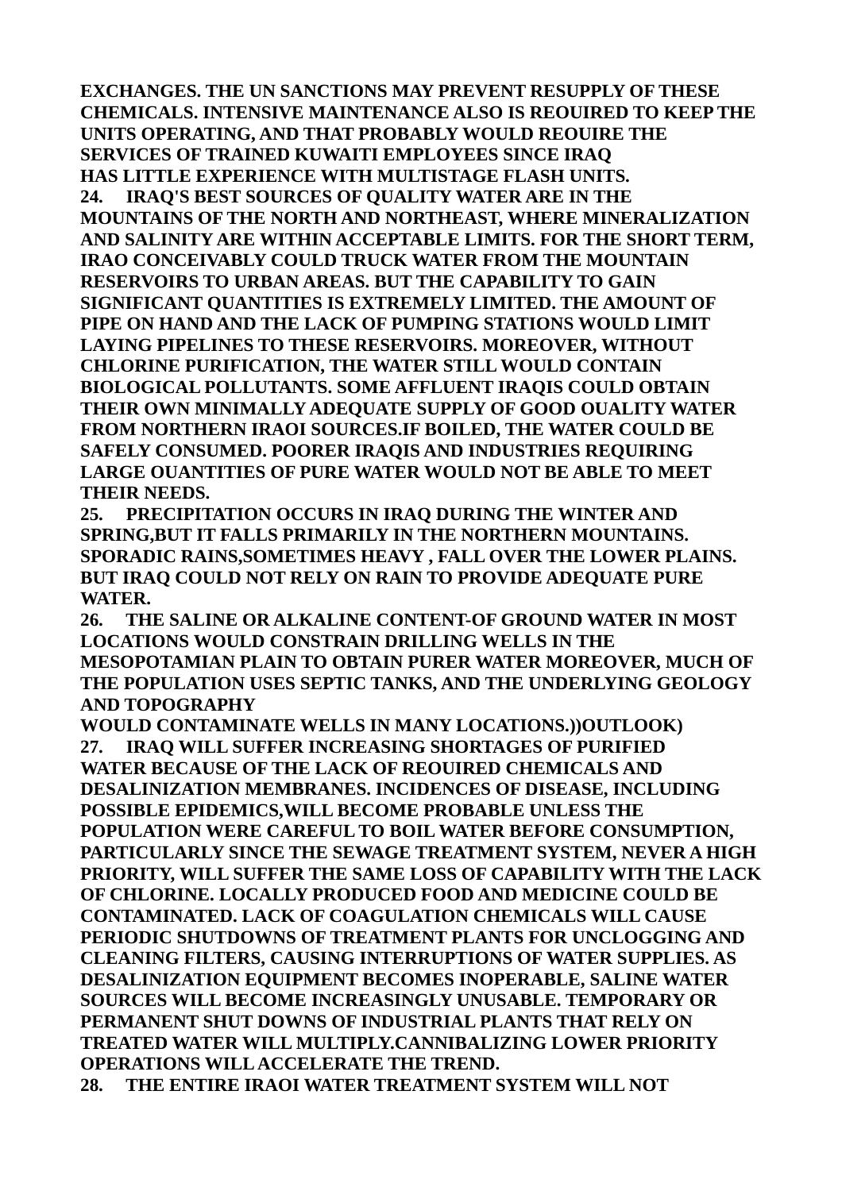EXCHANGES. THE UN SANCTIONS MAY PREVENT RESUPPLY OF THESE CHEMICALS. INTENSIVE MAINTENANCE ALSO IS REOUIRED TO KEEP THE UNITS OPERATING, AND THAT PROBABLY WOULD REOUIRE THE SERVICES OF TRAINED KUWAITI EMPLOYEES SINCE IRAQ HAS LITTLE EXPERIENCE WITH MULTISTAGE FLASH UNITS.

**24.** IRAQ'S BEST SOURCES OF QUALITY WATER ARE IN THE MOUNTAINS OF THE NORTH AND NORTHEAST, WHERE MINERALIZATION AND SALINITY ARE WITHIN ACCEPTABLE LIMITS. FOR THE SHORT TERM, IRAO CONCEIVABLY COULD TRUCK WATER FROM THE MOUNTAIN RESERVOIRS TO URBAN AREAS. BUT THE CAPABILITY TO GAIN SIGNIFICANT QUANTITIES IS EXTREMELY LIMITED. THE AMOUNT OF PIPE ON HAND AND THE LACK OF PUMPING STATIONS WOULD LIMIT LAYING PIPELINES TO THESE RESERVOIRS. MOREOVER, WITHOUT CHLORINE PURIFICATION, THE WATER STILL WOULD CONTAIN BIOLOGICAL POLLUTANTS. SOME AFFLUENT IRAQIS COULD OBTAIN THEIR OWN MINIMALLY ADEQUATE SUPPLY OF GOOD OUALITY WATER FROM NORTHERN IRAOI SOURCES.IF BOILED, THE WATER COULD BE SAFELY CONSUMED. POORER IRAQIS AND INDUSTRIES REQUIRING LARGE OUANTITIES OF PURE WATER WOULD NOT BE ABLE TO MEET THEIR NEEDS.

**25.** PRECIPITATION OCCURS IN IRAQ DURING THE WINTER AND SPRING,BUT IT FALLS PRIMARILY IN THE NORTHERN MOUNTAINS. SPORADIC RAINS,SOMETIMES HEAVY , FALL OVER THE LOWER PLAINS. BUT IRAQ COULD NOT RELY ON RAIN TO PROVIDE ADEQUATE PURE WATER.

**26.** THE SALINE OR ALKALINE CONTENT-OF GROUND WATER IN MOST LOCATIONS WOULD CONSTRAIN DRILLING WELLS IN THE MESOPOTAMIAN PLAIN TO OBTAIN PURER WATER MOREOVER, MUCH OF THE POPULATION USES SEPTIC TANKS, AND THE UNDERLYING GEOLOGY AND TOPOGRAPHY WOULD CONTAMINATE WELLS IN MANY LOCATIONS.))OUTLOOK)

**27.** IRAQ WILL SUFFER INCREASING SHORTAGES OF PURIFIED WATER BECAUSE OF THE LACK OF REOUIRED CHEMICALS AND DESALINIZATION MEMBRANES. INCIDENCES OF DISEASE, INCLUDING POSSIBLE EPIDEMICS,WILL BECOME PROBABLE UNLESS THE POPULATION WERE CAREFUL TO BOIL WATER BEFORE CONSUMPTION, PARTICULARLY SINCE THE SEWAGE TREATMENT SYSTEM, NEVER A HIGH PRIORITY, WILL SUFFER THE SAME LOSS OF CAPABILITY WITH THE LACK OF CHLORINE. LOCALLY PRODUCED FOOD AND MEDICINE COULD BE CONTAMINATED. LACK OF COAGULATION CHEMICALS WILL CAUSE PERIODIC SHUTDOWNS OF TREATMENT PLANTS FOR UNCLOGGING AND CLEANING FILTERS, CAUSING INTERRUPTIONS OF WATER SUPPLIES. AS DESALINIZATION EQUIPMENT BECOMES INOPERABLE, SALINE WATER SOURCES WILL BECOME INCREASINGLY UNUSABLE. TEMPORARY OR PERMANENT SHUT DOWNS OF INDUSTRIAL PLANTS THAT RELY ON TREATED WATER WILL MULTIPLY.CANNIBALIZING LOWER PRIORITY OPERATIONS WILL ACCELERATE THE TREND.

**28.** THE ENTIRE IRAOI WATER TREATMENT SYSTEM WILL NOT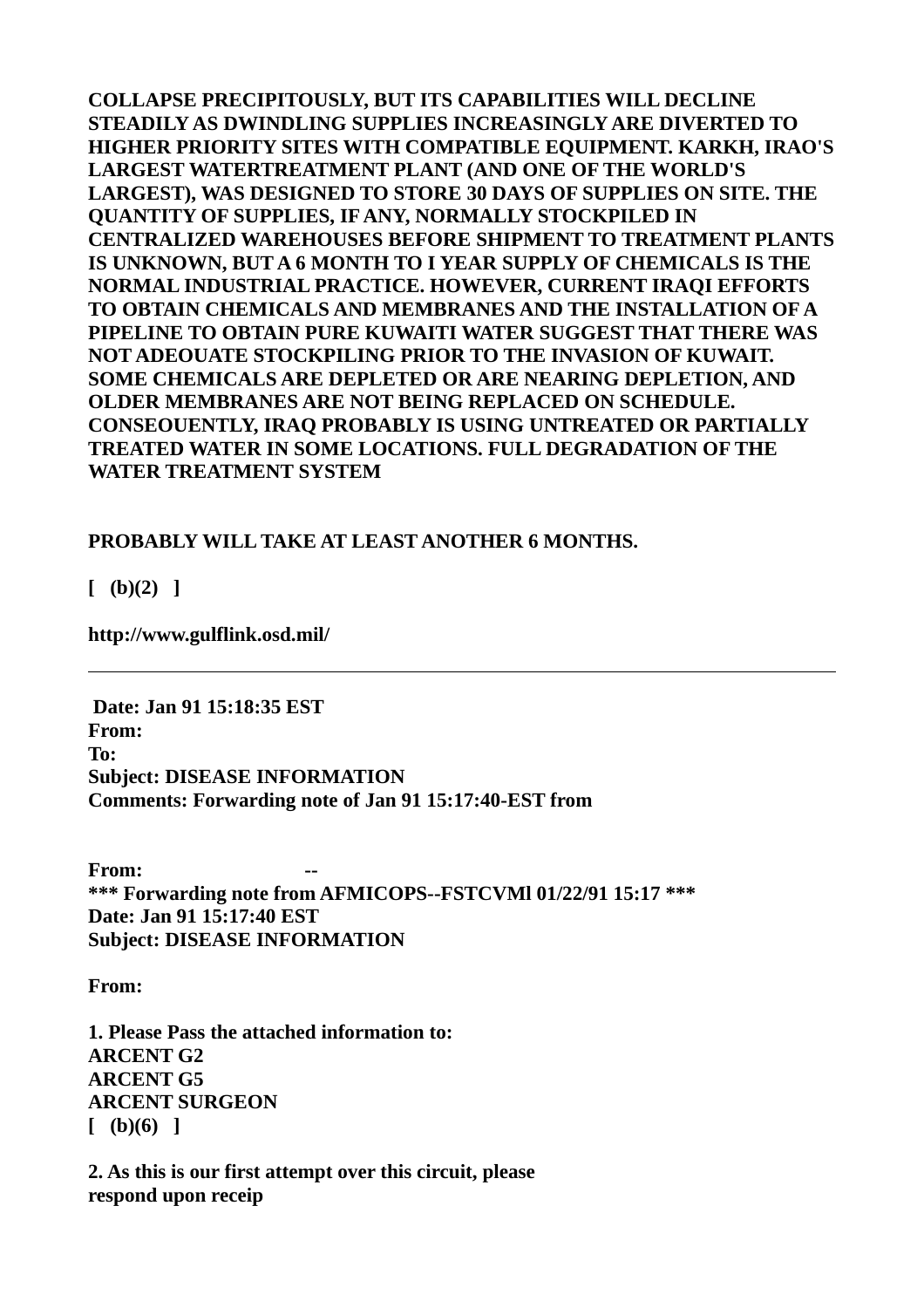**COLLAPSE PRECIPITOUSLY, BUT ITS CAPABILITIES WILL DECLINE STEADILY AS DWINDLING SUPPLIES INCREASINGLY ARE DIVERTED TO HIGHER PRIORITY SITES WITH COMPATIBLE EQUIPMENT. KARKH, IRAO'S LARGEST WATERTREATMENT PLANT (AND ONE OF THE WORLD'S LARGEST), WAS DESIGNED TO STORE 30 DAYS OF SUPPLIES ON SITE. THE QUANTITY OF SUPPLIES, IF ANY, NORMALLY STOCKPILED IN CENTRALIZED WAREHOUSES BEFORE SHIPMENT TO TREATMENT PLANTS IS UNKNOWN, BUT A 6 MONTH TO I YEAR SUPPLY OF CHEMICALS IS THE NORMAL INDUSTRIAL PRACTICE. HOWEVER, CURRENT IRAQI EFFORTS TO OBTAIN CHEMICALS AND MEMBRANES AND THE INSTALLATION OF A PIPELINE TO OBTAIN PURE KUWAITI WATER SUGGEST THAT THERE WAS NOT ADEOUATE STOCKPILING PRIOR TO THE INVASION OF KUWAIT. SOME CHEMICALS ARE DEPLETED OR ARE NEARING DEPLETION, AND OLDER MEMBRANES ARE NOT BEING REPLACED ON SCHEDULE. CONSEOUENTLY, IRAQ PROBABLY IS USING UNTREATED OR PARTIALLY TREATED WATER IN SOME LOCATIONS. FULL DEGRADATION OF THE WATER TREATMENT SYSTEM**

**PROBABLY WILL TAKE AT LEAST ANOTHER 6 MONTHS.**

**[ (b)(2) ]**

**http://www.gulflink.osd.mil/**

---

**Date: Jan 91 15:18:35 EST**
**From:**
**To:**
**Subject: DISEASE INFORMATION**
**Comments: Forwarding note of Jan 91 15:17:40-EST from**

**From: --**
**\*\*\* Forwarding note from AFMICOPS--FSTCVMl 01/22/91 15:17 \*\*\***
**Date: Jan 91 15:17:40 EST**
**Subject: DISEASE INFORMATION**

**From:**

**1. Please Pass the attached information to:**
**ARCENT G2**
**ARCENT G5**
**ARCENT SURGEON**
**[ (b)(6) ]**

**2. As this is our first attempt over this circuit, please respond upon receip**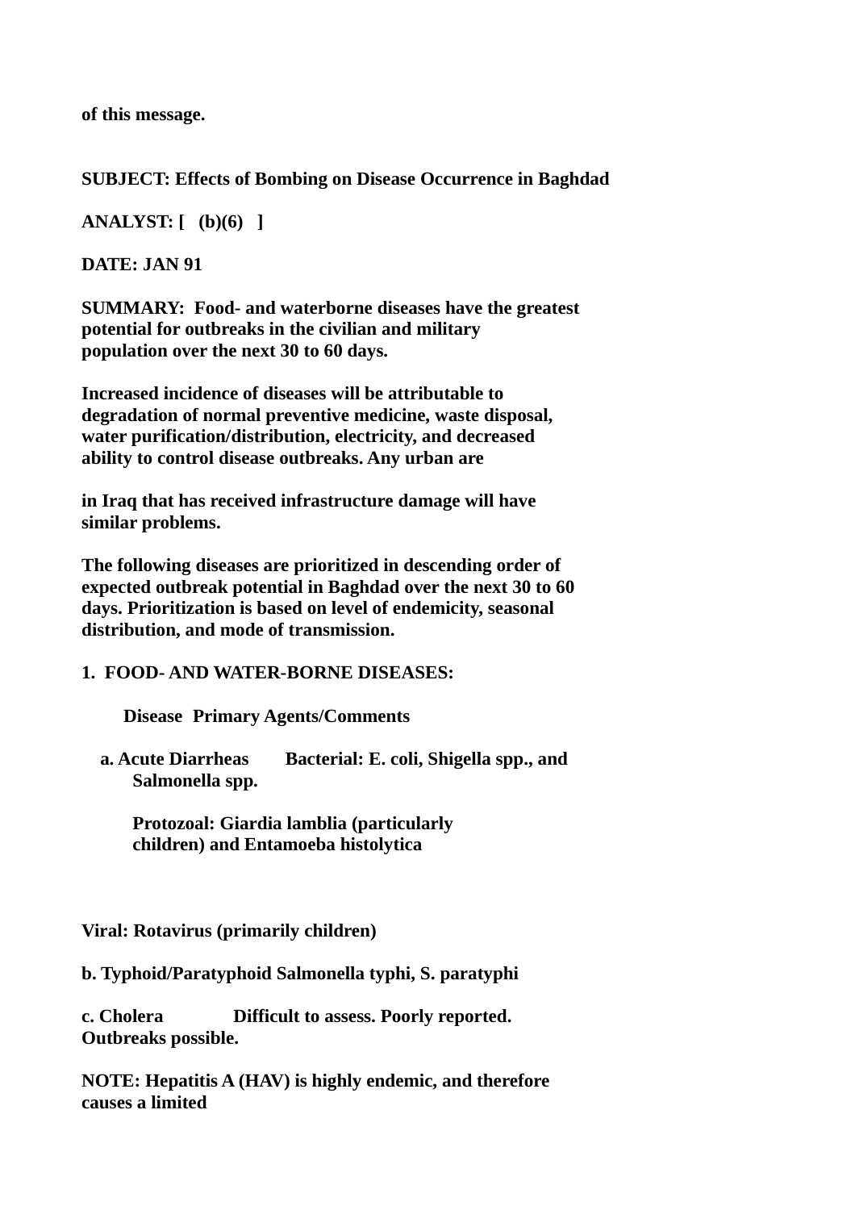**of this message.**

**SUBJECT: Effects of Bombing on Disease Occurrence in Baghdad**

**ANALYST: [ (b)(6) ]**

**DATE: JAN 91**

**SUMMARY: Food- and waterborne diseases have the greatest potential for outbreaks in the civilian and military population over the next 30 to 60 days.**

**Increased incidence of diseases will be attributable to degradation of normal preventive medicine, waste disposal, water purification/distribution, electricity, and decreased ability to control disease outbreaks. Any urban are**

**in Iraq that has received infrastructure damage will have similar problems.**

**The following diseases are prioritized in descending order of expected outbreak potential in Baghdad over the next 30 to 60 days. Prioritization is based on level of endemicity, seasonal distribution, and mode of transmission.**

**1. FOOD- AND WATER-BORNE DISEASES:**

| Disease | Primary Agents/Comments |
| --- | --- |
| a. Acute Diarrheas | Bacterial: E. coli, Shigella spp., and Salmonella spp. |
| | Protozoal: Giardia lamblia (particularly children) and Entamoeba histolytica |
| | Viral: Rotavirus (primarily children) |
| b. Typhoid/Paratyphoid | Salmonella typhi, S. paratyphi |
| c. Cholera | Difficult to assess. Poorly reported. Outbreaks possible. |

**NOTE: Hepatitis A (HAV) is highly endemic, and therefore causes a limited**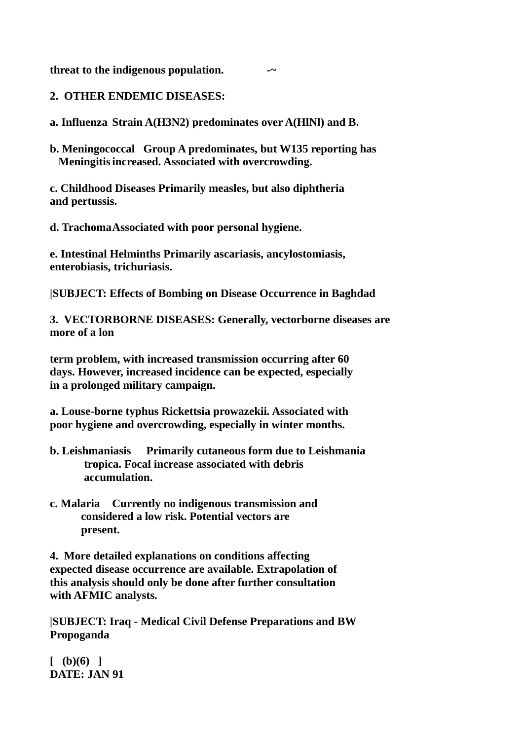**threat to the indigenous population. -~**

**2. OTHER ENDEMIC DISEASES:**

**a. Influenza Strain A(H3N2) predominates over A(HlNl) and B.**

**b. Meningococcal Group A predominates, but W135 reporting has Meningitis increased. Associated with overcrowding.**

**c. Childhood Diseases Primarily measles, but also diphtheria and pertussis.**

**d. Trachoma Associated with poor personal hygiene.**

**e. Intestinal Helminths Primarily ascariasis, ancylostomiasis, enterobiasis, trichuriasis.**

**|SUBJECT: Effects of Bombing on Disease Occurrence in Baghdad**

**3. VECTORBORNE DISEASES: Generally, vectorborne diseases are more of a lon**

**term problem, with increased transmission occurring after 60 days. However, increased incidence can be expected, especially in a prolonged military campaign.**

**a. Louse-borne typhus Rickettsia prowazekii. Associated with poor hygiene and overcrowding, especially in winter months.**

**b. Leishmaniasis Primarily cutaneous form due to Leishmania tropica. Focal increase associated with debris accumulation.**

**c. Malaria Currently no indigenous transmission and considered a low risk. Potential vectors are present.**

**4. More detailed explanations on conditions affecting expected disease occurrence are available. Extrapolation of this analysis should only be done after further consultation with AFMIC analysts.**

**|SUBJECT: Iraq - Medical Civil Defense Preparations and BW Propoganda**

**[ (b)(6) ]**
**DATE: JAN 91**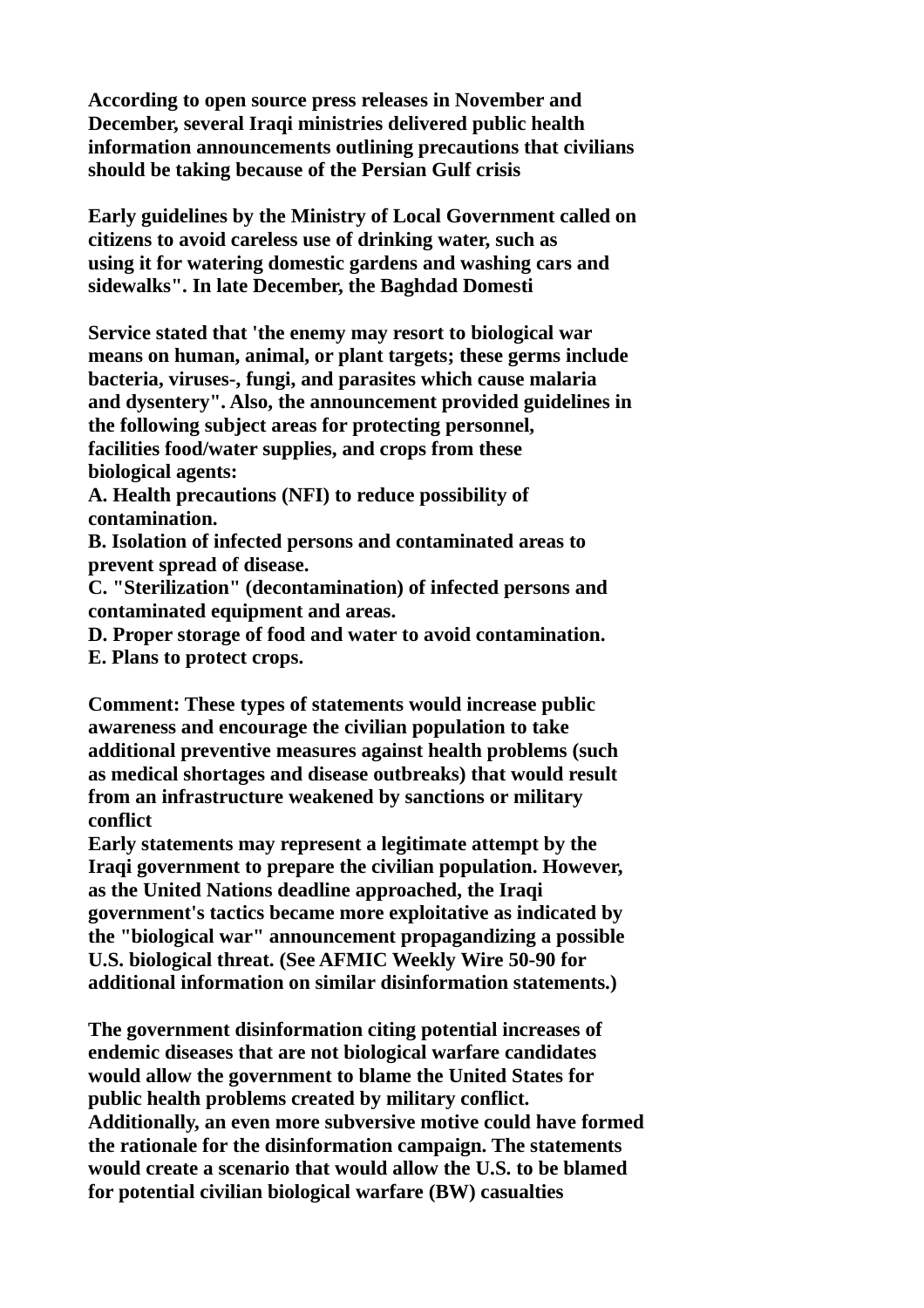**According to open source press releases in November and December, several Iraqi ministries delivered public health information announcements outlining precautions that civilians should be taking because of the Persian Gulf crisis**

**Early guidelines by the Ministry of Local Government called on citizens to avoid careless use of drinking water, such as using it for watering domestic gardens and washing cars and sidewalks". In late December, the Baghdad Domesti**

**Service stated that 'the enemy may resort to biological war means on human, animal, or plant targets; these germs include bacteria, viruses-, fungi, and parasites which cause malaria and dysentery". Also, the announcement provided guidelines in the following subject areas for protecting personnel, facilities food/water supplies, and crops from these biological agents:**

**A. Health precautions (NFI) to reduce possibility of contamination.**
**B. Isolation of infected persons and contaminated areas to prevent spread of disease.**
**C. "Sterilization" (decontamination) of infected persons and contaminated equipment and areas.**
**D. Proper storage of food and water to avoid contamination.**
**E. Plans to protect crops.**

**Comment: These types of statements would increase public awareness and encourage the civilian population to take additional preventive measures against health problems (such as medical shortages and disease outbreaks) that would result from an infrastructure weakened by sanctions or military conflict**
**Early statements may represent a legitimate attempt by the Iraqi government to prepare the civilian population. However, as the United Nations deadline approached, the Iraqi government's tactics became more exploitative as indicated by the "biological war" announcement propagandizing a possible U.S. biological threat. (See AFMIC Weekly Wire 50-90 for additional information on similar disinformation statements.)**

**The government disinformation citing potential increases of endemic diseases that are not biological warfare candidates would allow the government to blame the United States for public health problems created by military conflict. Additionally, an even more subversive motive could have formed the rationale for the disinformation campaign. The statements would create a scenario that would allow the U.S. to be blamed for potential civilian biological warfare (BW) casualties**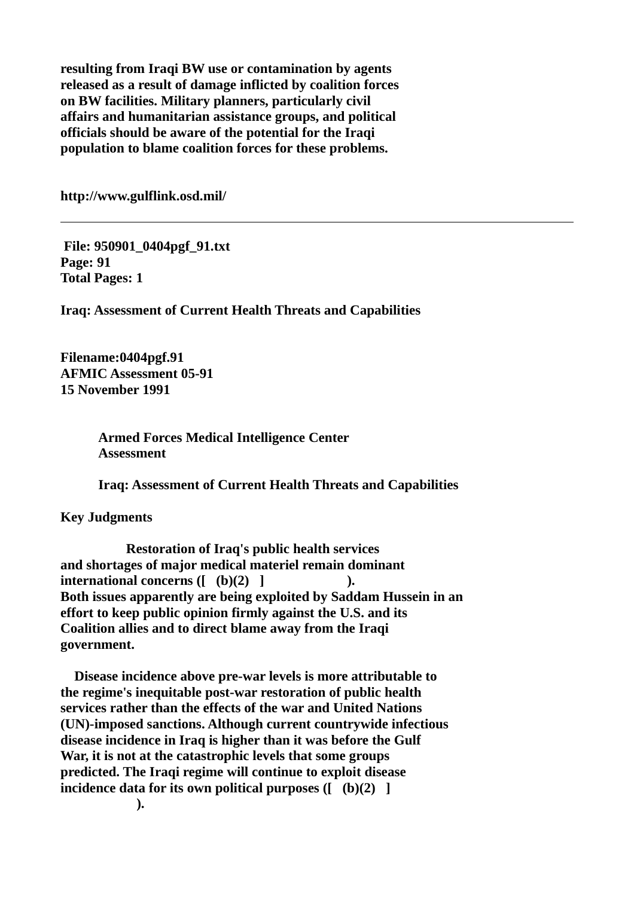**resulting from Iraqi BW use or contamination by agents released as a result of damage inflicted by coalition forces on BW facilities. Military planners, particularly civil affairs and humanitarian assistance groups, and political officials should be aware of the potential for the Iraqi population to blame coalition forces for these problems.**

**http://www.gulflink.osd.mil/**

---

**File: 950901_0404pgf_91.txt**
**Page: 91**
**Total Pages: 1**

**Iraq: Assessment of Current Health Threats and Capabilities**

**Filename:0404pgf.91**
**AFMIC Assessment 05-91**
**15 November 1991**

**Armed Forces Medical Intelligence Center Assessment**

**Iraq: Assessment of Current Health Threats and Capabilities**

**Key Judgments**

**Restoration of Iraq's public health services and shortages of major medical materiel remain dominant international concerns ([ (b)(2) ] ). Both issues apparently are being exploited by Saddam Hussein in an effort to keep public opinion firmly against the U.S. and its Coalition allies and to direct blame away from the Iraqi government.**

**Disease incidence above pre-war levels is more attributable to the regime's inequitable post-war restoration of public health services rather than the effects of the war and United Nations (UN)-imposed sanctions. Although current countrywide infectious disease incidence in Iraq is higher than it was before the Gulf War, it is not at the catastrophic levels that some groups predicted. The Iraqi regime will continue to exploit disease incidence data for its own political purposes ([ (b)(2) ] ).**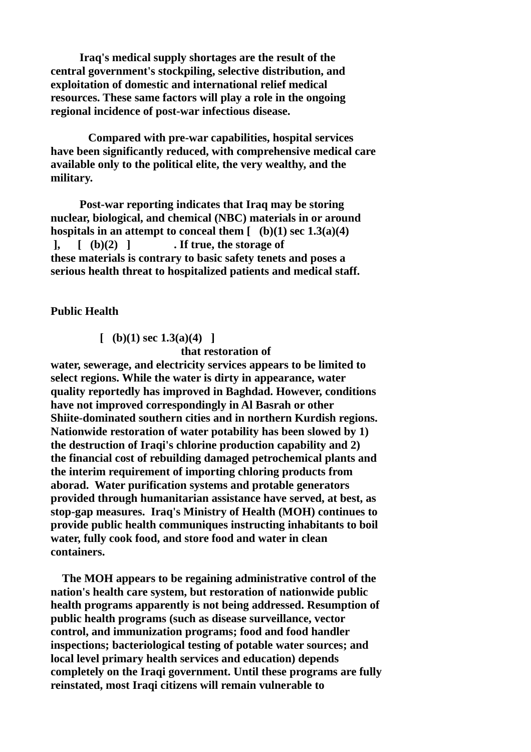**Iraq's medical supply shortages are the result of the central government's stockpiling, selective distribution, and exploitation of domestic and international relief medical resources. These same factors will play a role in the ongoing regional incidence of post-war infectious disease.**

**Compared with pre-war capabilities, hospital services have been significantly reduced, with comprehensive medical care available only to the political elite, the very wealthy, and the military.**

**Post-war reporting indicates that Iraq may be storing nuclear, biological, and chemical (NBC) materials in or around hospitals in an attempt to conceal them [ (b)(1) sec 1.3(a)(4) ], [ (b)(2) ] . If true, the storage of these materials is contrary to basic safety tenets and poses a serious health threat to hospitalized patients and medical staff.**

**Public Health**

**[ (b)(1) sec 1.3(a)(4) ] that restoration of water, sewerage, and electricity services appears to be limited to select regions. While the water is dirty in appearance, water quality reportedly has improved in Baghdad. However, conditions have not improved correspondingly in Al Basrah or other Shiite-dominated southern cities and in northern Kurdish regions. Nationwide restoration of water potability has been slowed by 1) the destruction of Iraqi's chlorine production capability and 2) the financial cost of rebuilding damaged petrochemical plants and the interim requirement of importing chloring products from aborad. Water purification systems and protable generators provided through humanitarian assistance have served, at best, as stop-gap measures. Iraq's Ministry of Health (MOH) continues to provide public health communiques instructing inhabitants to boil water, fully cook food, and store food and water in clean containers.**

**The MOH appears to be regaining administrative control of the nation's health care system, but restoration of nationwide public health programs apparently is not being addressed. Resumption of public health programs (such as disease surveillance, vector control, and immunization programs; food and food handler inspections; bacteriological testing of potable water sources; and local level primary health services and education) depends completely on the Iraqi government. Until these programs are fully reinstated, most Iraqi citizens will remain vulnerable to**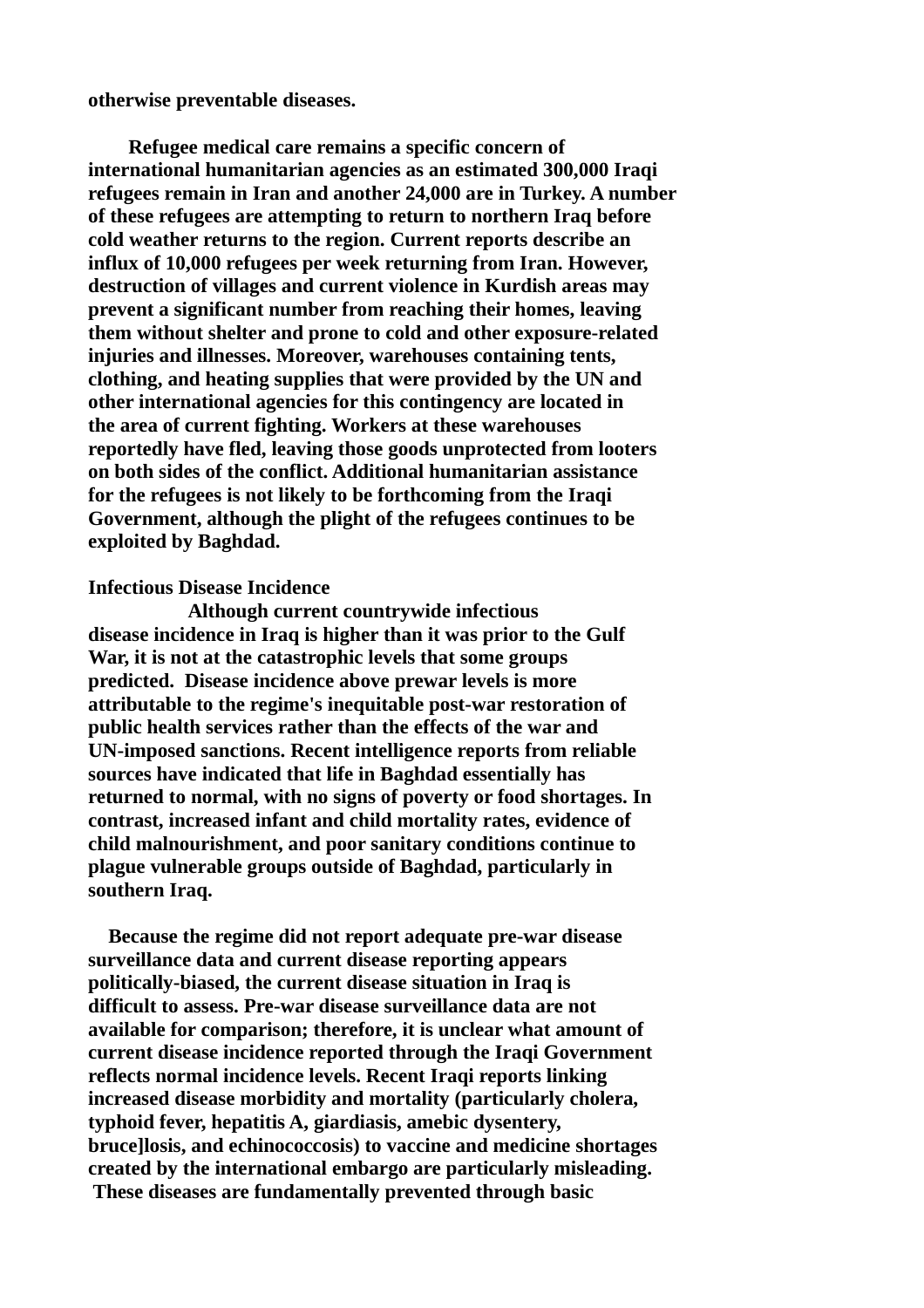otherwise preventable diseases.

Refugee medical care remains a specific concern of international humanitarian agencies as an estimated 300,000 Iraqi refugees remain in Iran and another 24,000 are in Turkey. A number of these refugees are attempting to return to northern Iraq before cold weather returns to the region. Current reports describe an influx of 10,000 refugees per week returning from Iran. However, destruction of villages and current violence in Kurdish areas may prevent a significant number from reaching their homes, leaving them without shelter and prone to cold and other exposure-related injuries and illnesses. Moreover, warehouses containing tents, clothing, and heating supplies that were provided by the UN and other international agencies for this contingency are located in the area of current fighting. Workers at these warehouses reportedly have fled, leaving those goods unprotected from looters on both sides of the conflict. Additional humanitarian assistance for the refugees is not likely to be forthcoming from the Iraqi Government, although the plight of the refugees continues to be exploited by Baghdad.

**Infectious Disease Incidence**

Although current countrywide infectious disease incidence in Iraq is higher than it was prior to the Gulf War, it is not at the catastrophic levels that some groups predicted. Disease incidence above prewar levels is more attributable to the regime's inequitable post-war restoration of public health services rather than the effects of the war and UN-imposed sanctions. Recent intelligence reports from reliable sources have indicated that life in Baghdad essentially has returned to normal, with no signs of poverty or food shortages. In contrast, increased infant and child mortality rates, evidence of child malnourishment, and poor sanitary conditions continue to plague vulnerable groups outside of Baghdad, particularly in southern Iraq.

Because the regime did not report adequate pre-war disease surveillance data and current disease reporting appears politically-biased, the current disease situation in Iraq is difficult to assess. Pre-war disease surveillance data are not available for comparison; therefore, it is unclear what amount of current disease incidence reported through the Iraqi Government reflects normal incidence levels. Recent Iraqi reports linking increased disease morbidity and mortality (particularly cholera, typhoid fever, hepatitis A, giardiasis, amebic dysentery, bruce]losis, and echinococcosis) to vaccine and medicine shortages created by the international embargo are particularly misleading. These diseases are fundamentally prevented through basic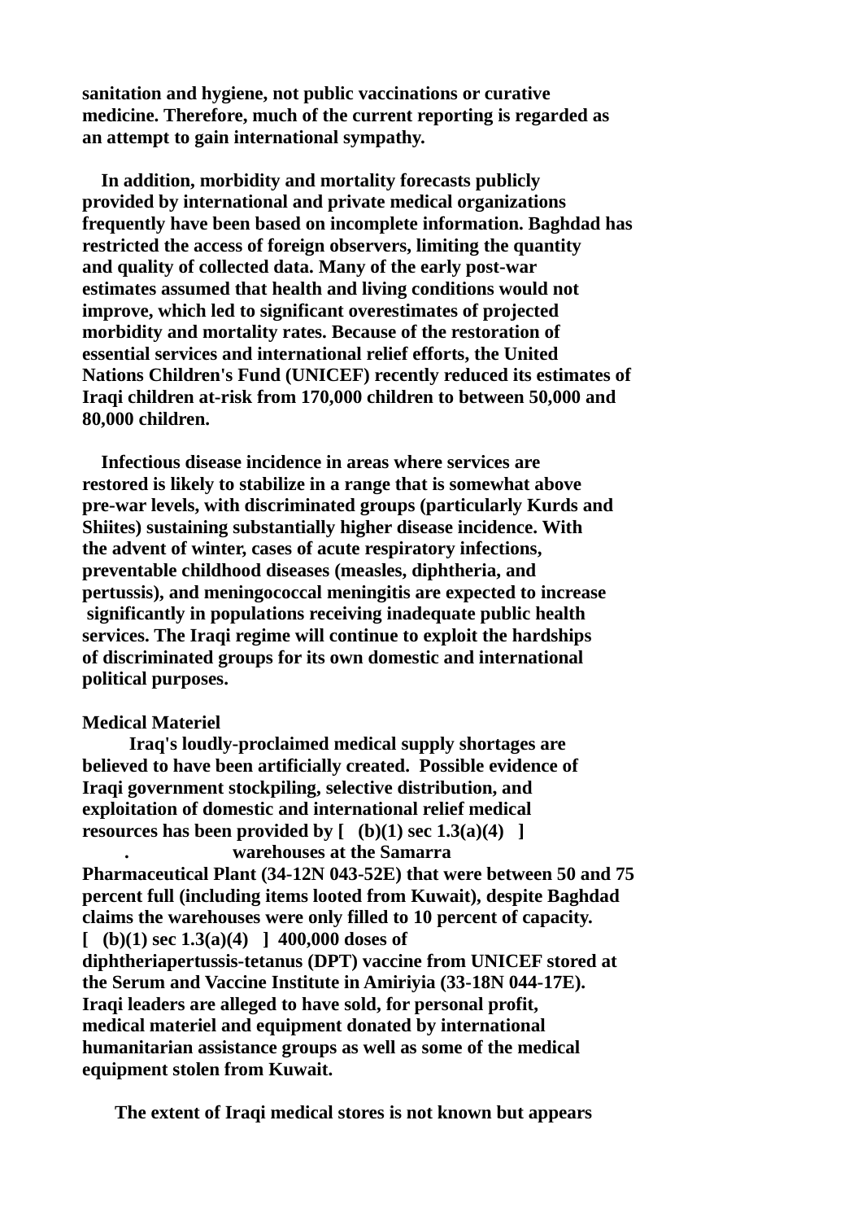**sanitation and hygiene, not public vaccinations or curative medicine. Therefore, much of the current reporting is regarded as an attempt to gain international sympathy.**

**In addition, morbidity and mortality forecasts publicly provided by international and private medical organizations frequently have been based on incomplete information. Baghdad has restricted the access of foreign observers, limiting the quantity and quality of collected data. Many of the early post-war estimates assumed that health and living conditions would not improve, which led to significant overestimates of projected morbidity and mortality rates. Because of the restoration of essential services and international relief efforts, the United Nations Children's Fund (UNICEF) recently reduced its estimates of Iraqi children at-risk from 170,000 children to between 50,000 and 80,000 children.**

**Infectious disease incidence in areas where services are restored is likely to stabilize in a range that is somewhat above pre-war levels, with discriminated groups (particularly Kurds and Shiites) sustaining substantially higher disease incidence. With the advent of winter, cases of acute respiratory infections, preventable childhood diseases (measles, diphtheria, and pertussis), and meningococcal meningitis are expected to increase significantly in populations receiving inadequate public health services. The Iraqi regime will continue to exploit the hardships of discriminated groups for its own domestic and international political purposes.**

**Medical Materiel**

**Iraq's loudly-proclaimed medical supply shortages are believed to have been artificially created. Possible evidence of Iraqi government stockpiling, selective distribution, and exploitation of domestic and international relief medical resources has been provided by [ (b)(1) sec 1.3(a)(4) ] . warehouses at the Samarra Pharmaceutical Plant (34-12N 043-52E) that were between 50 and 75 percent full (including items looted from Kuwait), despite Baghdad claims the warehouses were only filled to 10 percent of capacity. [ (b)(1) sec 1.3(a)(4) ] 400,000 doses of diphtheriapertussis-tetanus (DPT) vaccine from UNICEF stored at the Serum and Vaccine Institute in Amiriyia (33-18N 044-17E). Iraqi leaders are alleged to have sold, for personal profit, medical materiel and equipment donated by international humanitarian assistance groups as well as some of the medical equipment stolen from Kuwait.**

**The extent of Iraqi medical stores is not known but appears**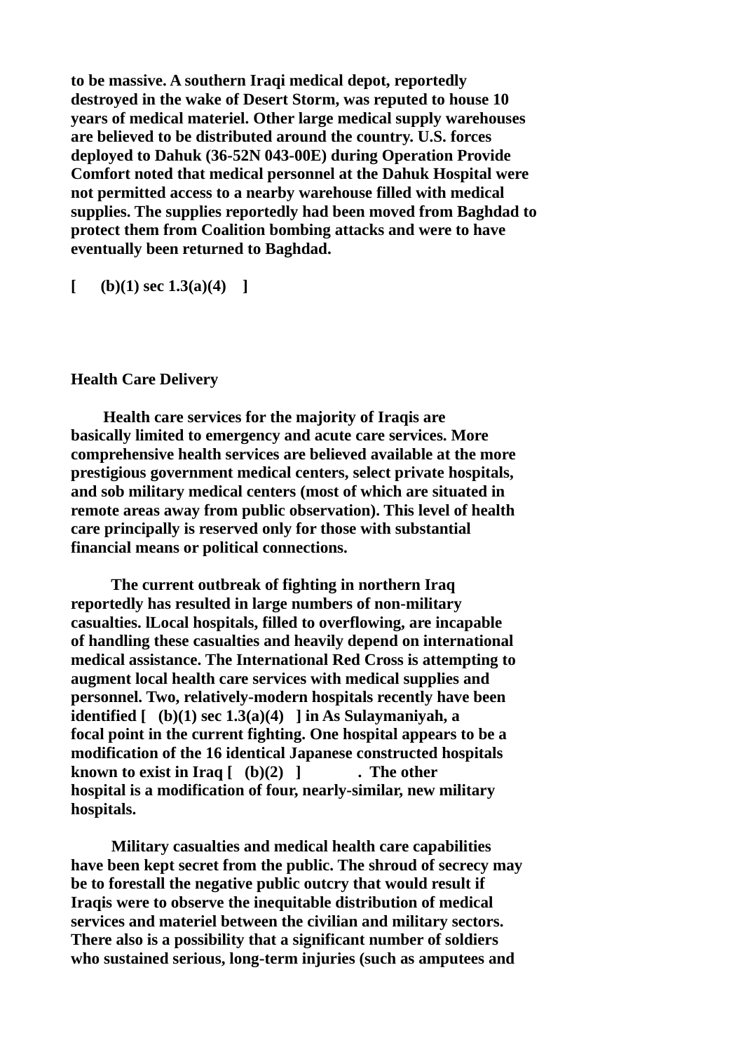**to be massive. A southern Iraqi medical depot, reportedly destroyed in the wake of Desert Storm, was reputed to house 10 years of medical materiel. Other large medical supply warehouses are believed to be distributed around the country. U.S. forces deployed to Dahuk (36-52N 043-00E) during Operation Provide Comfort noted that medical personnel at the Dahuk Hospital were not permitted access to a nearby warehouse filled with medical supplies. The supplies reportedly had been moved from Baghdad to protect them from Coalition bombing attacks and were to have eventually been returned to Baghdad.**

**[ (b)(1) sec 1.3(a)(4) ]**

**Health Care Delivery**

**Health care services for the majority of Iraqis are basically limited to emergency and acute care services. More comprehensive health services are believed available at the more prestigious government medical centers, select private hospitals, and sob military medical centers (most of which are situated in remote areas away from public observation). This level of health care principally is reserved only for those with substantial financial means or political connections.**

**The current outbreak of fighting in northern Iraq reportedly has resulted in large numbers of non-military casualties. lLocal hospitals, filled to overflowing, are incapable of handling these casualties and heavily depend on international medical assistance. The International Red Cross is attempting to augment local health care services with medical supplies and personnel. Two, relatively-modern hospitals recently have been identified [ (b)(1) sec 1.3(a)(4) ] in As Sulaymaniyah, a focal point in the current fighting. One hospital appears to be a modification of the 16 identical Japanese constructed hospitals known to exist in Iraq [ (b)(2) ] . The other hospital is a modification of four, nearly-similar, new military hospitals.**

**Military casualties and medical health care capabilities have been kept secret from the public. The shroud of secrecy may be to forestall the negative public outcry that would result if Iraqis were to observe the inequitable distribution of medical services and materiel between the civilian and military sectors. There also is a possibility that a significant number of soldiers who sustained serious, long-term injuries (such as amputees and**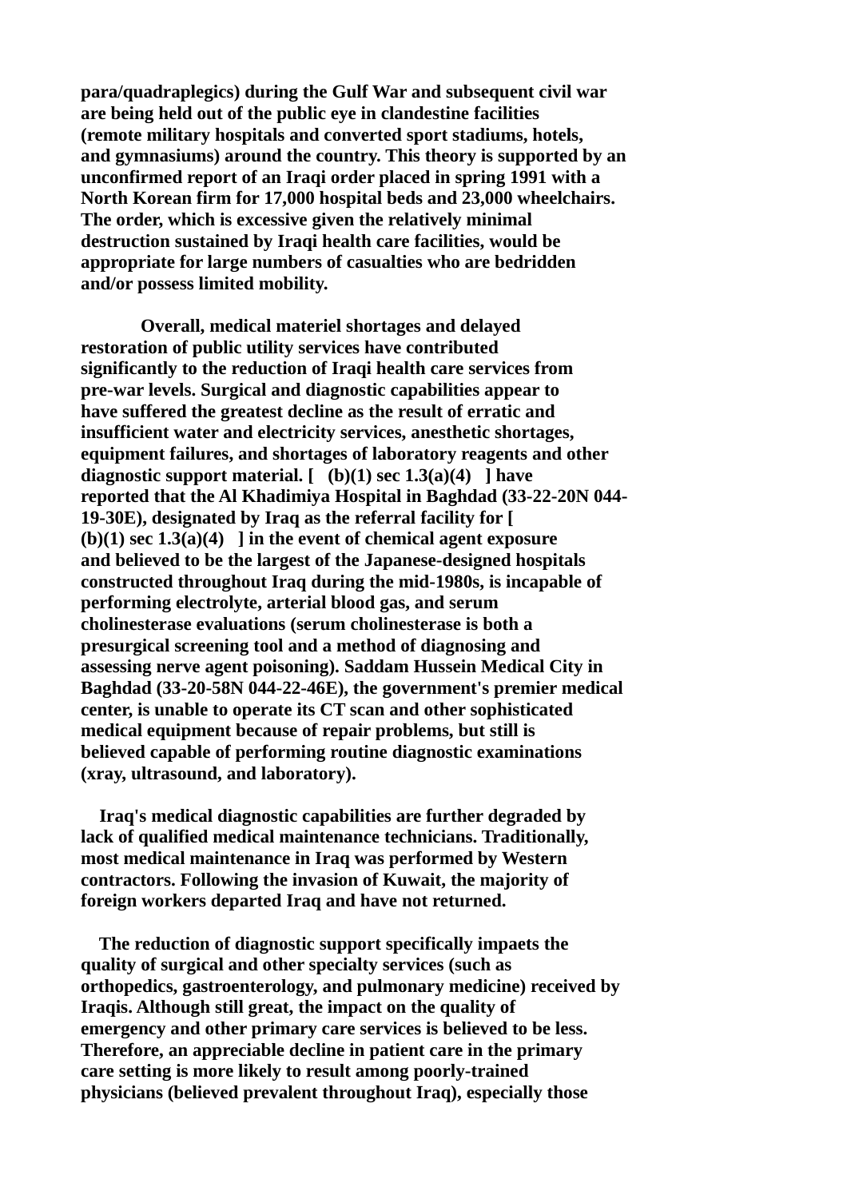**para/quadraplegics) during the Gulf War and subsequent civil war are being held out of the public eye in clandestine facilities (remote military hospitals and converted sport stadiums, hotels, and gymnasiums) around the country. This theory is supported by an unconfirmed report of an Iraqi order placed in spring 1991 with a North Korean firm for 17,000 hospital beds and 23,000 wheelchairs. The order, which is excessive given the relatively minimal destruction sustained by Iraqi health care facilities, would be appropriate for large numbers of casualties who are bedridden and/or possess limited mobility.**

**Overall, medical materiel shortages and delayed restoration of public utility services have contributed significantly to the reduction of Iraqi health care services from pre-war levels. Surgical and diagnostic capabilities appear to have suffered the greatest decline as the result of erratic and insufficient water and electricity services, anesthetic shortages, equipment failures, and shortages of laboratory reagents and other diagnostic support material. [ (b)(1) sec 1.3(a)(4) ] have reported that the Al Khadimiya Hospital in Baghdad (33-22-20N 044-19-30E), designated by Iraq as the referral facility for [ (b)(1) sec 1.3(a)(4) ] in the event of chemical agent exposure and believed to be the largest of the Japanese-designed hospitals constructed throughout Iraq during the mid-1980s, is incapable of performing electrolyte, arterial blood gas, and serum cholinesterase evaluations (serum cholinesterase is both a presurgical screening tool and a method of diagnosing and assessing nerve agent poisoning). Saddam Hussein Medical City in Baghdad (33-20-58N 044-22-46E), the government's premier medical center, is unable to operate its CT scan and other sophisticated medical equipment because of repair problems, but still is believed capable of performing routine diagnostic examinations (xray, ultrasound, and laboratory).**

**Iraq's medical diagnostic capabilities are further degraded by lack of qualified medical maintenance technicians. Traditionally, most medical maintenance in Iraq was performed by Western contractors. Following the invasion of Kuwait, the majority of foreign workers departed Iraq and have not returned.**

**The reduction of diagnostic support specifically impaets the quality of surgical and other specialty services (such as orthopedics, gastroenterology, and pulmonary medicine) received by Iraqis. Although still great, the impact on the quality of emergency and other primary care services is believed to be less. Therefore, an appreciable decline in patient care in the primary care setting is more likely to result among poorly-trained physicians (believed prevalent throughout Iraq), especially those**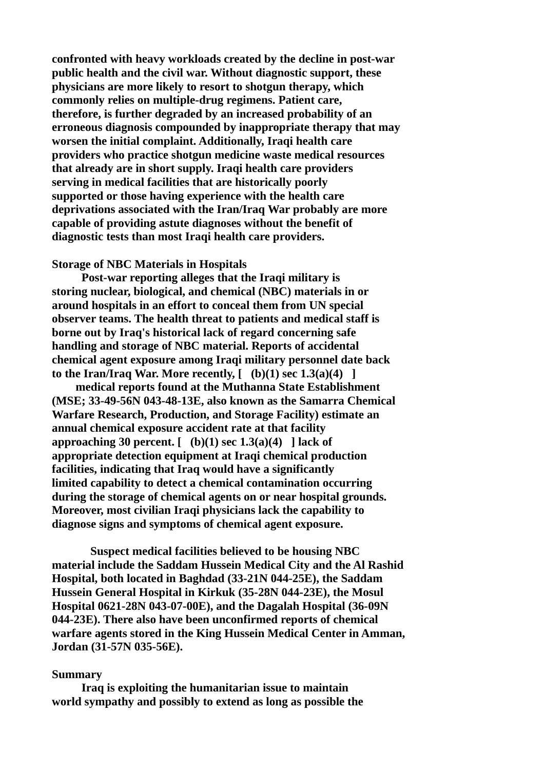**confronted with heavy workloads created by the decline in post-war public health and the civil war. Without diagnostic support, these physicians are more likely to resort to shotgun therapy, which commonly relies on multiple-drug regimens. Patient care, therefore, is further degraded by an increased probability of an erroneous diagnosis compounded by inappropriate therapy that may worsen the initial complaint. Additionally, Iraqi health care providers who practice shotgun medicine waste medical resources that already are in short supply. Iraqi health care providers serving in medical facilities that are historically poorly supported or those having experience with the health care deprivations associated with the Iran/Iraq War probably are more capable of providing astute diagnoses without the benefit of diagnostic tests than most Iraqi health care providers.**

**Storage of NBC Materials in Hospitals**

**Post-war reporting alleges that the Iraqi military is storing nuclear, biological, and chemical (NBC) materials in or around hospitals in an effort to conceal them from UN special observer teams. The health threat to patients and medical staff is borne out by Iraq's historical lack of regard concerning safe handling and storage of NBC material. Reports of accidental chemical agent exposure among Iraqi military personnel date back to the Iran/Iraq War. More recently, [ (b)(1) sec 1.3(a)(4) ] medical reports found at the Muthanna State Establishment (MSE; 33-49-56N 043-48-13E, also known as the Samarra Chemical Warfare Research, Production, and Storage Facility) estimate an annual chemical exposure accident rate at that facility approaching 30 percent. [ (b)(1) sec 1.3(a)(4) ] lack of appropriate detection equipment at Iraqi chemical production facilities, indicating that Iraq would have a significantly limited capability to detect a chemical contamination occurring during the storage of chemical agents on or near hospital grounds. Moreover, most civilian Iraqi physicians lack the capability to diagnose signs and symptoms of chemical agent exposure.**

**Suspect medical facilities believed to be housing NBC material include the Saddam Hussein Medical City and the Al Rashid Hospital, both located in Baghdad (33-21N 044-25E), the Saddam Hussein General Hospital in Kirkuk (35-28N 044-23E), the Mosul Hospital 0621-28N 043-07-00E), and the Dagalah Hospital (36-09N 044-23E). There also have been unconfirmed reports of chemical warfare agents stored in the King Hussein Medical Center in Amman, Jordan (31-57N 035-56E).**

**Summary**

**Iraq is exploiting the humanitarian issue to maintain world sympathy and possibly to extend as long as possible the**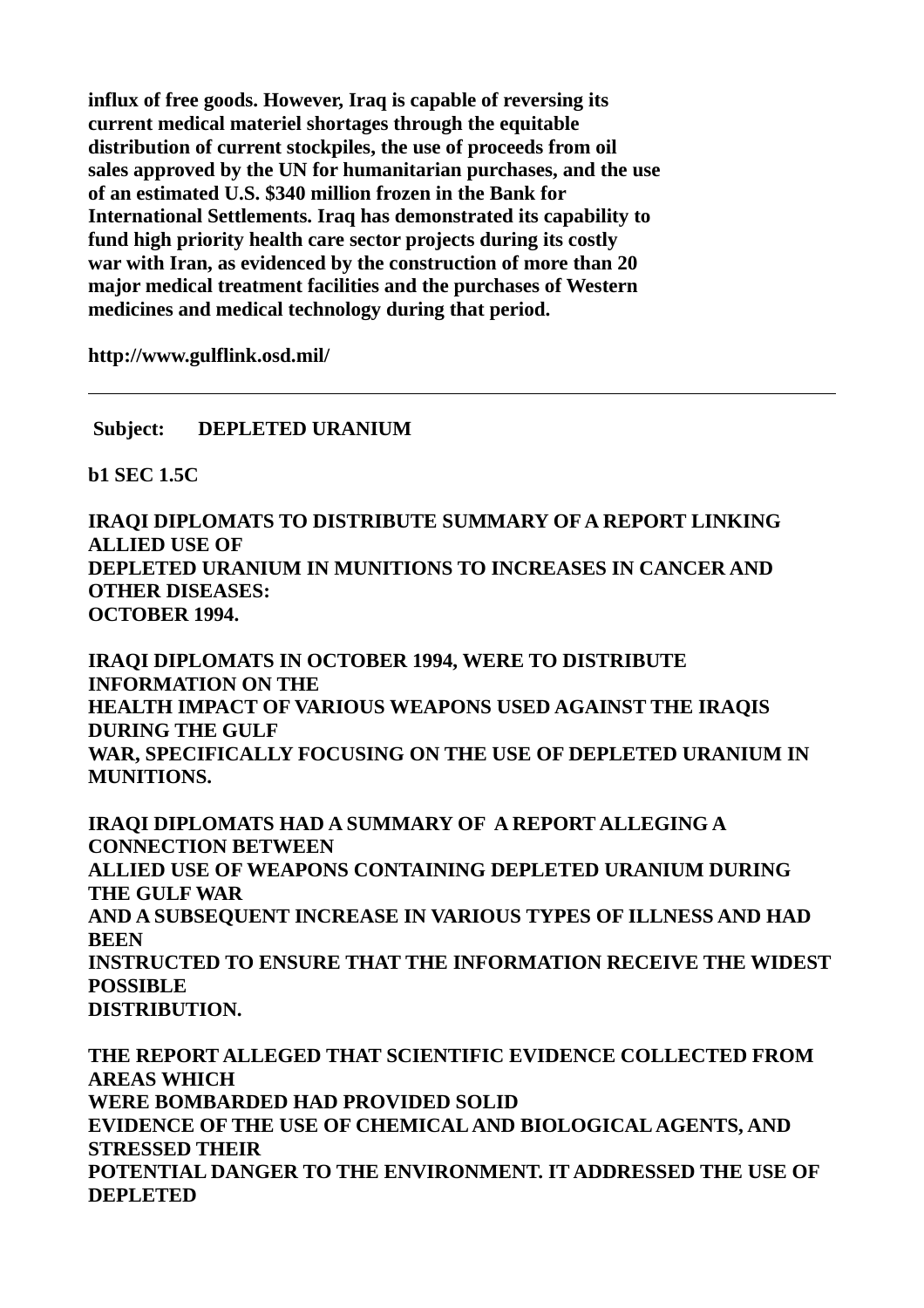**influx of free goods. However, Iraq is capable of reversing its current medical materiel shortages through the equitable distribution of current stockpiles, the use of proceeds from oil sales approved by the UN for humanitarian purchases, and the use of an estimated U.S. $340 million frozen in the Bank for International Settlements. Iraq has demonstrated its capability to fund high priority health care sector projects during its costly war with Iran, as evidenced by the construction of more than 20 major medical treatment facilities and the purchases of Western medicines and medical technology during that period.**

**http://www.gulflink.osd.mil/**

---

**Subject: DEPLETED URANIUM**

**b1 SEC 1.5C**

**IRAQI DIPLOMATS TO DISTRIBUTE SUMMARY OF A REPORT LINKING ALLIED USE OF DEPLETED URANIUM IN MUNITIONS TO INCREASES IN CANCER AND OTHER DISEASES: OCTOBER 1994.**

**IRAQI DIPLOMATS IN OCTOBER 1994, WERE TO DISTRIBUTE INFORMATION ON THE HEALTH IMPACT OF VARIOUS WEAPONS USED AGAINST THE IRAQIS DURING THE GULF WAR, SPECIFICALLY FOCUSING ON THE USE OF DEPLETED URANIUM IN MUNITIONS.**

**IRAQI DIPLOMATS HAD A SUMMARY OF A REPORT ALLEGING A CONNECTION BETWEEN ALLIED USE OF WEAPONS CONTAINING DEPLETED URANIUM DURING THE GULF WAR AND A SUBSEQUENT INCREASE IN VARIOUS TYPES OF ILLNESS AND HAD BEEN INSTRUCTED TO ENSURE THAT THE INFORMATION RECEIVE THE WIDEST POSSIBLE DISTRIBUTION.**

**THE REPORT ALLEGED THAT SCIENTIFIC EVIDENCE COLLECTED FROM AREAS WHICH WERE BOMBARDED HAD PROVIDED SOLID EVIDENCE OF THE USE OF CHEMICAL AND BIOLOGICAL AGENTS, AND STRESSED THEIR POTENTIAL DANGER TO THE ENVIRONMENT. IT ADDRESSED THE USE OF DEPLETED**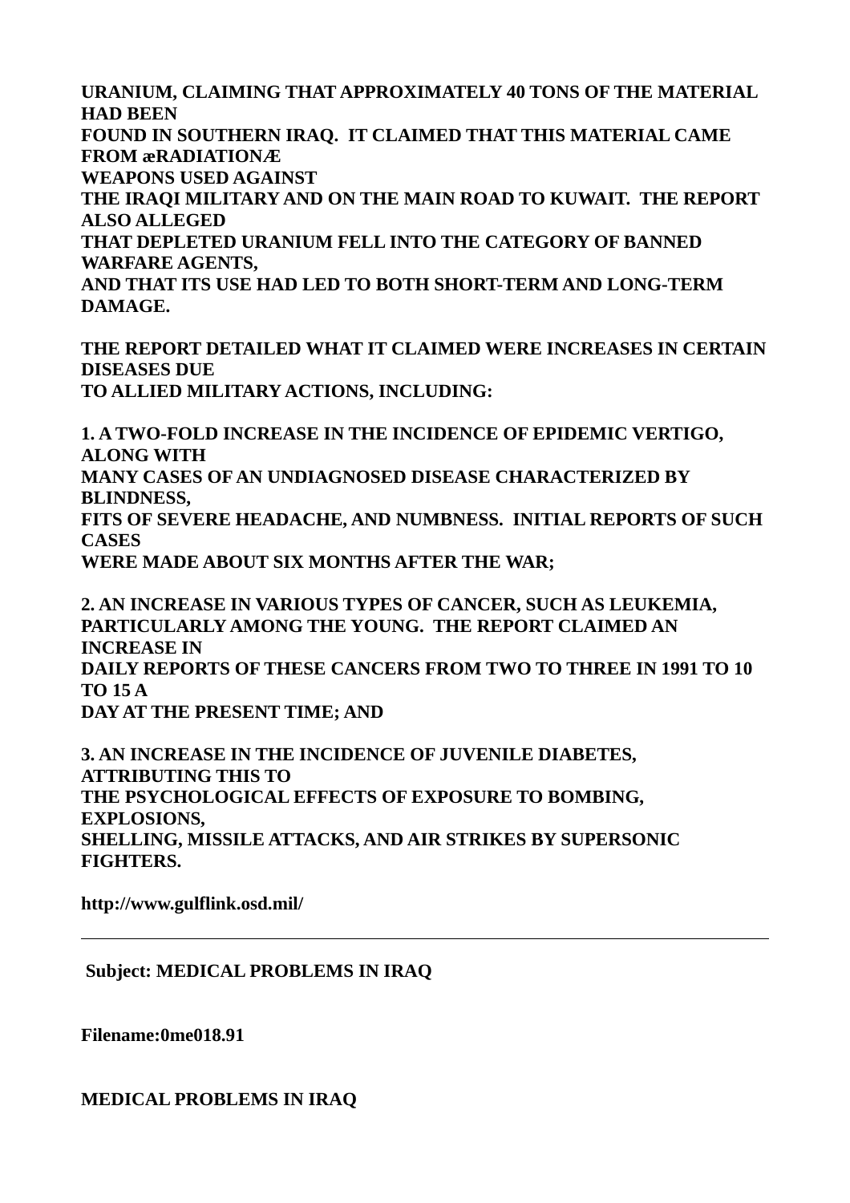**URANIUM, CLAIMING THAT APPROXIMATELY 40 TONS OF THE MATERIAL HAD BEEN FOUND IN SOUTHERN IRAQ. IT CLAIMED THAT THIS MATERIAL CAME FROM æRADIATIONÆ WEAPONS USED AGAINST THE IRAQI MILITARY AND ON THE MAIN ROAD TO KUWAIT. THE REPORT ALSO ALLEGED THAT DEPLETED URANIUM FELL INTO THE CATEGORY OF BANNED WARFARE AGENTS, AND THAT ITS USE HAD LED TO BOTH SHORT-TERM AND LONG-TERM DAMAGE.**

**THE REPORT DETAILED WHAT IT CLAIMED WERE INCREASES IN CERTAIN DISEASES DUE TO ALLIED MILITARY ACTIONS, INCLUDING:**

**1. A TWO-FOLD INCREASE IN THE INCIDENCE OF EPIDEMIC VERTIGO, ALONG WITH MANY CASES OF AN UNDIAGNOSED DISEASE CHARACTERIZED BY BLINDNESS, FITS OF SEVERE HEADACHE, AND NUMBNESS. INITIAL REPORTS OF SUCH CASES WERE MADE ABOUT SIX MONTHS AFTER THE WAR;**

**2. AN INCREASE IN VARIOUS TYPES OF CANCER, SUCH AS LEUKEMIA, PARTICULARLY AMONG THE YOUNG. THE REPORT CLAIMED AN INCREASE IN DAILY REPORTS OF THESE CANCERS FROM TWO TO THREE IN 1991 TO 10 TO 15 A DAY AT THE PRESENT TIME; AND**

**3. AN INCREASE IN THE INCIDENCE OF JUVENILE DIABETES, ATTRIBUTING THIS TO THE PSYCHOLOGICAL EFFECTS OF EXPOSURE TO BOMBING, EXPLOSIONS, SHELLING, MISSILE ATTACKS, AND AIR STRIKES BY SUPERSONIC FIGHTERS.**

**http://www.gulflink.osd.mil/**

---

**Subject: MEDICAL PROBLEMS IN IRAQ**

**Filename:0me018.91**

**MEDICAL PROBLEMS IN IRAQ**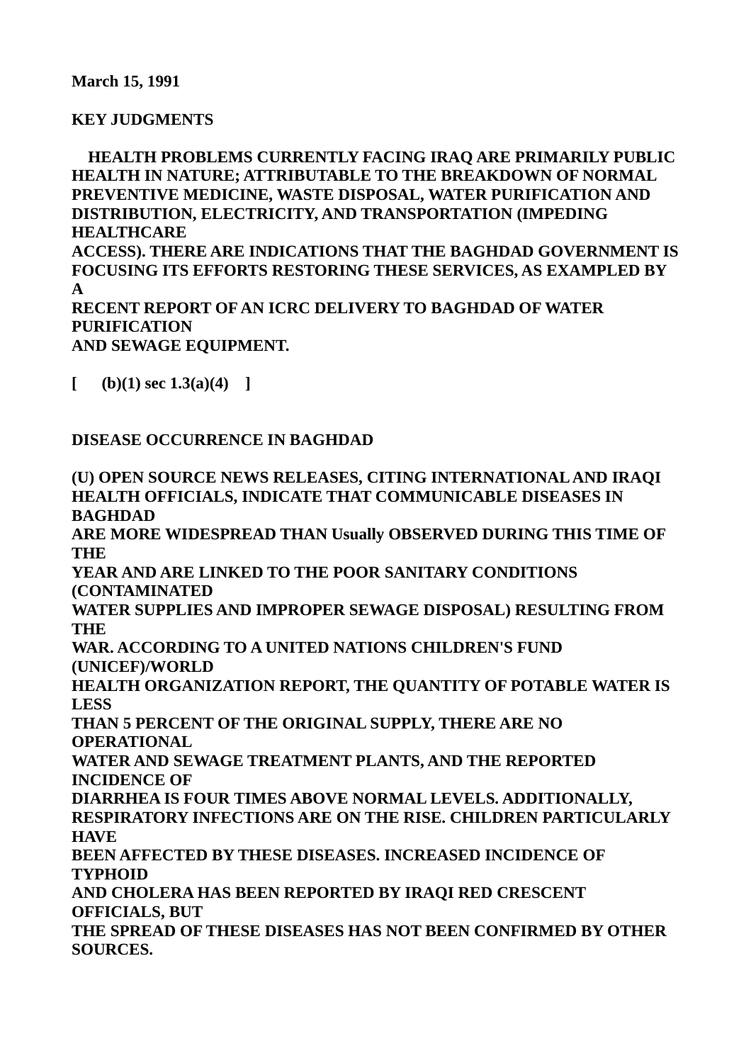**March 15, 1991**

**KEY JUDGMENTS**

**HEALTH PROBLEMS CURRENTLY FACING IRAQ ARE PRIMARILY PUBLIC HEALTH IN NATURE; ATTRIBUTABLE TO THE BREAKDOWN OF NORMAL PREVENTIVE MEDICINE, WASTE DISPOSAL, WATER PURIFICATION AND DISTRIBUTION, ELECTRICITY, AND TRANSPORTATION (IMPEDING HEALTHCARE ACCESS). THERE ARE INDICATIONS THAT THE BAGHDAD GOVERNMENT IS FOCUSING ITS EFFORTS RESTORING THESE SERVICES, AS EXAMPLED BY A RECENT REPORT OF AN ICRC DELIVERY TO BAGHDAD OF WATER PURIFICATION AND SEWAGE EQUIPMENT.**

**[ (b)(1) sec 1.3(a)(4) ]**

**DISEASE OCCURRENCE IN BAGHDAD**

**(U) OPEN SOURCE NEWS RELEASES, CITING INTERNATIONAL AND IRAQI HEALTH OFFICIALS, INDICATE THAT COMMUNICABLE DISEASES IN BAGHDAD ARE MORE WIDESPREAD THAN Usually OBSERVED DURING THIS TIME OF THE YEAR AND ARE LINKED TO THE POOR SANITARY CONDITIONS (CONTAMINATED WATER SUPPLIES AND IMPROPER SEWAGE DISPOSAL) RESULTING FROM THE WAR. ACCORDING TO A UNITED NATIONS CHILDREN'S FUND (UNICEF)/WORLD HEALTH ORGANIZATION REPORT, THE QUANTITY OF POTABLE WATER IS LESS THAN 5 PERCENT OF THE ORIGINAL SUPPLY, THERE ARE NO OPERATIONAL WATER AND SEWAGE TREATMENT PLANTS, AND THE REPORTED INCIDENCE OF DIARRHEA IS FOUR TIMES ABOVE NORMAL LEVELS. ADDITIONALLY, RESPIRATORY INFECTIONS ARE ON THE RISE. CHILDREN PARTICULARLY HAVE BEEN AFFECTED BY THESE DISEASES. INCREASED INCIDENCE OF TYPHOID AND CHOLERA HAS BEEN REPORTED BY IRAQI RED CRESCENT OFFICIALS, BUT THE SPREAD OF THESE DISEASES HAS NOT BEEN CONFIRMED BY OTHER SOURCES.**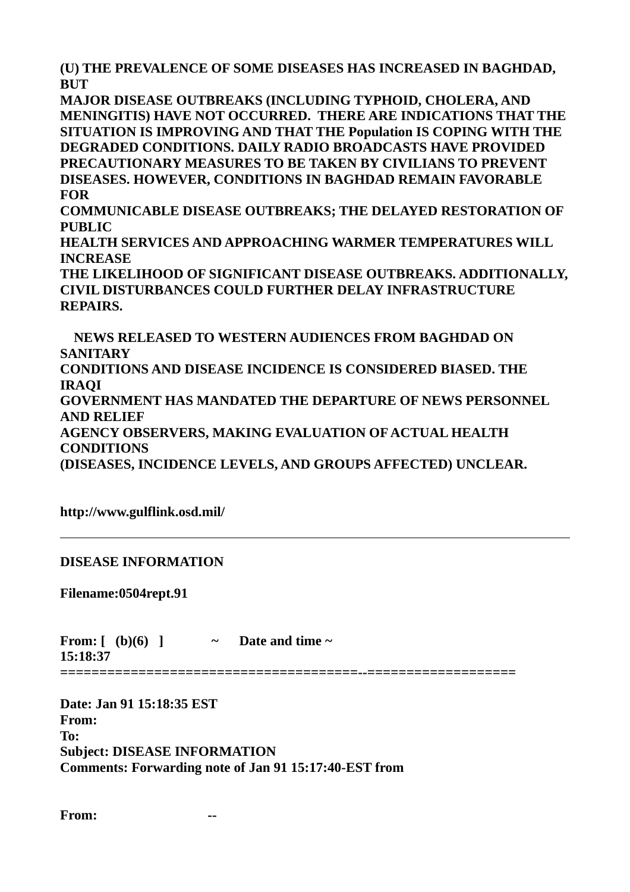**(U) THE PREVALENCE OF SOME DISEASES HAS INCREASED IN BAGHDAD, BUT MAJOR DISEASE OUTBREAKS (INCLUDING TYPHOID, CHOLERA, AND MENINGITIS) HAVE NOT OCCURRED. THERE ARE INDICATIONS THAT THE SITUATION IS IMPROVING AND THAT THE Population IS COPING WITH THE DEGRADED CONDITIONS. DAILY RADIO BROADCASTS HAVE PROVIDED PRECAUTIONARY MEASURES TO BE TAKEN BY CIVILIANS TO PREVENT DISEASES. HOWEVER, CONDITIONS IN BAGHDAD REMAIN FAVORABLE FOR COMMUNICABLE DISEASE OUTBREAKS; THE DELAYED RESTORATION OF PUBLIC HEALTH SERVICES AND APPROACHING WARMER TEMPERATURES WILL INCREASE THE LIKELIHOOD OF SIGNIFICANT DISEASE OUTBREAKS. ADDITIONALLY, CIVIL DISTURBANCES COULD FURTHER DELAY INFRASTRUCTURE REPAIRS.**

**NEWS RELEASED TO WESTERN AUDIENCES FROM BAGHDAD ON SANITARY CONDITIONS AND DISEASE INCIDENCE IS CONSIDERED BIASED. THE IRAQI GOVERNMENT HAS MANDATED THE DEPARTURE OF NEWS PERSONNEL AND RELIEF AGENCY OBSERVERS, MAKING EVALUATION OF ACTUAL HEALTH CONDITIONS (DISEASES, INCIDENCE LEVELS, AND GROUPS AFFECTED) UNCLEAR.**

**http://www.gulflink.osd.mil/**

---

**DISEASE INFORMATION**

**Filename:0504rept.91**

**From: [ (b)(6) ] ~ Date and time ~ 15:18:37**
**=====================================--===================**

**Date: Jan 91 15:18:35 EST**
**From:**
**To:**
**Subject: DISEASE INFORMATION**
**Comments: Forwarding note of Jan 91 15:17:40-EST from**

**From: --**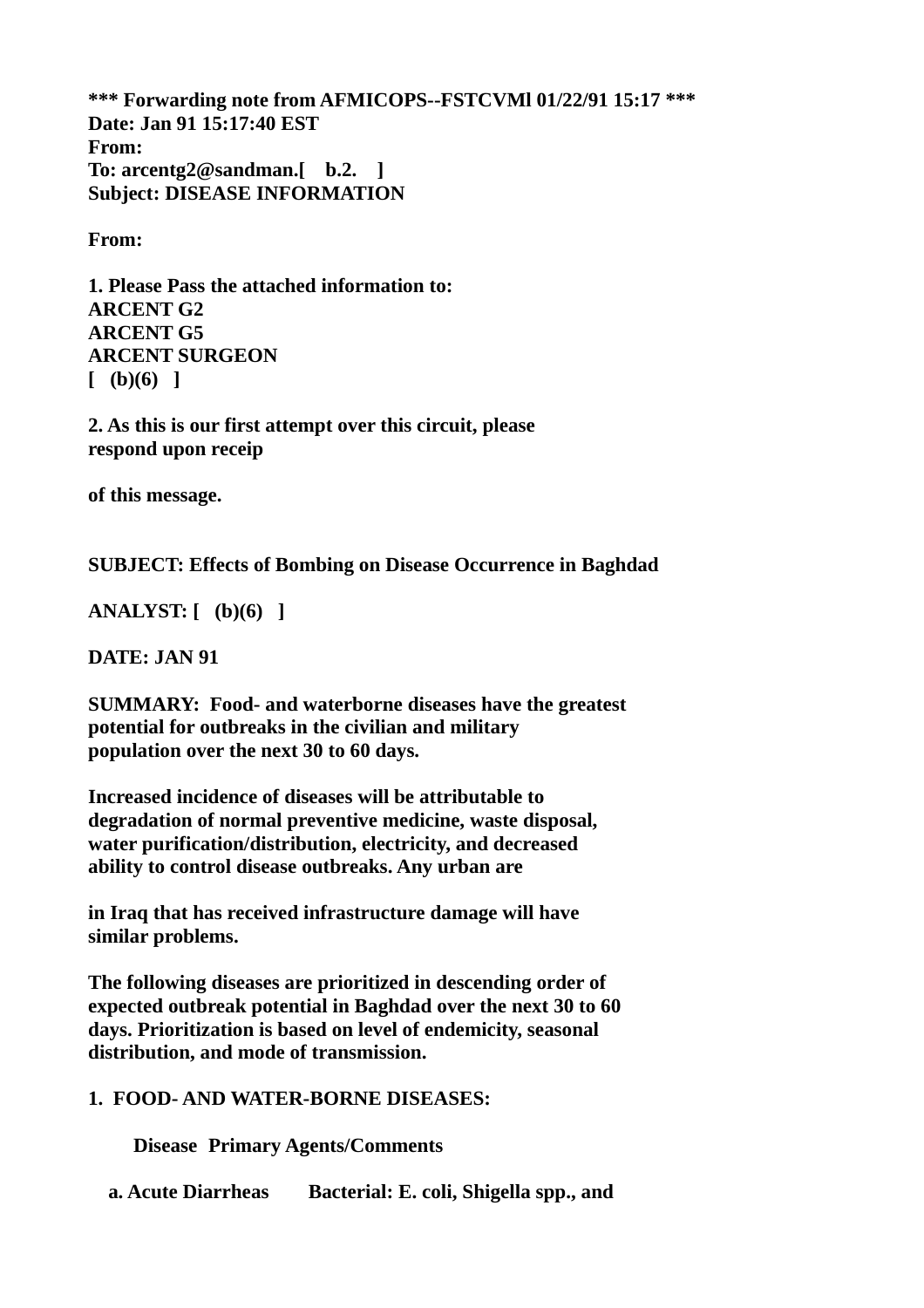**\*\*\* Forwarding note from AFMICOPS--FSTCVMl 01/22/91 15:17 \*\*\***
**Date: Jan 91 15:17:40 EST**
**From:**
**To: arcentg2@sandman.[ b.2. ]**
**Subject: DISEASE INFORMATION**

**From:**

**1. Please Pass the attached information to:**
**ARCENT G2**
**ARCENT G5**
**ARCENT SURGEON**
**[ (b)(6) ]**

**2. As this is our first attempt over this circuit, please respond upon receip**

**of this message.**

**SUBJECT: Effects of Bombing on Disease Occurrence in Baghdad**

**ANALYST: [ (b)(6) ]**

**DATE: JAN 91**

**SUMMARY: Food- and waterborne diseases have the greatest potential for outbreaks in the civilian and military population over the next 30 to 60 days.**

**Increased incidence of diseases will be attributable to degradation of normal preventive medicine, waste disposal, water purification/distribution, electricity, and decreased ability to control disease outbreaks. Any urban are**

**in Iraq that has received infrastructure damage will have similar problems.**

**The following diseases are prioritized in descending order of expected outbreak potential in Baghdad over the next 30 to 60 days. Prioritization is based on level of endemicity, seasonal distribution, and mode of transmission.**

**1. FOOD- AND WATER-BORNE DISEASES:**

| **Disease** | **Primary Agents/Comments** |
|---|---|
| **a. Acute Diarrheas** | **Bacterial: E. coli, Shigella spp., and** |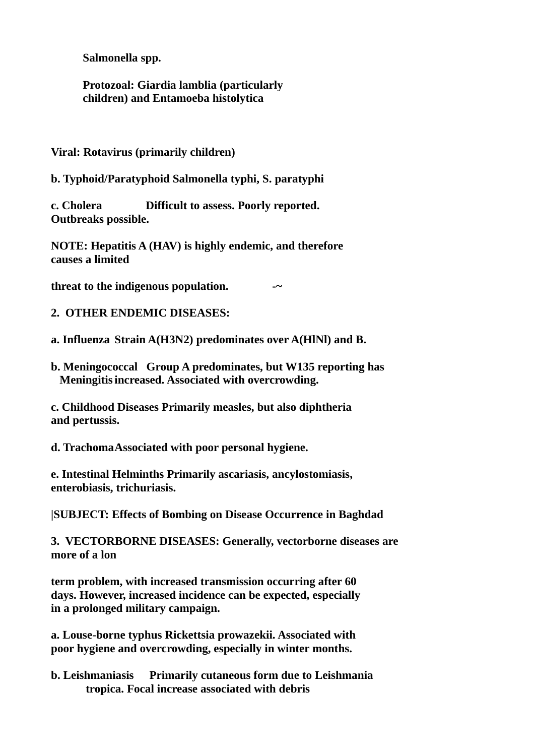**Salmonella spp.**

**Protozoal: Giardia lamblia (particularly children) and Entamoeba histolytica**

**Viral: Rotavirus (primarily children)**

**b. Typhoid/Paratyphoid Salmonella typhi, S. paratyphi**

**c. Cholera Difficult to assess. Poorly reported. Outbreaks possible.**

**NOTE: Hepatitis A (HAV) is highly endemic, and therefore causes a limited**

**threat to the indigenous population. -~**

**2. OTHER ENDEMIC DISEASES:**

**a. Influenza Strain A(H3N2) predominates over A(HlNl) and B.**

**b. Meningococcal Group A predominates, but W135 reporting has Meningitis increased. Associated with overcrowding.**

**c. Childhood Diseases Primarily measles, but also diphtheria and pertussis.**

**d. Trachoma Associated with poor personal hygiene.**

**e. Intestinal Helminths Primarily ascariasis, ancylostomiasis, enterobiasis, trichuriasis.**

**|SUBJECT: Effects of Bombing on Disease Occurrence in Baghdad**

**3. VECTORBORNE DISEASES: Generally, vectorborne diseases are more of a lon**

**term problem, with increased transmission occurring after 60 days. However, increased incidence can be expected, especially in a prolonged military campaign.**

**a. Louse-borne typhus Rickettsia prowazekii. Associated with poor hygiene and overcrowding, especially in winter months.**

**b. Leishmaniasis Primarily cutaneous form due to Leishmania tropica. Focal increase associated with debris**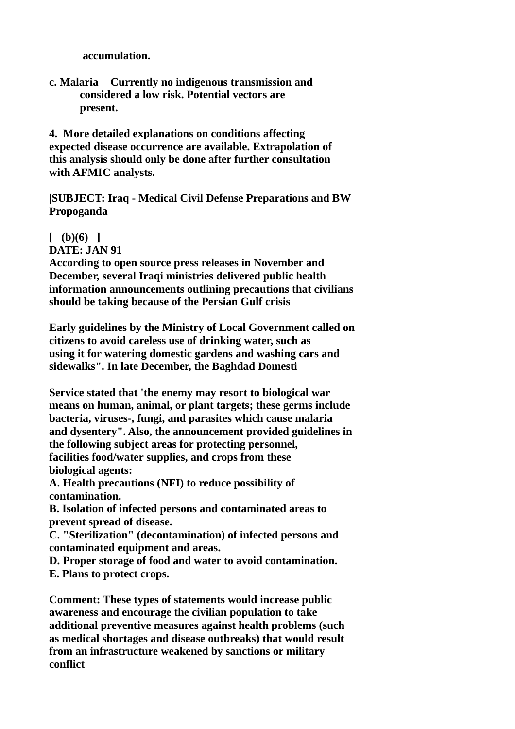**accumulation.**

**c. Malaria Currently no indigenous transmission and considered a low risk. Potential vectors are present.**

**4. More detailed explanations on conditions affecting expected disease occurrence are available. Extrapolation of this analysis should only be done after further consultation with AFMIC analysts.**

**|SUBJECT: Iraq - Medical Civil Defense Preparations and BW Propoganda**

**[ (b)(6) ]**
**DATE: JAN 91**
**According to open source press releases in November and December, several Iraqi ministries delivered public health information announcements outlining precautions that civilians should be taking because of the Persian Gulf crisis**

**Early guidelines by the Ministry of Local Government called on citizens to avoid careless use of drinking water, such as using it for watering domestic gardens and washing cars and sidewalks". In late December, the Baghdad Domesti**

**Service stated that 'the enemy may resort to biological war means on human, animal, or plant targets; these germs include bacteria, viruses-, fungi, and parasites which cause malaria and dysentery". Also, the announcement provided guidelines in the following subject areas for protecting personnel, facilities food/water supplies, and crops from these biological agents:**
**A. Health precautions (NFI) to reduce possibility of contamination.**
**B. Isolation of infected persons and contaminated areas to prevent spread of disease.**
**C. "Sterilization" (decontamination) of infected persons and contaminated equipment and areas.**
**D. Proper storage of food and water to avoid contamination.**
**E. Plans to protect crops.**

**Comment: These types of statements would increase public awareness and encourage the civilian population to take additional preventive measures against health problems (such as medical shortages and disease outbreaks) that would result from an infrastructure weakened by sanctions or military conflict**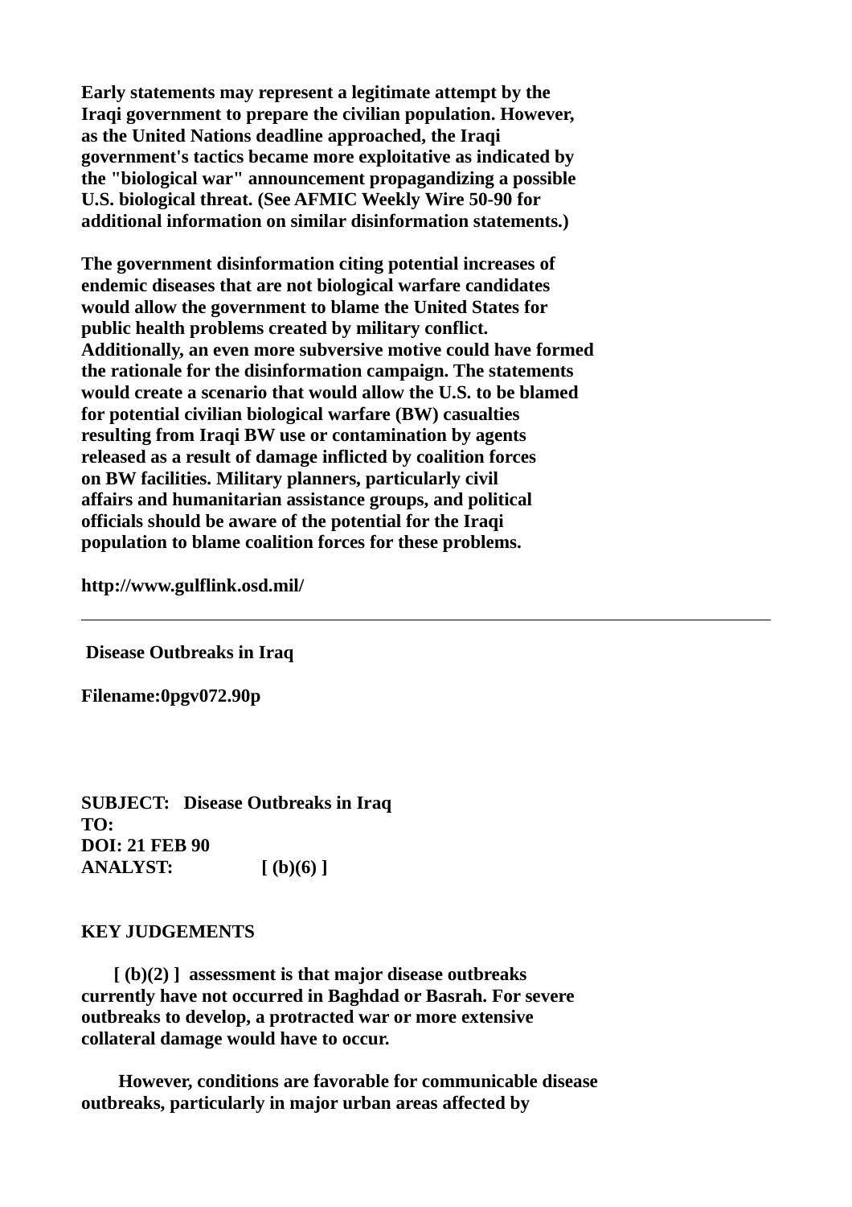**Early statements may represent a legitimate attempt by the Iraqi government to prepare the civilian population. However, as the United Nations deadline approached, the Iraqi government's tactics became more exploitative as indicated by the "biological war" announcement propagandizing a possible U.S. biological threat. (See AFMIC Weekly Wire 50-90 for additional information on similar disinformation statements.)**

**The government disinformation citing potential increases of endemic diseases that are not biological warfare candidates would allow the government to blame the United States for public health problems created by military conflict. Additionally, an even more subversive motive could have formed the rationale for the disinformation campaign. The statements would create a scenario that would allow the U.S. to be blamed for potential civilian biological warfare (BW) casualties resulting from Iraqi BW use or contamination by agents released as a result of damage inflicted by coalition forces on BW facilities. Military planners, particularly civil affairs and humanitarian assistance groups, and political officials should be aware of the potential for the Iraqi population to blame coalition forces for these problems.**

**http://www.gulflink.osd.mil/**

---

**Disease Outbreaks in Iraq**

**Filename:0pgv072.90p**

**SUBJECT: Disease Outbreaks in Iraq**
**TO:**
**DOI: 21 FEB 90**
**ANALYST: [ (b)(6) ]**

**KEY JUDGEMENTS**

**[ (b)(2) ] assessment is that major disease outbreaks currently have not occurred in Baghdad or Basrah. For severe outbreaks to develop, a protracted war or more extensive collateral damage would have to occur.**

**However, conditions are favorable for communicable disease outbreaks, particularly in major urban areas affected by**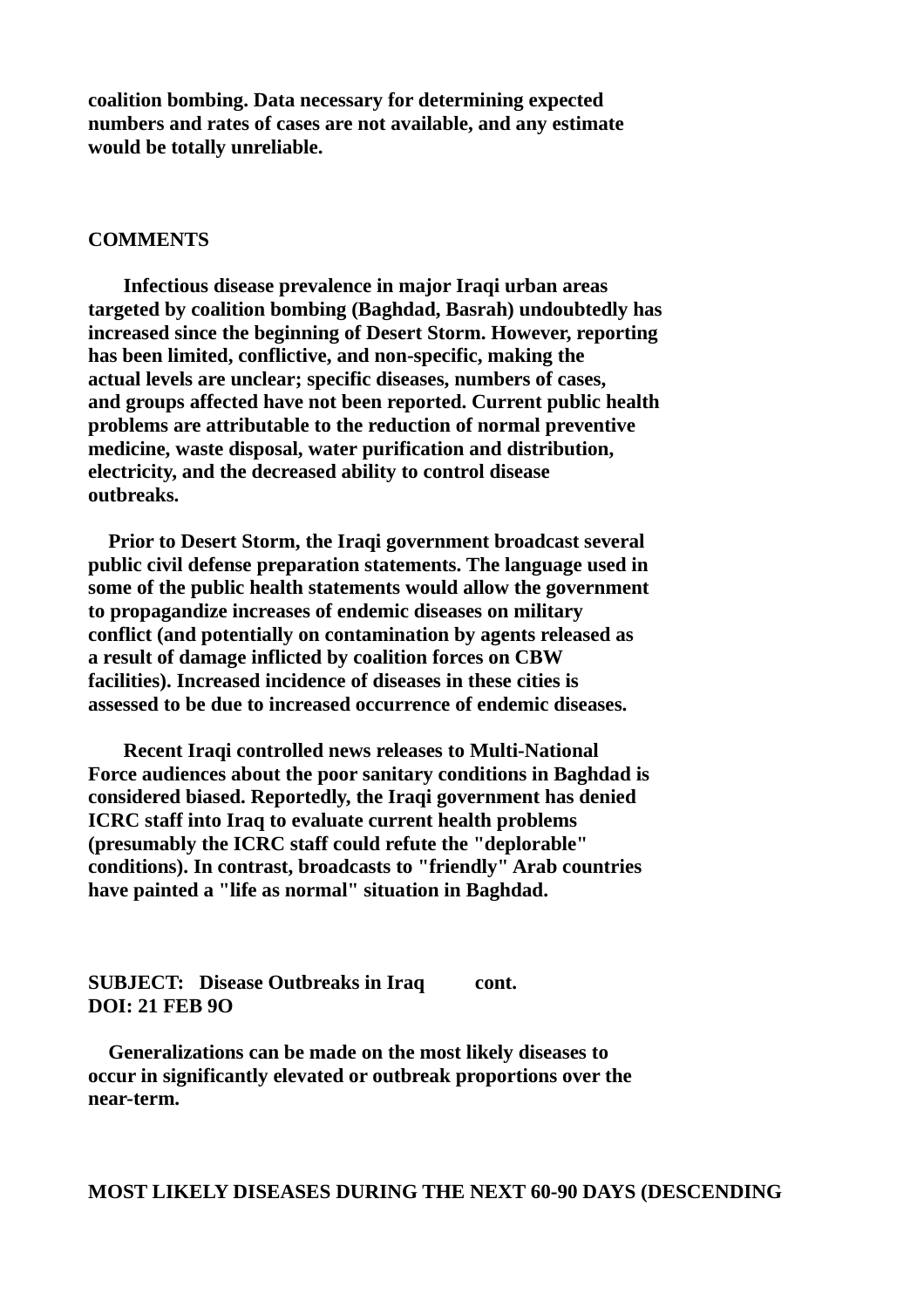**coalition bombing. Data necessary for determining expected numbers and rates of cases are not available, and any estimate would be totally unreliable.**

**COMMENTS**

**Infectious disease prevalence in major Iraqi urban areas targeted by coalition bombing (Baghdad, Basrah) undoubtedly has increased since the beginning of Desert Storm. However, reporting has been limited, conflictive, and non-specific, making the actual levels are unclear; specific diseases, numbers of cases, and groups affected have not been reported. Current public health problems are attributable to the reduction of normal preventive medicine, waste disposal, water purification and distribution, electricity, and the decreased ability to control disease outbreaks.**

**Prior to Desert Storm, the Iraqi government broadcast several public civil defense preparation statements. The language used in some of the public health statements would allow the government to propagandize increases of endemic diseases on military conflict (and potentially on contamination by agents released as a result of damage inflicted by coalition forces on CBW facilities). Increased incidence of diseases in these cities is assessed to be due to increased occurrence of endemic diseases.**

**Recent Iraqi controlled news releases to Multi-National Force audiences about the poor sanitary conditions in Baghdad is considered biased. Reportedly, the Iraqi government has denied ICRC staff into Iraq to evaluate current health problems (presumably the ICRC staff could refute the "deplorable" conditions). In contrast, broadcasts to "friendly" Arab countries have painted a "life as normal" situation in Baghdad.**

**SUBJECT: Disease Outbreaks in Iraq cont.**
**DOI: 21 FEB 9O**

**Generalizations can be made on the most likely diseases to occur in significantly elevated or outbreak proportions over the near-term.**

**MOST LIKELY DISEASES DURING THE NEXT 60-90 DAYS (DESCENDING**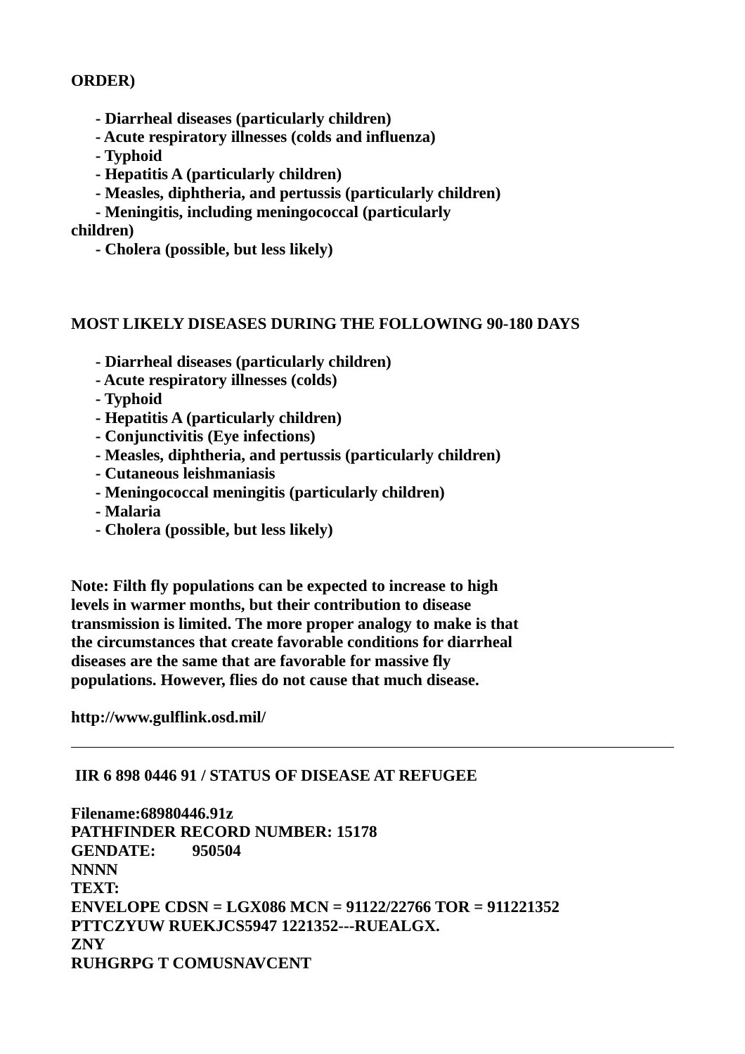**ORDER)**

- **Diarrheal diseases (particularly children)**
- **Acute respiratory illnesses (colds and influenza)**
- **Typhoid**
- **Hepatitis A (particularly children)**
- **Measles, diphtheria, and pertussis (particularly children)**
- **Meningitis, including meningococcal (particularly children)**
- **Cholera (possible, but less likely)**

**MOST LIKELY DISEASES DURING THE FOLLOWING 90-180 DAYS**

- **Diarrheal diseases (particularly children)**
- **Acute respiratory illnesses (colds)**
- **Typhoid**
- **Hepatitis A (particularly children)**
- **Conjunctivitis (Eye infections)**
- **Measles, diphtheria, and pertussis (particularly children)**
- **Cutaneous leishmaniasis**
- **Meningococcal meningitis (particularly children)**
- **Malaria**
- **Cholera (possible, but less likely)**

**Note: Filth fly populations can be expected to increase to high levels in warmer months, but their contribution to disease transmission is limited. The more proper analogy to make is that the circumstances that create favorable conditions for diarrheal diseases are the same that are favorable for massive fly populations. However, flies do not cause that much disease.**

**http://www.gulflink.osd.mil/**

---

**IIR 6 898 0446 91 / STATUS OF DISEASE AT REFUGEE**

**Filename:68980446.91z**
**PATHFINDER RECORD NUMBER: 15178**
**GENDATE: 950504**
**NNNN**
**TEXT:**
**ENVELOPE CDSN = LGX086 MCN = 91122/22766 TOR = 911221352**
**PTTCZYUW RUEKJCS5947 1221352---RUEALGX.**
**ZNY**
**RUHGRPG T COMUSNAVCENT**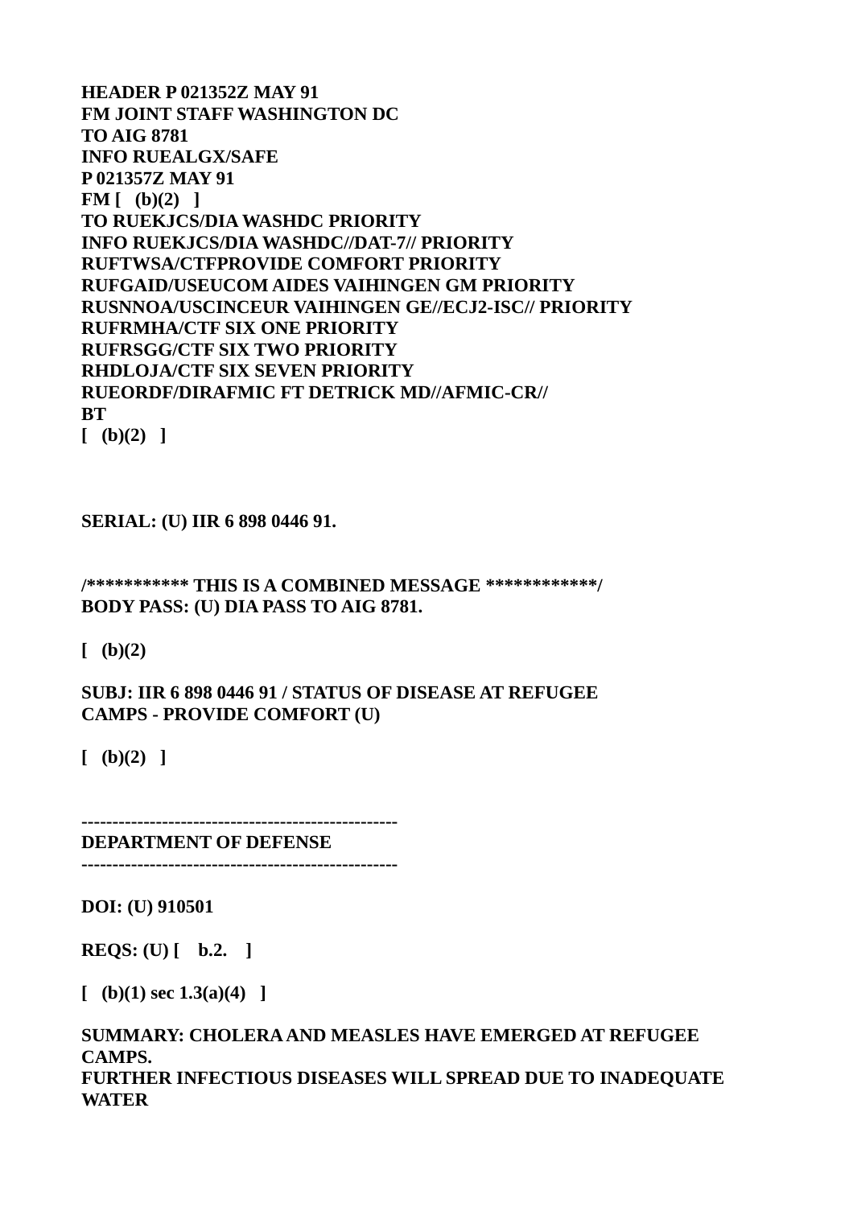**HEADER P 021352Z MAY 91**
**FM JOINT STAFF WASHINGTON DC**
**TO AIG 8781**
**INFO RUEALGX/SAFE**
**P 021357Z MAY 91**
**FM [ (b)(2) ]**
**TO RUEKJCS/DIA WASHDC PRIORITY**
**INFO RUEKJCS/DIA WASHDC//DAT-7// PRIORITY**
**RUFTWSA/CTFPROVIDE COMFORT PRIORITY**
**RUFGAID/USEUCOM AIDES VAIHINGEN GM PRIORITY**
**RUSNNOA/USCINCEUR VAIHINGEN GE//ECJ2-ISC// PRIORITY**
**RUFRMHA/CTF SIX ONE PRIORITY**
**RUFRSGG/CTF SIX TWO PRIORITY**
**RHDLOJA/CTF SIX SEVEN PRIORITY**
**RUEORDF/DIRAFMIC FT DETRICK MD//AFMIC-CR//**
**BT**
**[ (b)(2) ]**

**SERIAL: (U) IIR 6 898 0446 91.**

**/*********** THIS IS A COMBINED MESSAGE ************/**
**BODY PASS: (U) DIA PASS TO AIG 8781.**

**[ (b)(2)**

**SUBJ: IIR 6 898 0446 91 / STATUS OF DISEASE AT REFUGEE CAMPS - PROVIDE COMFORT (U)**

**[ (b)(2) ]**

**--------------------------------------------------**
**DEPARTMENT OF DEFENSE**
**--------------------------------------------------**

**DOI: (U) 910501**

**REQS: (U) [ b.2. ]**

**[ (b)(1) sec 1.3(a)(4) ]**

**SUMMARY: CHOLERA AND MEASLES HAVE EMERGED AT REFUGEE CAMPS.**
**FURTHER INFECTIOUS DISEASES WILL SPREAD DUE TO INADEQUATE WATER**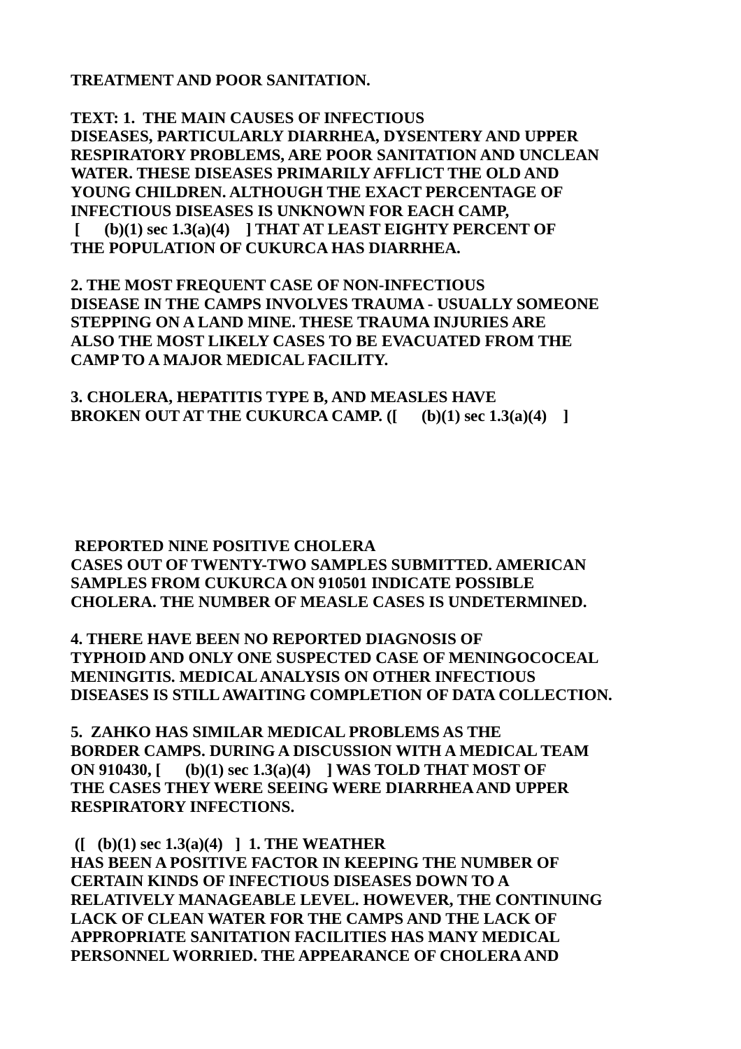**TREATMENT AND POOR SANITATION.**

**TEXT: 1. THE MAIN CAUSES OF INFECTIOUS DISEASES, PARTICULARLY DIARRHEA, DYSENTERY AND UPPER RESPIRATORY PROBLEMS, ARE POOR SANITATION AND UNCLEAN WATER. THESE DISEASES PRIMARILY AFFLICT THE OLD AND YOUNG CHILDREN. ALTHOUGH THE EXACT PERCENTAGE OF INFECTIOUS DISEASES IS UNKNOWN FOR EACH CAMP, [ (b)(1) sec 1.3(a)(4) ] THAT AT LEAST EIGHTY PERCENT OF THE POPULATION OF CUKURCA HAS DIARRHEA.**

**2. THE MOST FREQUENT CASE OF NON-INFECTIOUS DISEASE IN THE CAMPS INVOLVES TRAUMA - USUALLY SOMEONE STEPPING ON A LAND MINE. THESE TRAUMA INJURIES ARE ALSO THE MOST LIKELY CASES TO BE EVACUATED FROM THE CAMP TO A MAJOR MEDICAL FACILITY.**

**3. CHOLERA, HEPATITIS TYPE B, AND MEASLES HAVE BROKEN OUT AT THE CUKURCA CAMP. ([ (b)(1) sec 1.3(a)(4) ]**

**REPORTED NINE POSITIVE CHOLERA CASES OUT OF TWENTY-TWO SAMPLES SUBMITTED. AMERICAN SAMPLES FROM CUKURCA ON 910501 INDICATE POSSIBLE CHOLERA. THE NUMBER OF MEASLE CASES IS UNDETERMINED.**

**4. THERE HAVE BEEN NO REPORTED DIAGNOSIS OF TYPHOID AND ONLY ONE SUSPECTED CASE OF MENINGOCOCEAL MENINGITIS. MEDICAL ANALYSIS ON OTHER INFECTIOUS DISEASES IS STILL AWAITING COMPLETION OF DATA COLLECTION.**

**5. ZAHKO HAS SIMILAR MEDICAL PROBLEMS AS THE BORDER CAMPS. DURING A DISCUSSION WITH A MEDICAL TEAM ON 910430, [ (b)(1) sec 1.3(a)(4) ] WAS TOLD THAT MOST OF THE CASES THEY WERE SEEING WERE DIARRHEA AND UPPER RESPIRATORY INFECTIONS.**

**([ (b)(1) sec 1.3(a)(4) ] 1. THE WEATHER HAS BEEN A POSITIVE FACTOR IN KEEPING THE NUMBER OF CERTAIN KINDS OF INFECTIOUS DISEASES DOWN TO A RELATIVELY MANAGEABLE LEVEL. HOWEVER, THE CONTINUING LACK OF CLEAN WATER FOR THE CAMPS AND THE LACK OF APPROPRIATE SANITATION FACILITIES HAS MANY MEDICAL PERSONNEL WORRIED. THE APPEARANCE OF CHOLERA AND**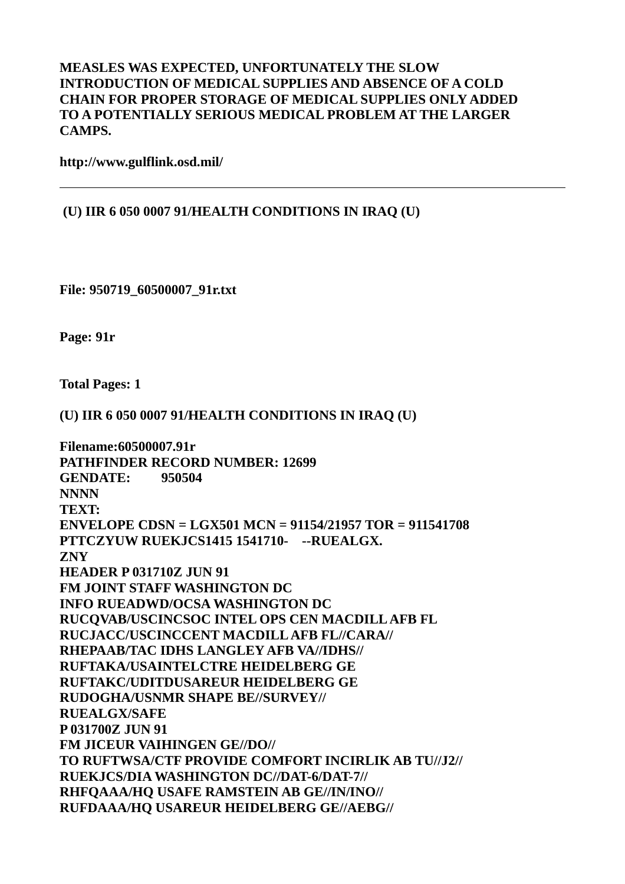**MEASLES WAS EXPECTED, UNFORTUNATELY THE SLOW INTRODUCTION OF MEDICAL SUPPLIES AND ABSENCE OF A COLD CHAIN FOR PROPER STORAGE OF MEDICAL SUPPLIES ONLY ADDED TO A POTENTIALLY SERIOUS MEDICAL PROBLEM AT THE LARGER CAMPS.**

**http://www.gulflink.osd.mil/**

---

**(U) IIR 6 050 0007 91/HEALTH CONDITIONS IN IRAQ (U)**

**File: 950719_60500007_91r.txt**

**Page: 91r**

**Total Pages: 1**

**(U) IIR 6 050 0007 91/HEALTH CONDITIONS IN IRAQ (U)**

**Filename:60500007.91r**
**PATHFINDER RECORD NUMBER: 12699**
**GENDATE: 950504**
**NNNN**
**TEXT:**
**ENVELOPE CDSN = LGX501 MCN = 91154/21957 TOR = 911541708**
**PTTCZYUW RUEKJCS1415 1541710- --RUEALGX.**
**ZNY**
**HEADER P 031710Z JUN 91**
**FM JOINT STAFF WASHINGTON DC**
**INFO RUEADWD/OCSA WASHINGTON DC**
**RUCQVAB/USCINCSOC INTEL OPS CEN MACDILL AFB FL**
**RUCJACC/USCINCCENT MACDILL AFB FL//CARA//**
**RHEPAAB/TAC IDHS LANGLEY AFB VA//IDHS//**
**RUFTAKA/USAINTELCTRE HEIDELBERG GE**
**RUFTAKC/UDITDUSAREUR HEIDELBERG GE**
**RUDOGHA/USNMR SHAPE BE//SURVEY//**
**RUEALGX/SAFE**
**P 031700Z JUN 91**
**FM JICEUR VAIHINGEN GE//DO//**
**TO RUFTWSA/CTF PROVIDE COMFORT INCIRLIK AB TU//J2//**
**RUEKJCS/DIA WASHINGTON DC//DAT-6/DAT-7//**
**RHFQAAA/HQ USAFE RAMSTEIN AB GE//IN/INO//**
**RUFDAAA/HQ USAREUR HEIDELBERG GE//AEBG//**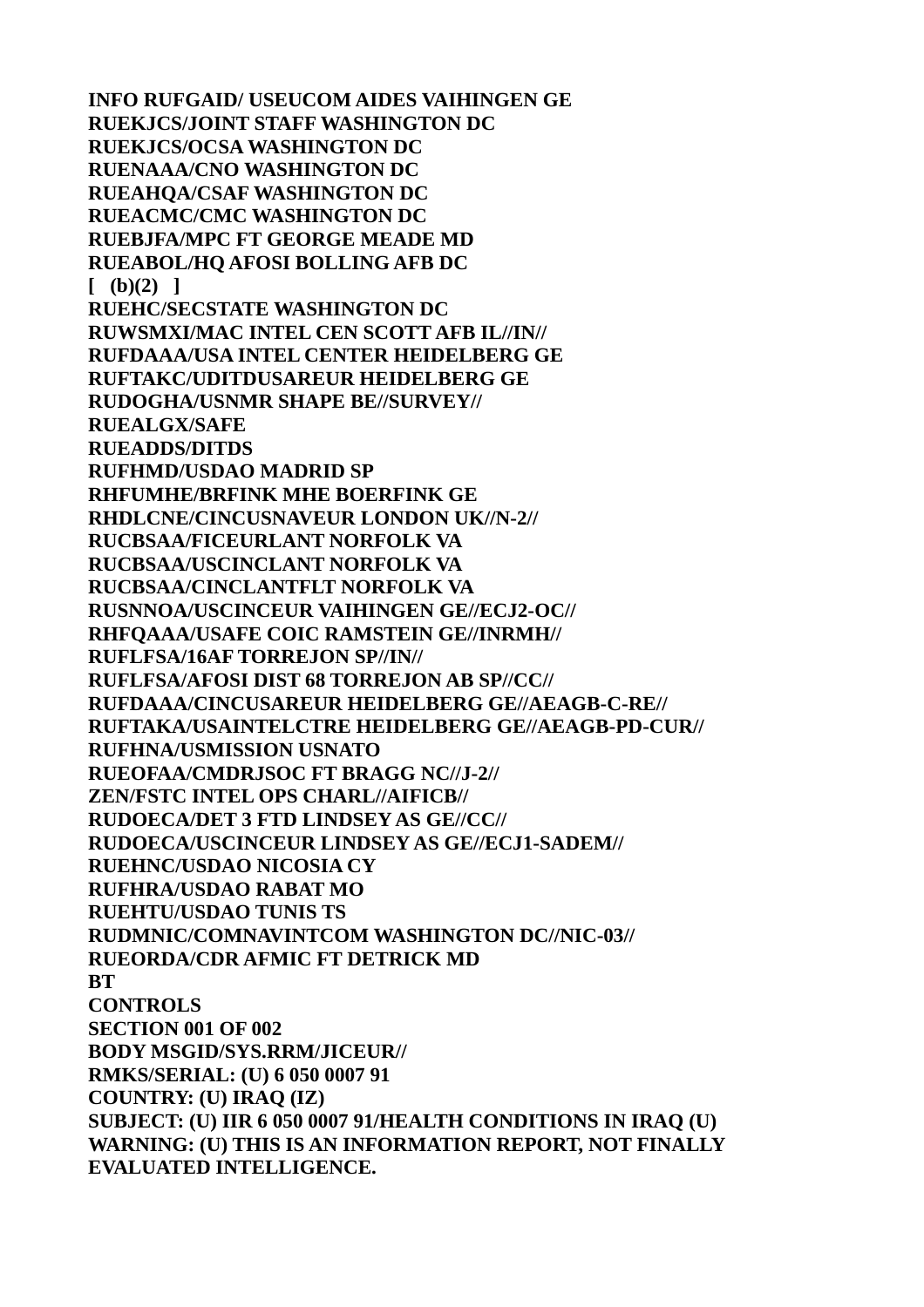**INFO RUFGAID/ USEUCOM AIDES VAIHINGEN GE**
**RUEKJCS/JOINT STAFF WASHINGTON DC**
**RUEKJCS/OCSA WASHINGTON DC**
**RUENAAA/CNO WASHINGTON DC**
**RUEAHQA/CSAF WASHINGTON DC**
**RUEACMC/CMC WASHINGTON DC**
**RUEBJFA/MPC FT GEORGE MEADE MD**
**RUEABOL/HQ AFOSI BOLLING AFB DC**
**[ (b)(2) ]**
**RUEHC/SECSTATE WASHINGTON DC**
**RUWSMXI/MAC INTEL CEN SCOTT AFB IL//IN//**
**RUFDAAA/USA INTEL CENTER HEIDELBERG GE**
**RUFTAKC/UDITDUSAREUR HEIDELBERG GE**
**RUDOGHA/USNMR SHAPE BE//SURVEY//**
**RUEALGX/SAFE**
**RUEADDS/DITDS**
**RUFHMD/USDAO MADRID SP**
**RHFUMHE/BRFINK MHE BOERFINK GE**
**RHDLCNE/CINCUSNAVEUR LONDON UK//N-2//**
**RUCBSAA/FICEURLANT NORFOLK VA**
**RUCBSAA/USCINCLANT NORFOLK VA**
**RUCBSAA/CINCLANTFLT NORFOLK VA**
**RUSNNOA/USCINCEUR VAIHINGEN GE//ECJ2-OC//**
**RHFQAAA/USAFE COIC RAMSTEIN GE//INRMH//**
**RUFLFSA/16AF TORREJON SP//IN//**
**RUFLFSA/AFOSI DIST 68 TORREJON AB SP//CC//**
**RUFDAAA/CINCUSAREUR HEIDELBERG GE//AEAGB-C-RE//**
**RUFTAKA/USAINTELCTRE HEIDELBERG GE//AEAGB-PD-CUR//**
**RUFHNA/USMISSION USNATO**
**RUEOFAA/CMDRJSOC FT BRAGG NC//J-2//**
**ZEN/FSTC INTEL OPS CHARL//AIFICB//**
**RUDOECA/DET 3 FTD LINDSEY AS GE//CC//**
**RUDOECA/USCINCEUR LINDSEY AS GE//ECJ1-SADEM//**
**RUEHNC/USDAO NICOSIA CY**
**RUFHRA/USDAO RABAT MO**
**RUEHTU/USDAO TUNIS TS**
**RUDMNIC/COMNAVINTCOM WASHINGTON DC//NIC-03//**
**RUEORDA/CDR AFMIC FT DETRICK MD**
**BT**
**CONTROLS**
**SECTION 001 OF 002**
**BODY MSGID/SYS.RRM/JICEUR//**
**RMKS/SERIAL: (U) 6 050 0007 91**
**COUNTRY: (U) IRAQ (IZ)**
**SUBJECT: (U) IIR 6 050 0007 91/HEALTH CONDITIONS IN IRAQ (U)**
**WARNING: (U) THIS IS AN INFORMATION REPORT, NOT FINALLY EVALUATED INTELLIGENCE.**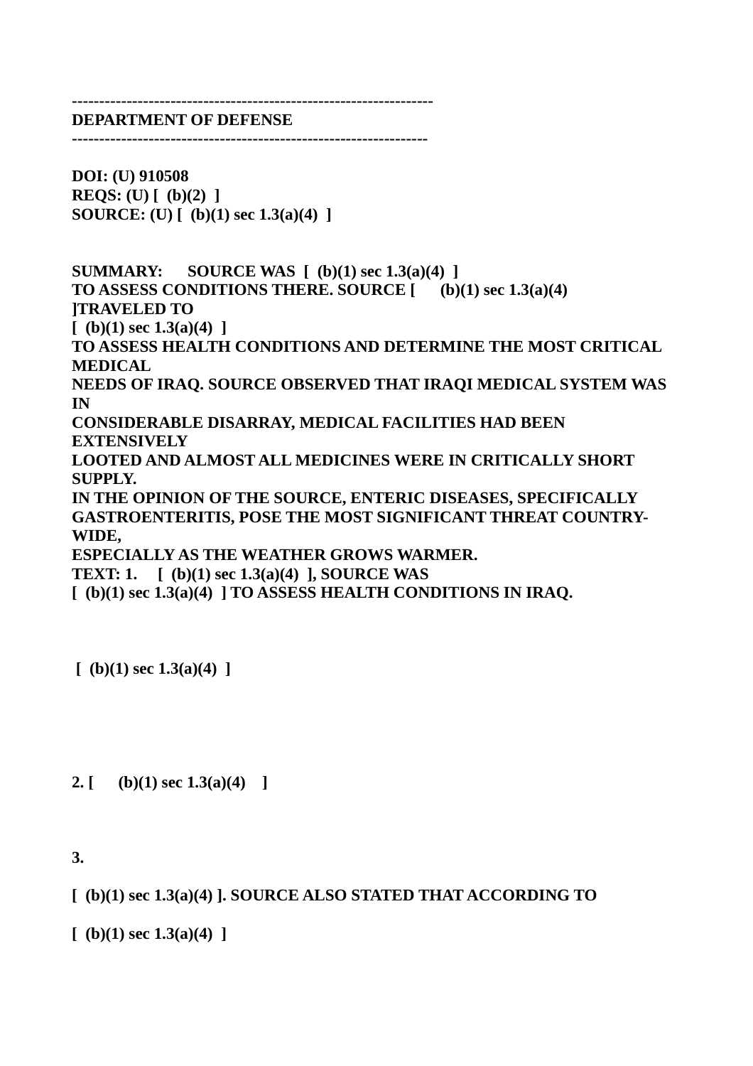-----------------------------------------------------------------

**DEPARTMENT OF DEFENSE**

-----------------------------------------------------------------

**DOI: (U) 910508**
**REQS: (U) [ (b)(2) ]**
**SOURCE: (U) [ (b)(1) sec 1.3(a)(4) ]**

**SUMMARY: SOURCE WAS [ (b)(1) sec 1.3(a)(4) ]**
**TO ASSESS CONDITIONS THERE. SOURCE [ (b)(1) sec 1.3(a)(4) ]TRAVELED TO**
**[ (b)(1) sec 1.3(a)(4) ]**
**TO ASSESS HEALTH CONDITIONS AND DETERMINE THE MOST CRITICAL MEDICAL**
**NEEDS OF IRAQ. SOURCE OBSERVED THAT IRAQI MEDICAL SYSTEM WAS IN**
**CONSIDERABLE DISARRAY, MEDICAL FACILITIES HAD BEEN EXTENSIVELY**
**LOOTED AND ALMOST ALL MEDICINES WERE IN CRITICALLY SHORT SUPPLY.**
**IN THE OPINION OF THE SOURCE, ENTERIC DISEASES, SPECIFICALLY**
**GASTROENTERITIS, POSE THE MOST SIGNIFICANT THREAT COUNTRY-WIDE,**
**ESPECIALLY AS THE WEATHER GROWS WARMER.**
**TEXT: 1. [ (b)(1) sec 1.3(a)(4) ], SOURCE WAS**
**[ (b)(1) sec 1.3(a)(4) ] TO ASSESS HEALTH CONDITIONS IN IRAQ.**

**[ (b)(1) sec 1.3(a)(4) ]**

**2. [ (b)(1) sec 1.3(a)(4) ]**

**3.**

**[ (b)(1) sec 1.3(a)(4) ]. SOURCE ALSO STATED THAT ACCORDING TO**

**[ (b)(1) sec 1.3(a)(4) ]**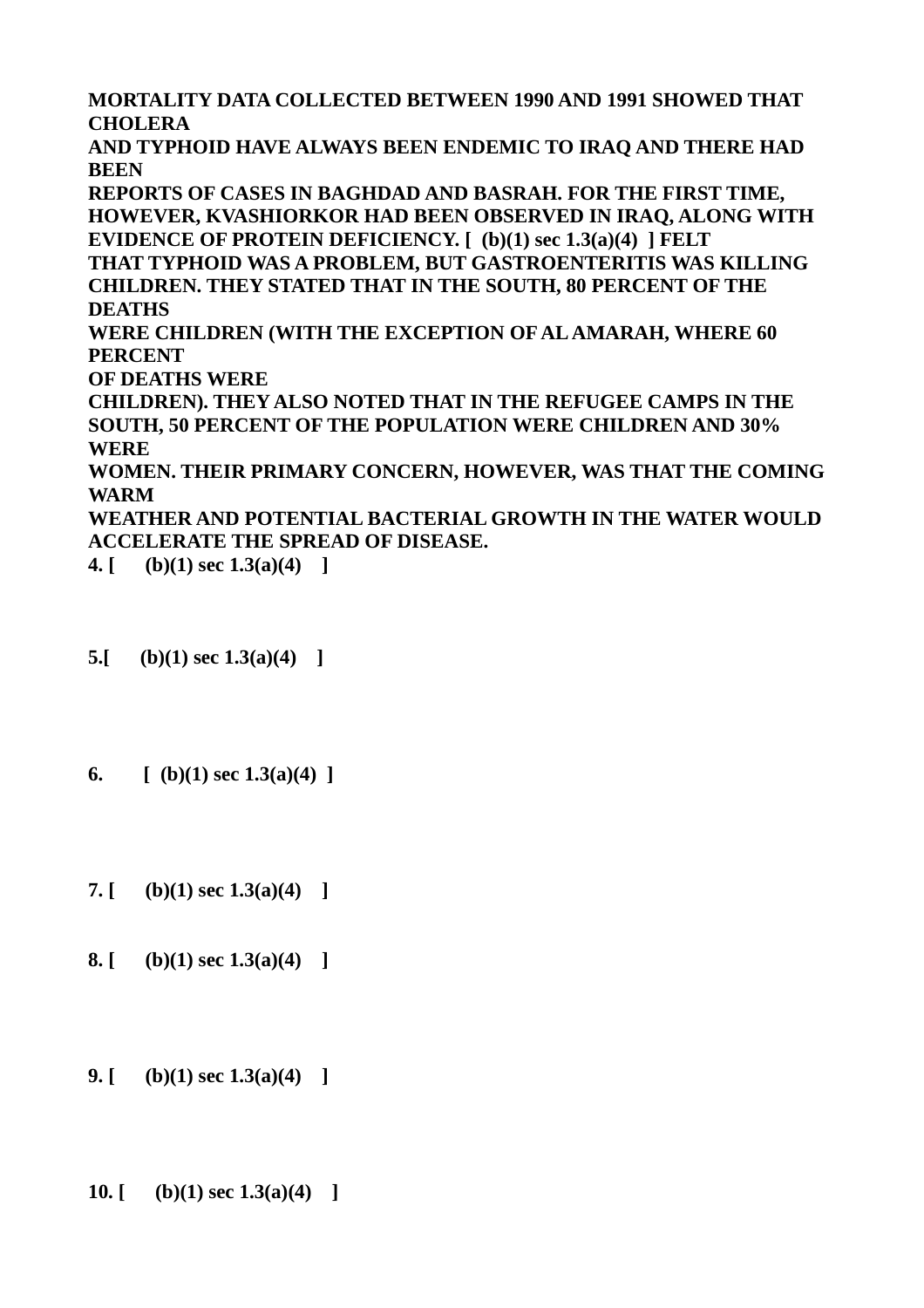**MORTALITY DATA COLLECTED BETWEEN 1990 AND 1991 SHOWED THAT CHOLERA AND TYPHOID HAVE ALWAYS BEEN ENDEMIC TO IRAQ AND THERE HAD BEEN REPORTS OF CASES IN BAGHDAD AND BASRAH. FOR THE FIRST TIME, HOWEVER, KVASHIORKOR HAD BEEN OBSERVED IN IRAQ, ALONG WITH EVIDENCE OF PROTEIN DEFICIENCY. [ (b)(1) sec 1.3(a)(4) ] FELT THAT TYPHOID WAS A PROBLEM, BUT GASTROENTERITIS WAS KILLING CHILDREN. THEY STATED THAT IN THE SOUTH, 80 PERCENT OF THE DEATHS WERE CHILDREN (WITH THE EXCEPTION OF AL AMARAH, WHERE 60 PERCENT OF DEATHS WERE CHILDREN). THEY ALSO NOTED THAT IN THE REFUGEE CAMPS IN THE SOUTH, 50 PERCENT OF THE POPULATION WERE CHILDREN AND 30% WERE WOMEN. THEIR PRIMARY CONCERN, HOWEVER, WAS THAT THE COMING WARM WEATHER AND POTENTIAL BACTERIAL GROWTH IN THE WATER WOULD ACCELERATE THE SPREAD OF DISEASE.**

**4. [ (b)(1) sec 1.3(a)(4) ]**

**5.[ (b)(1) sec 1.3(a)(4) ]**

**6. [ (b)(1) sec 1.3(a)(4) ]**

**7. [ (b)(1) sec 1.3(a)(4) ]**

**8. [ (b)(1) sec 1.3(a)(4) ]**

**9. [ (b)(1) sec 1.3(a)(4) ]**

**10. [ (b)(1) sec 1.3(a)(4) ]**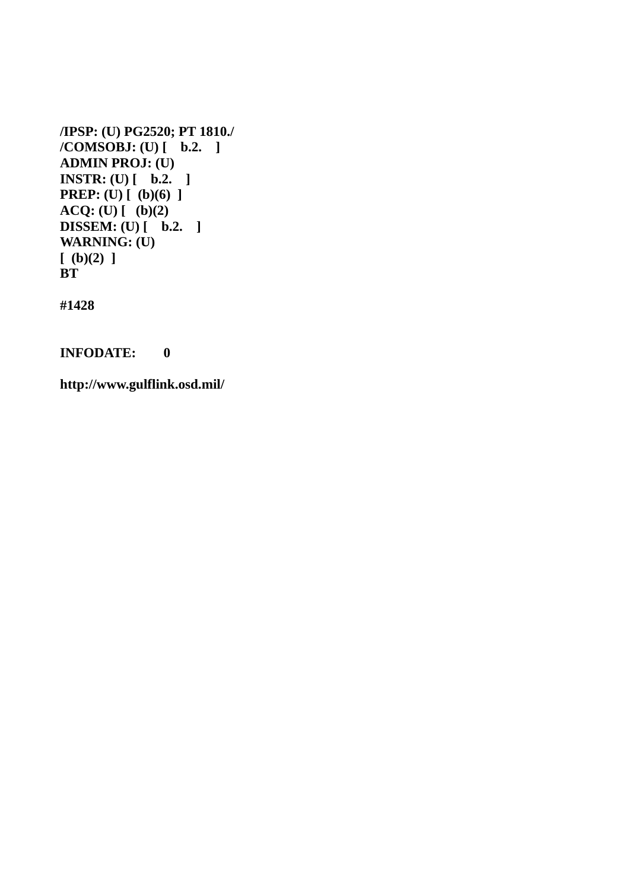**/IPSP: (U) PG2520; PT 1810./**
**/COMSOBJ: (U) [ b.2. ]**
**ADMIN PROJ: (U)**
**INSTR: (U) [ b.2. ]**
**PREP: (U) [ (b)(6) ]**
**ACQ: (U) [ (b)(2)**
**DISSEM: (U) [ b.2. ]**
**WARNING: (U)**
**[ (b)(2) ]**
**BT**

**#1428**

**INFODATE: 0**

**http://www.gulflink.osd.mil/**